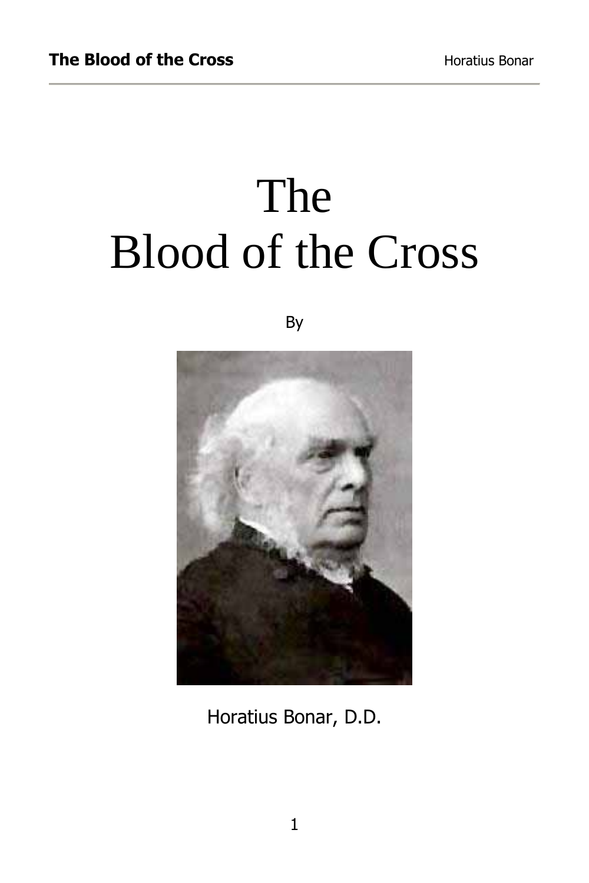# The Blood of the Cross

By

Horatius Bonar, D.D.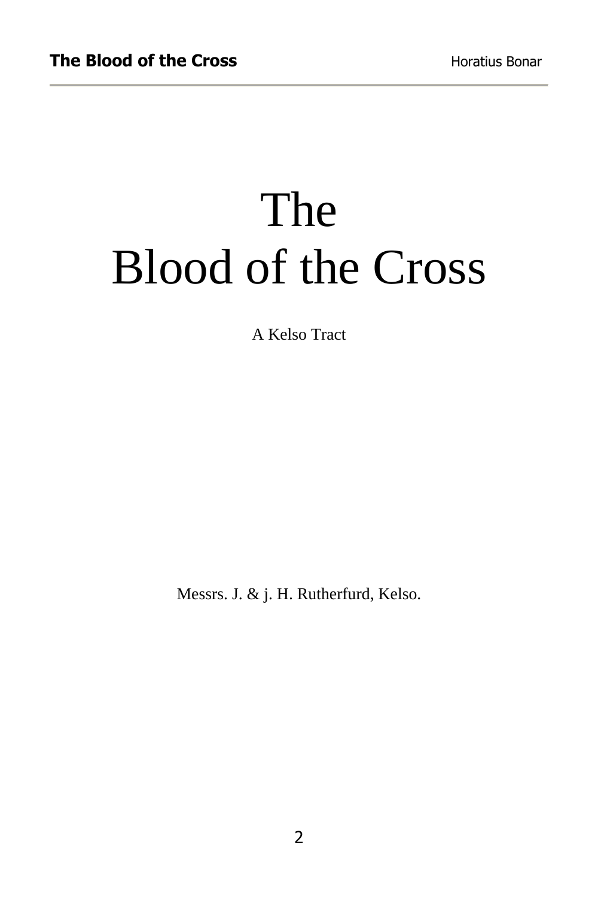# The
# Blood of the Cross

A Kelso Tract

Messrs. J. & j. H. Rutherfurd, Kelso.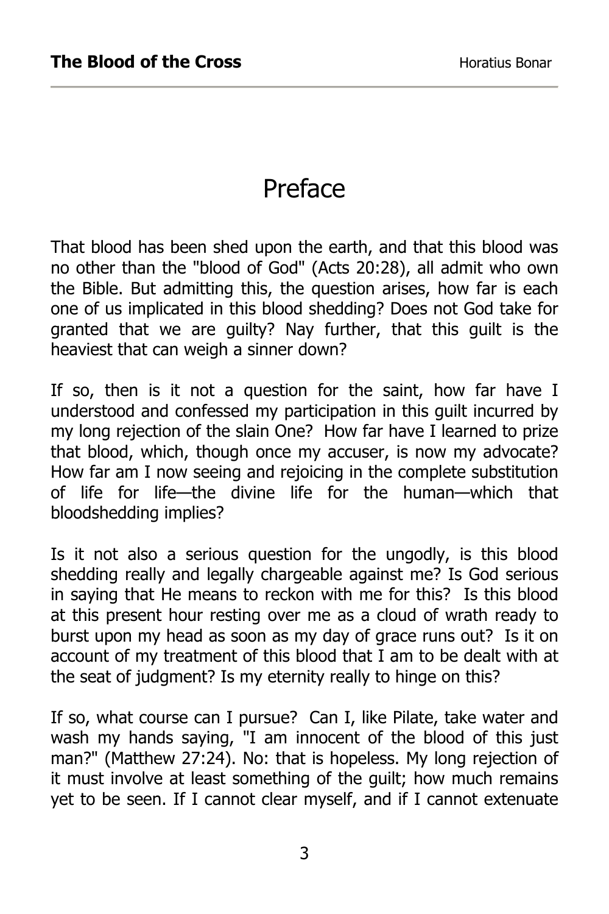# Preface

That blood has been shed upon the earth, and that this blood was no other than the "blood of God" (Acts 20:28), all admit who own the Bible. But admitting this, the question arises, how far is each one of us implicated in this blood shedding? Does not God take for granted that we are guilty? Nay further, that this guilt is the heaviest that can weigh a sinner down?

If so, then is it not a question for the saint, how far have I understood and confessed my participation in this guilt incurred by my long rejection of the slain One? How far have I learned to prize that blood, which, though once my accuser, is now my advocate? How far am I now seeing and rejoicing in the complete substitution of life for life—the divine life for the human—which that bloodshedding implies?

Is it not also a serious question for the ungodly, is this blood shedding really and legally chargeable against me? Is God serious in saying that He means to reckon with me for this? Is this blood at this present hour resting over me as a cloud of wrath ready to burst upon my head as soon as my day of grace runs out? Is it on account of my treatment of this blood that I am to be dealt with at the seat of judgment? Is my eternity really to hinge on this?

If so, what course can I pursue? Can I, like Pilate, take water and wash my hands saying, "I am innocent of the blood of this just man?" (Matthew 27:24). No: that is hopeless. My long rejection of it must involve at least something of the guilt; how much remains yet to be seen. If I cannot clear myself, and if I cannot extenuate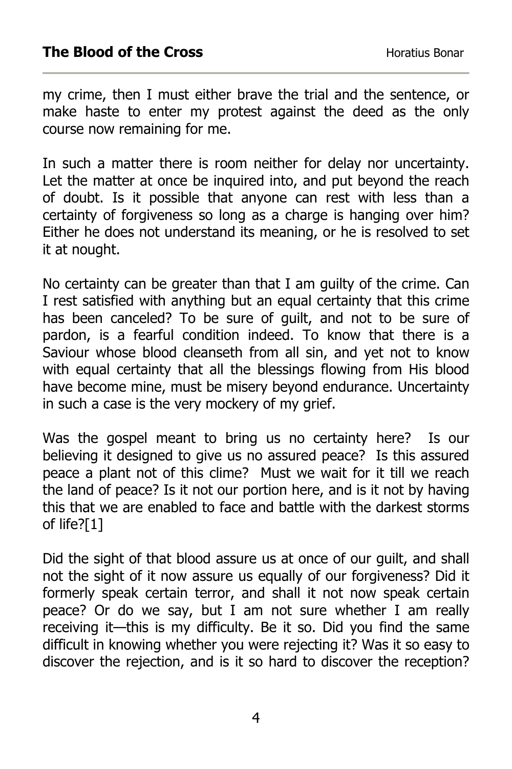my crime, then I must either brave the trial and the sentence, or make haste to enter my protest against the deed as the only course now remaining for me.

In such a matter there is room neither for delay nor uncertainty. Let the matter at once be inquired into, and put beyond the reach of doubt. Is it possible that anyone can rest with less than a certainty of forgiveness so long as a charge is hanging over him? Either he does not understand its meaning, or he is resolved to set it at nought.

No certainty can be greater than that I am guilty of the crime. Can I rest satisfied with anything but an equal certainty that this crime has been canceled? To be sure of guilt, and not to be sure of pardon, is a fearful condition indeed. To know that there is a Saviour whose blood cleanseth from all sin, and yet not to know with equal certainty that all the blessings flowing from His blood have become mine, must be misery beyond endurance. Uncertainty in such a case is the very mockery of my grief.

Was the gospel meant to bring us no certainty here? Is our believing it designed to give us no assured peace? Is this assured peace a plant not of this clime? Must we wait for it till we reach the land of peace? Is it not our portion here, and is it not by having this that we are enabled to face and battle with the darkest storms of life?[1]

Did the sight of that blood assure us at once of our guilt, and shall not the sight of it now assure us equally of our forgiveness? Did it formerly speak certain terror, and shall it not now speak certain peace? Or do we say, but I am not sure whether I am really receiving it—this is my difficulty. Be it so. Did you find the same difficult in knowing whether you were rejecting it? Was it so easy to discover the rejection, and is it so hard to discover the reception?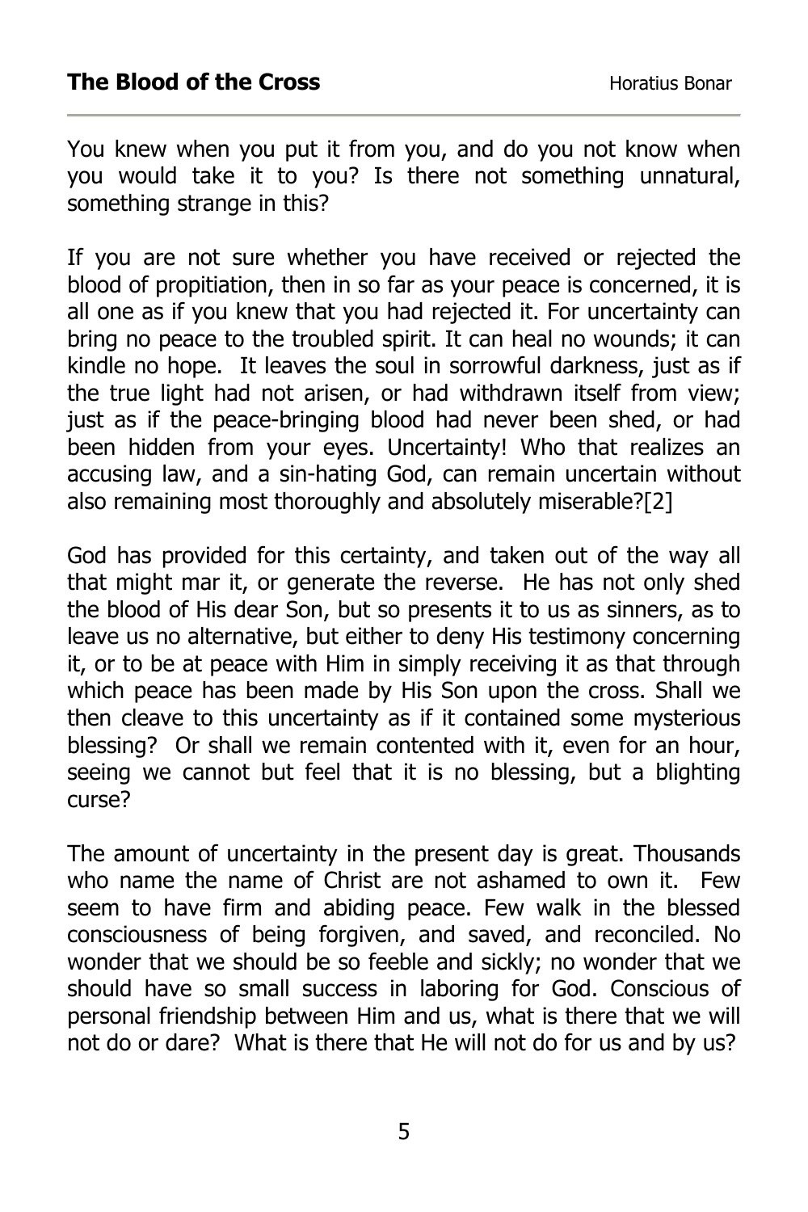You knew when you put it from you, and do you not know when you would take it to you? Is there not something unnatural, something strange in this?

If you are not sure whether you have received or rejected the blood of propitiation, then in so far as your peace is concerned, it is all one as if you knew that you had rejected it. For uncertainty can bring no peace to the troubled spirit. It can heal no wounds; it can kindle no hope. It leaves the soul in sorrowful darkness, just as if the true light had not arisen, or had withdrawn itself from view; just as if the peace-bringing blood had never been shed, or had been hidden from your eyes. Uncertainty! Who that realizes an accusing law, and a sin-hating God, can remain uncertain without also remaining most thoroughly and absolutely miserable?[2]

God has provided for this certainty, and taken out of the way all that might mar it, or generate the reverse. He has not only shed the blood of His dear Son, but so presents it to us as sinners, as to leave us no alternative, but either to deny His testimony concerning it, or to be at peace with Him in simply receiving it as that through which peace has been made by His Son upon the cross. Shall we then cleave to this uncertainty as if it contained some mysterious blessing? Or shall we remain contented with it, even for an hour, seeing we cannot but feel that it is no blessing, but a blighting curse?

The amount of uncertainty in the present day is great. Thousands who name the name of Christ are not ashamed to own it. Few seem to have firm and abiding peace. Few walk in the blessed consciousness of being forgiven, and saved, and reconciled. No wonder that we should be so feeble and sickly; no wonder that we should have so small success in laboring for God. Conscious of personal friendship between Him and us, what is there that we will not do or dare? What is there that He will not do for us and by us?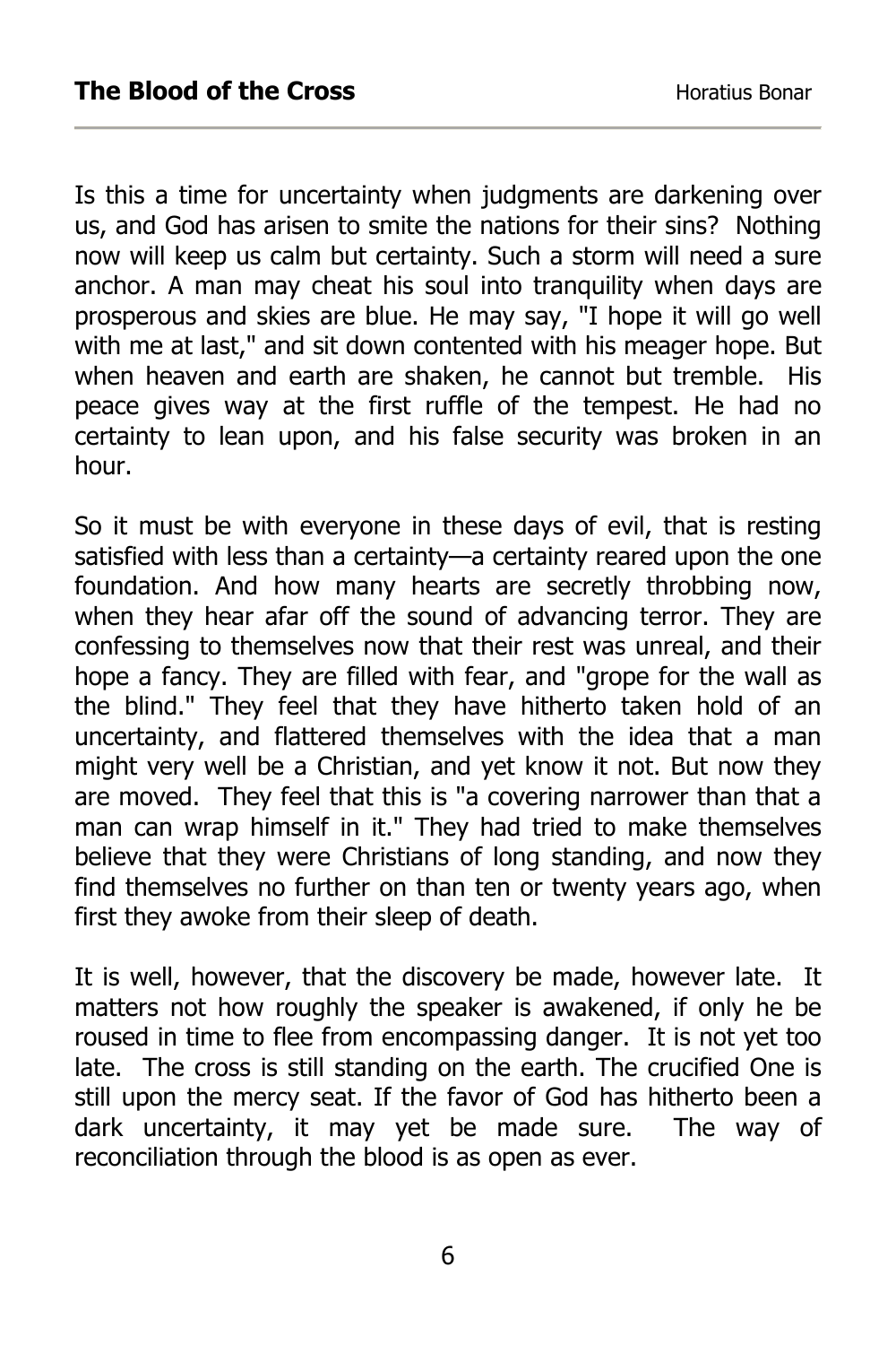Is this a time for uncertainty when judgments are darkening over us, and God has arisen to smite the nations for their sins? Nothing now will keep us calm but certainty. Such a storm will need a sure anchor. A man may cheat his soul into tranquility when days are prosperous and skies are blue. He may say, "I hope it will go well with me at last," and sit down contented with his meager hope. But when heaven and earth are shaken, he cannot but tremble. His peace gives way at the first ruffle of the tempest. He had no certainty to lean upon, and his false security was broken in an hour.

So it must be with everyone in these days of evil, that is resting satisfied with less than a certainty—a certainty reared upon the one foundation. And how many hearts are secretly throbbing now, when they hear afar off the sound of advancing terror. They are confessing to themselves now that their rest was unreal, and their hope a fancy. They are filled with fear, and "grope for the wall as the blind." They feel that they have hitherto taken hold of an uncertainty, and flattered themselves with the idea that a man might very well be a Christian, and yet know it not. But now they are moved. They feel that this is "a covering narrower than that a man can wrap himself in it." They had tried to make themselves believe that they were Christians of long standing, and now they find themselves no further on than ten or twenty years ago, when first they awoke from their sleep of death.

It is well, however, that the discovery be made, however late. It matters not how roughly the speaker is awakened, if only he be roused in time to flee from encompassing danger. It is not yet too late. The cross is still standing on the earth. The crucified One is still upon the mercy seat. If the favor of God has hitherto been a dark uncertainty, it may yet be made sure. The way of reconciliation through the blood is as open as ever.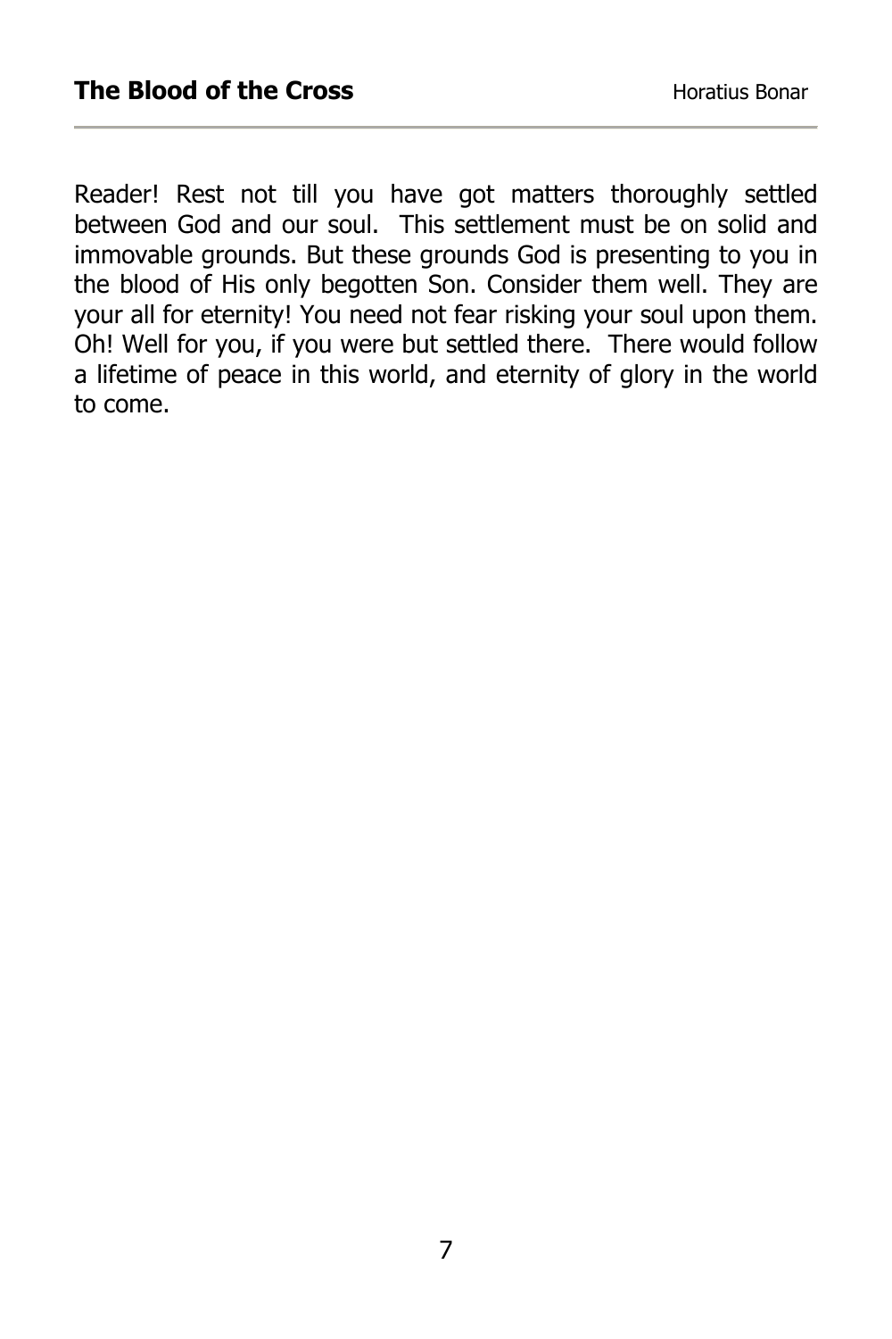Reader! Rest not till you have got matters thoroughly settled between God and our soul. This settlement must be on solid and immovable grounds. But these grounds God is presenting to you in the blood of His only begotten Son. Consider them well. They are your all for eternity! You need not fear risking your soul upon them. Oh! Well for you, if you were but settled there. There would follow a lifetime of peace in this world, and eternity of glory in the world to come.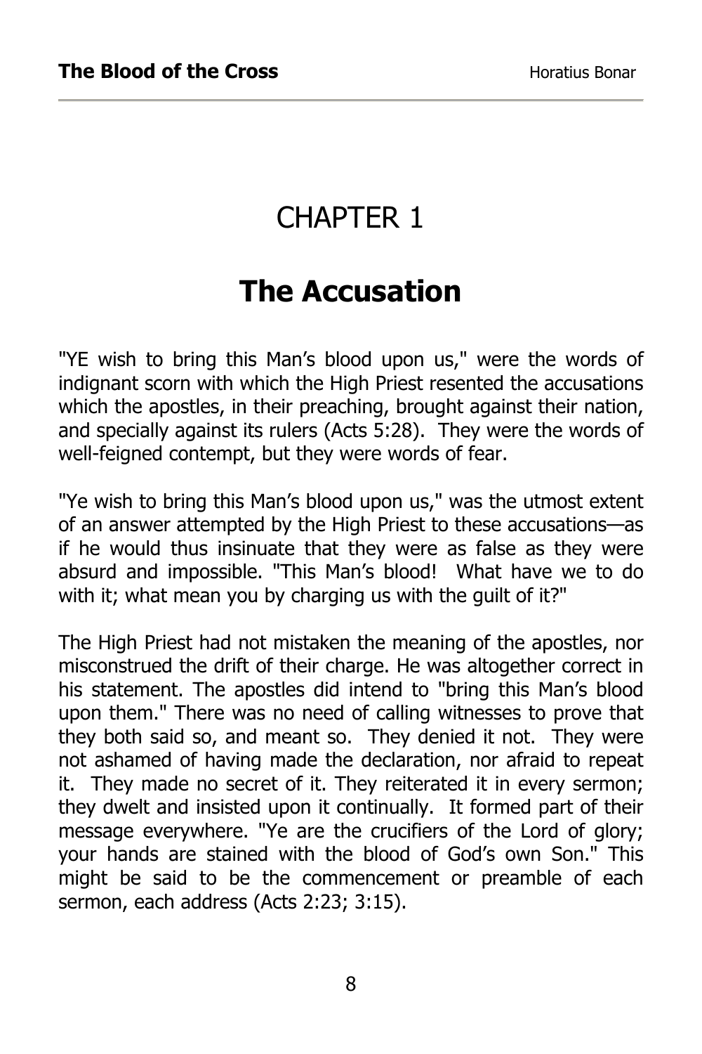# CHAPTER 1

# The Accusation

"YE wish to bring this Man's blood upon us," were the words of indignant scorn with which the High Priest resented the accusations which the apostles, in their preaching, brought against their nation, and specially against its rulers (Acts 5:28). They were the words of well-feigned contempt, but they were words of fear.

"Ye wish to bring this Man's blood upon us," was the utmost extent of an answer attempted by the High Priest to these accusations—as if he would thus insinuate that they were as false as they were absurd and impossible. "This Man's blood! What have we to do with it; what mean you by charging us with the guilt of it?"

The High Priest had not mistaken the meaning of the apostles, nor misconstrued the drift of their charge. He was altogether correct in his statement. The apostles did intend to "bring this Man's blood upon them." There was no need of calling witnesses to prove that they both said so, and meant so. They denied it not. They were not ashamed of having made the declaration, nor afraid to repeat it. They made no secret of it. They reiterated it in every sermon; they dwelt and insisted upon it continually. It formed part of their message everywhere. "Ye are the crucifiers of the Lord of glory; your hands are stained with the blood of God's own Son." This might be said to be the commencement or preamble of each sermon, each address (Acts 2:23; 3:15).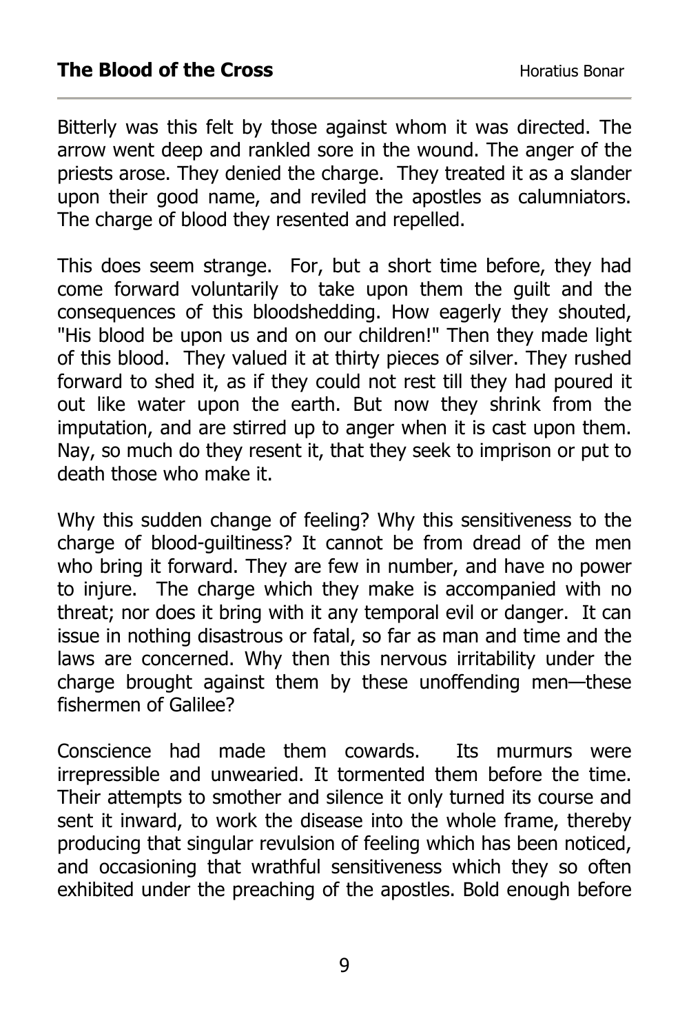Bitterly was this felt by those against whom it was directed. The arrow went deep and rankled sore in the wound. The anger of the priests arose. They denied the charge. They treated it as a slander upon their good name, and reviled the apostles as calumniators. The charge of blood they resented and repelled.

This does seem strange. For, but a short time before, they had come forward voluntarily to take upon them the guilt and the consequences of this bloodshedding. How eagerly they shouted, "His blood be upon us and on our children!" Then they made light of this blood. They valued it at thirty pieces of silver. They rushed forward to shed it, as if they could not rest till they had poured it out like water upon the earth. But now they shrink from the imputation, and are stirred up to anger when it is cast upon them. Nay, so much do they resent it, that they seek to imprison or put to death those who make it.

Why this sudden change of feeling? Why this sensitiveness to the charge of blood-guiltiness? It cannot be from dread of the men who bring it forward. They are few in number, and have no power to injure. The charge which they make is accompanied with no threat; nor does it bring with it any temporal evil or danger. It can issue in nothing disastrous or fatal, so far as man and time and the laws are concerned. Why then this nervous irritability under the charge brought against them by these unoffending men—these fishermen of Galilee?

Conscience had made them cowards. Its murmurs were irrepressible and unwearied. It tormented them before the time. Their attempts to smother and silence it only turned its course and sent it inward, to work the disease into the whole frame, thereby producing that singular revulsion of feeling which has been noticed, and occasioning that wrathful sensitiveness which they so often exhibited under the preaching of the apostles. Bold enough before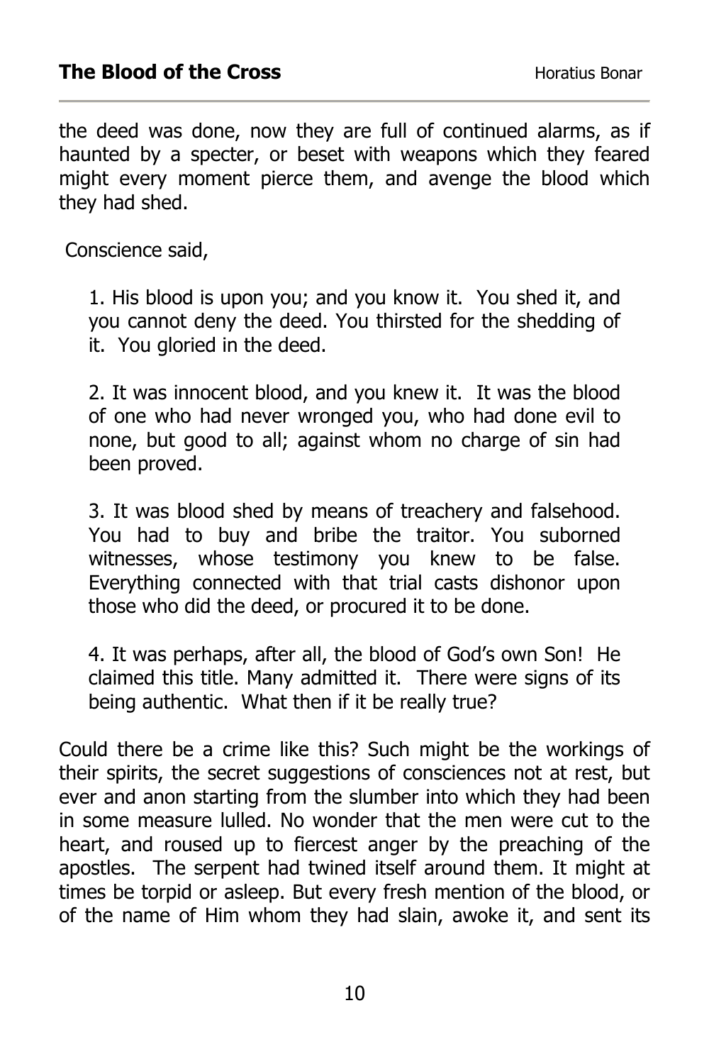the deed was done, now they are full of continued alarms, as if haunted by a specter, or beset with weapons which they feared might every moment pierce them, and avenge the blood which they had shed.

Conscience said,

1. His blood is upon you; and you know it. You shed it, and you cannot deny the deed. You thirsted for the shedding of it. You gloried in the deed.

2. It was innocent blood, and you knew it. It was the blood of one who had never wronged you, who had done evil to none, but good to all; against whom no charge of sin had been proved.

3. It was blood shed by means of treachery and falsehood. You had to buy and bribe the traitor. You suborned witnesses, whose testimony you knew to be false. Everything connected with that trial casts dishonor upon those who did the deed, or procured it to be done.

4. It was perhaps, after all, the blood of God's own Son! He claimed this title. Many admitted it. There were signs of its being authentic. What then if it be really true?

Could there be a crime like this? Such might be the workings of their spirits, the secret suggestions of consciences not at rest, but ever and anon starting from the slumber into which they had been in some measure lulled. No wonder that the men were cut to the heart, and roused up to fiercest anger by the preaching of the apostles. The serpent had twined itself around them. It might at times be torpid or asleep. But every fresh mention of the blood, or of the name of Him whom they had slain, awoke it, and sent its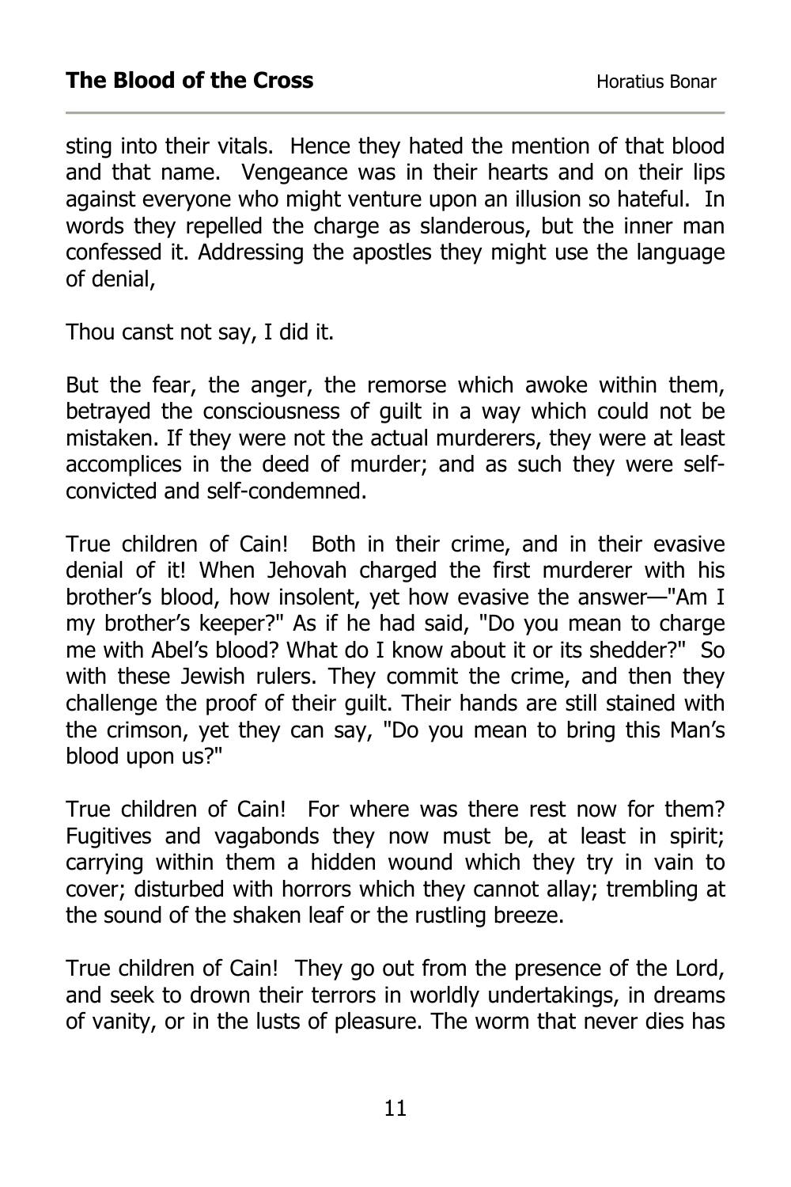sting into their vitals. Hence they hated the mention of that blood and that name. Vengeance was in their hearts and on their lips against everyone who might venture upon an illusion so hateful. In words they repelled the charge as slanderous, but the inner man confessed it. Addressing the apostles they might use the language of denial,

Thou canst not say, I did it.

But the fear, the anger, the remorse which awoke within them, betrayed the consciousness of guilt in a way which could not be mistaken. If they were not the actual murderers, they were at least accomplices in the deed of murder; and as such they were self-convicted and self-condemned.

True children of Cain! Both in their crime, and in their evasive denial of it! When Jehovah charged the first murderer with his brother's blood, how insolent, yet how evasive the answer—"Am I my brother's keeper?" As if he had said, "Do you mean to charge me with Abel's blood? What do I know about it or its shedder?" So with these Jewish rulers. They commit the crime, and then they challenge the proof of their guilt. Their hands are still stained with the crimson, yet they can say, "Do you mean to bring this Man's blood upon us?"

True children of Cain! For where was there rest now for them? Fugitives and vagabonds they now must be, at least in spirit; carrying within them a hidden wound which they try in vain to cover; disturbed with horrors which they cannot allay; trembling at the sound of the shaken leaf or the rustling breeze.

True children of Cain! They go out from the presence of the Lord, and seek to drown their terrors in worldly undertakings, in dreams of vanity, or in the lusts of pleasure. The worm that never dies has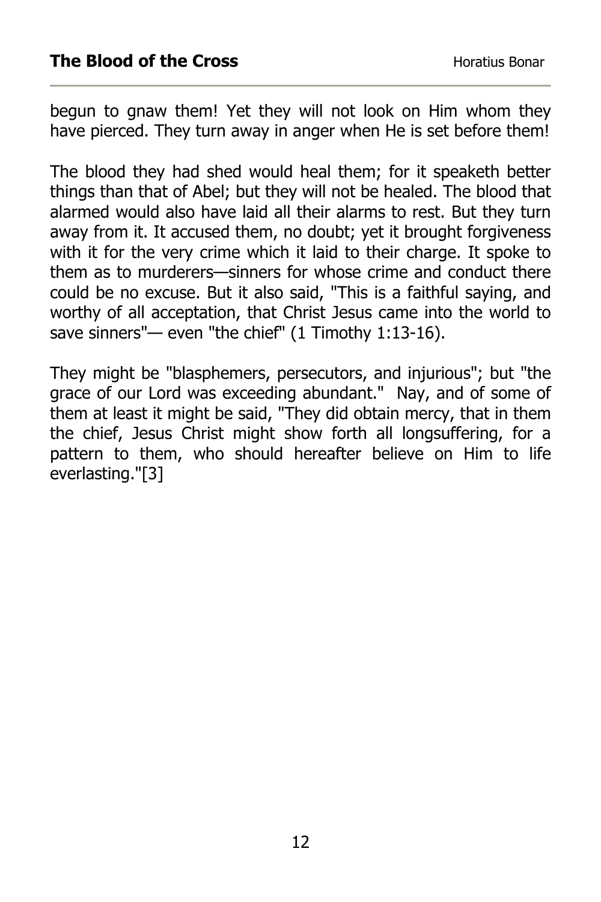begun to gnaw them! Yet they will not look on Him whom they have pierced. They turn away in anger when He is set before them!

The blood they had shed would heal them; for it speaketh better things than that of Abel; but they will not be healed. The blood that alarmed would also have laid all their alarms to rest. But they turn away from it. It accused them, no doubt; yet it brought forgiveness with it for the very crime which it laid to their charge. It spoke to them as to murderers—sinners for whose crime and conduct there could be no excuse. But it also said, "This is a faithful saying, and worthy of all acceptation, that Christ Jesus came into the world to save sinners"— even "the chief" (1 Timothy 1:13-16).

They might be "blasphemers, persecutors, and injurious"; but "the grace of our Lord was exceeding abundant." Nay, and of some of them at least it might be said, "They did obtain mercy, that in them the chief, Jesus Christ might show forth all longsuffering, for a pattern to them, who should hereafter believe on Him to life everlasting."[3]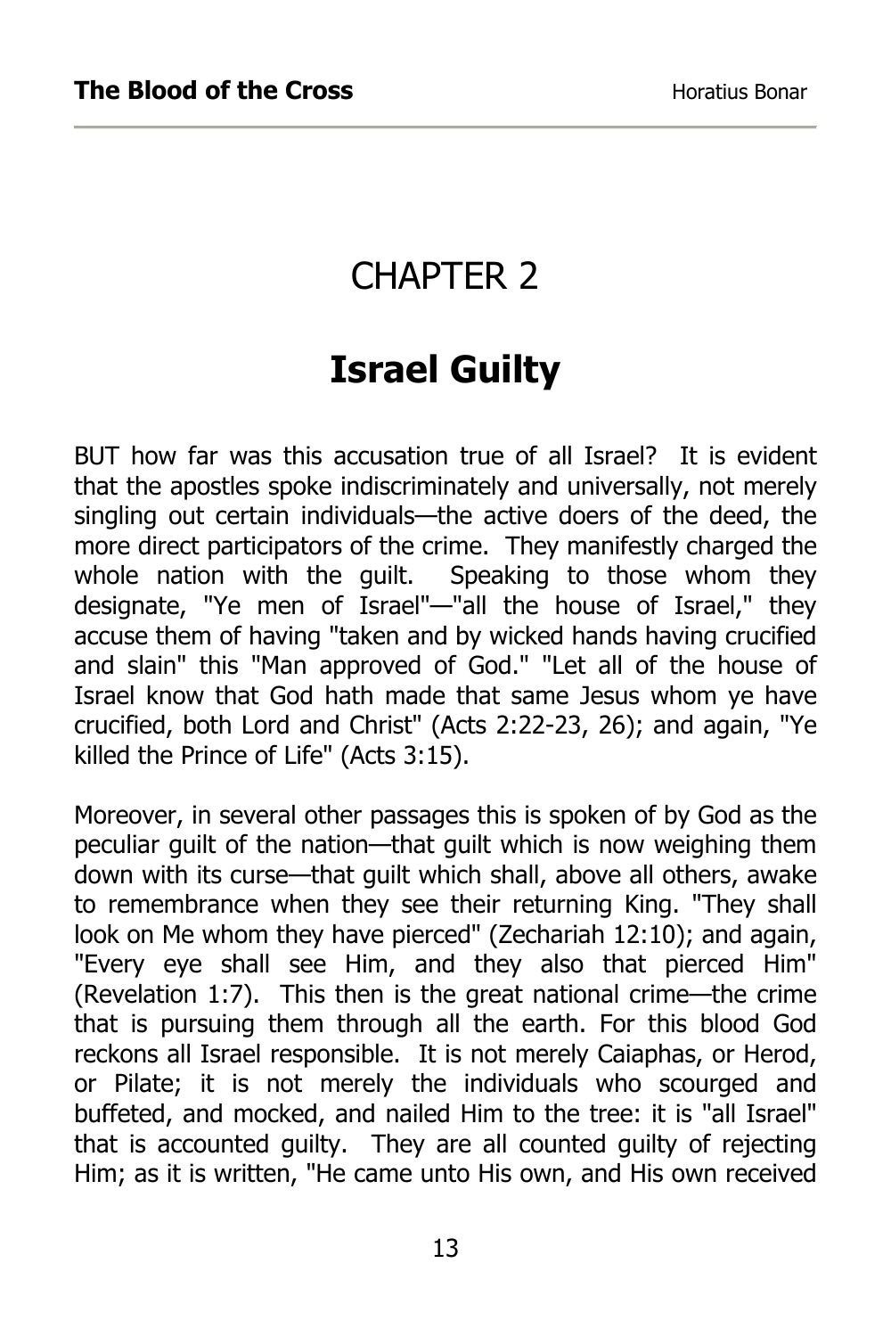# CHAPTER 2

# Israel Guilty

BUT how far was this accusation true of all Israel? It is evident that the apostles spoke indiscriminately and universally, not merely singling out certain individuals—the active doers of the deed, the more direct participators of the crime. They manifestly charged the whole nation with the guilt. Speaking to those whom they designate, "Ye men of Israel"—"all the house of Israel," they accuse them of having "taken and by wicked hands having crucified and slain" this "Man approved of God." "Let all of the house of Israel know that God hath made that same Jesus whom ye have crucified, both Lord and Christ" (Acts 2:22-23, 26); and again, "Ye killed the Prince of Life" (Acts 3:15).

Moreover, in several other passages this is spoken of by God as the peculiar guilt of the nation—that guilt which is now weighing them down with its curse—that guilt which shall, above all others, awake to remembrance when they see their returning King. "They shall look on Me whom they have pierced" (Zechariah 12:10); and again, "Every eye shall see Him, and they also that pierced Him" (Revelation 1:7). This then is the great national crime—the crime that is pursuing them through all the earth. For this blood God reckons all Israel responsible. It is not merely Caiaphas, or Herod, or Pilate; it is not merely the individuals who scourged and buffeted, and mocked, and nailed Him to the tree: it is "all Israel" that is accounted guilty. They are all counted guilty of rejecting Him; as it is written, "He came unto His own, and His own received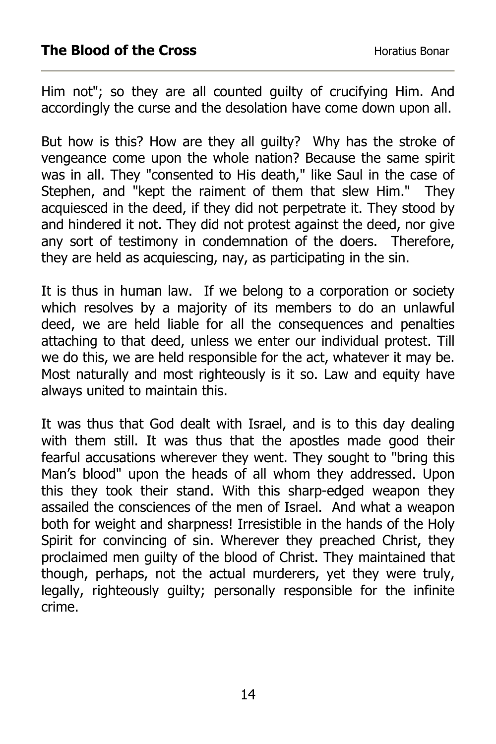Him not"; so they are all counted guilty of crucifying Him. And accordingly the curse and the desolation have come down upon all.

But how is this? How are they all guilty? Why has the stroke of vengeance come upon the whole nation? Because the same spirit was in all. They "consented to His death," like Saul in the case of Stephen, and "kept the raiment of them that slew Him." They acquiesced in the deed, if they did not perpetrate it. They stood by and hindered it not. They did not protest against the deed, nor give any sort of testimony in condemnation of the doers. Therefore, they are held as acquiescing, nay, as participating in the sin.

It is thus in human law. If we belong to a corporation or society which resolves by a majority of its members to do an unlawful deed, we are held liable for all the consequences and penalties attaching to that deed, unless we enter our individual protest. Till we do this, we are held responsible for the act, whatever it may be. Most naturally and most righteously is it so. Law and equity have always united to maintain this.

It was thus that God dealt with Israel, and is to this day dealing with them still. It was thus that the apostles made good their fearful accusations wherever they went. They sought to "bring this Man's blood" upon the heads of all whom they addressed. Upon this they took their stand. With this sharp-edged weapon they assailed the consciences of the men of Israel. And what a weapon both for weight and sharpness! Irresistible in the hands of the Holy Spirit for convincing of sin. Wherever they preached Christ, they proclaimed men guilty of the blood of Christ. They maintained that though, perhaps, not the actual murderers, yet they were truly, legally, righteously guilty; personally responsible for the infinite crime.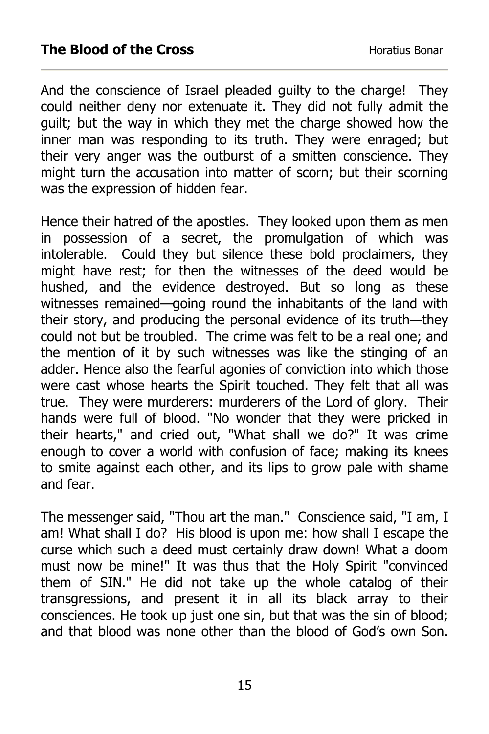And the conscience of Israel pleaded guilty to the charge! They could neither deny nor extenuate it. They did not fully admit the guilt; but the way in which they met the charge showed how the inner man was responding to its truth. They were enraged; but their very anger was the outburst of a smitten conscience. They might turn the accusation into matter of scorn; but their scorning was the expression of hidden fear.

Hence their hatred of the apostles. They looked upon them as men in possession of a secret, the promulgation of which was intolerable. Could they but silence these bold proclaimers, they might have rest; for then the witnesses of the deed would be hushed, and the evidence destroyed. But so long as these witnesses remained—going round the inhabitants of the land with their story, and producing the personal evidence of its truth—they could not but be troubled. The crime was felt to be a real one; and the mention of it by such witnesses was like the stinging of an adder. Hence also the fearful agonies of conviction into which those were cast whose hearts the Spirit touched. They felt that all was true. They were murderers: murderers of the Lord of glory. Their hands were full of blood. "No wonder that they were pricked in their hearts," and cried out, "What shall we do?" It was crime enough to cover a world with confusion of face; making its knees to smite against each other, and its lips to grow pale with shame and fear.

The messenger said, "Thou art the man." Conscience said, "I am, I am! What shall I do? His blood is upon me: how shall I escape the curse which such a deed must certainly draw down! What a doom must now be mine!" It was thus that the Holy Spirit "convinced them of SIN." He did not take up the whole catalog of their transgressions, and present it in all its black array to their consciences. He took up just one sin, but that was the sin of blood; and that blood was none other than the blood of God's own Son.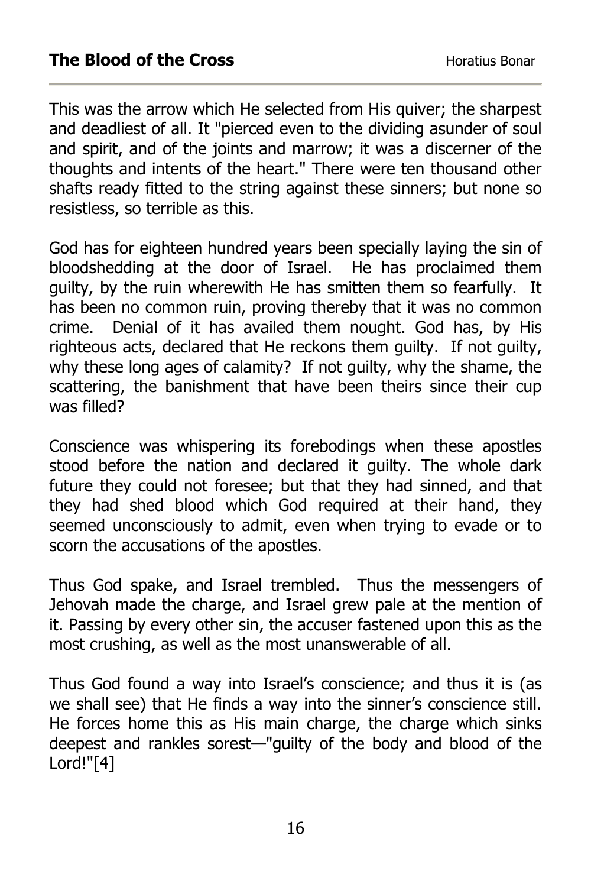This was the arrow which He selected from His quiver; the sharpest and deadliest of all. It "pierced even to the dividing asunder of soul and spirit, and of the joints and marrow; it was a discerner of the thoughts and intents of the heart." There were ten thousand other shafts ready fitted to the string against these sinners; but none so resistless, so terrible as this.

God has for eighteen hundred years been specially laying the sin of bloodshedding at the door of Israel. He has proclaimed them guilty, by the ruin wherewith He has smitten them so fearfully. It has been no common ruin, proving thereby that it was no common crime. Denial of it has availed them nought. God has, by His righteous acts, declared that He reckons them guilty. If not guilty, why these long ages of calamity? If not guilty, why the shame, the scattering, the banishment that have been theirs since their cup was filled?

Conscience was whispering its forebodings when these apostles stood before the nation and declared it guilty. The whole dark future they could not foresee; but that they had sinned, and that they had shed blood which God required at their hand, they seemed unconsciously to admit, even when trying to evade or to scorn the accusations of the apostles.

Thus God spake, and Israel trembled. Thus the messengers of Jehovah made the charge, and Israel grew pale at the mention of it. Passing by every other sin, the accuser fastened upon this as the most crushing, as well as the most unanswerable of all.

Thus God found a way into Israel's conscience; and thus it is (as we shall see) that He finds a way into the sinner's conscience still. He forces home this as His main charge, the charge which sinks deepest and rankles sorest—"guilty of the body and blood of the Lord!"[4]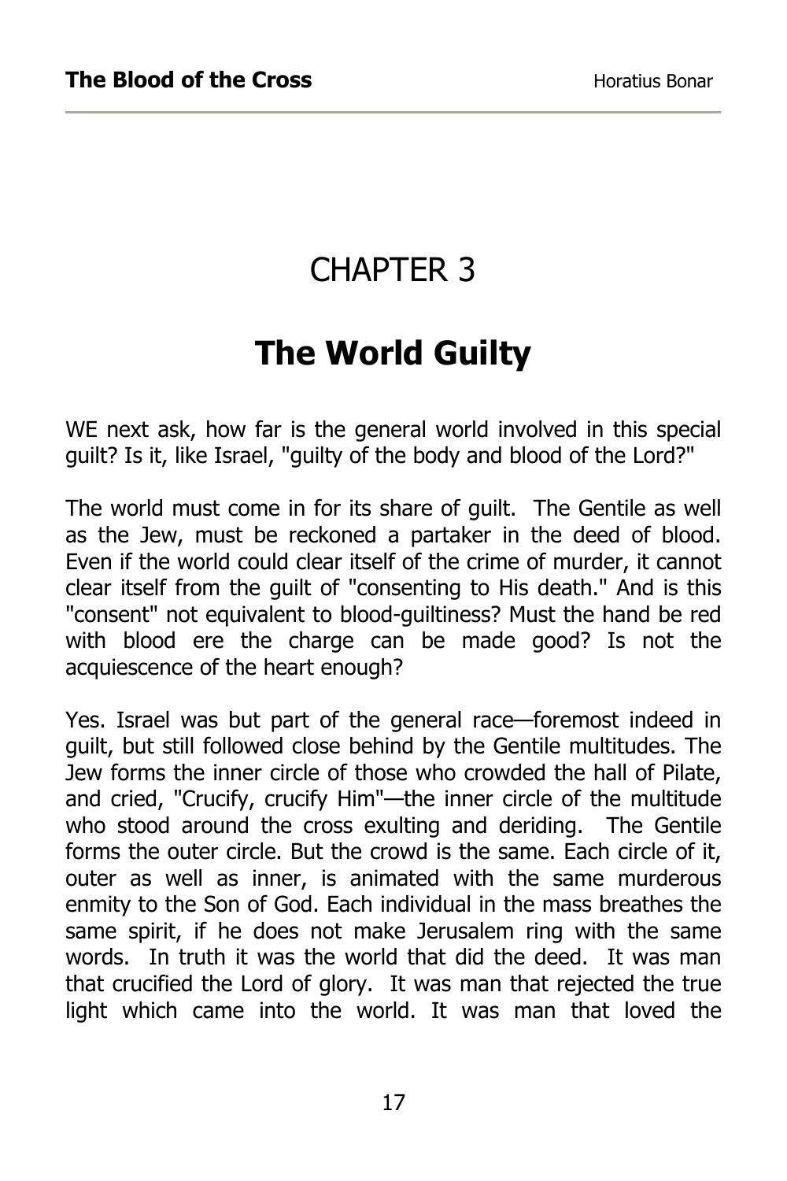# CHAPTER 3

# The World Guilty

WE next ask, how far is the general world involved in this special guilt? Is it, like Israel, "guilty of the body and blood of the Lord?"

The world must come in for its share of guilt. The Gentile as well as the Jew, must be reckoned a partaker in the deed of blood. Even if the world could clear itself of the crime of murder, it cannot clear itself from the guilt of "consenting to His death." And is this "consent" not equivalent to blood-guiltiness? Must the hand be red with blood ere the charge can be made good? Is not the acquiescence of the heart enough?

Yes. Israel was but part of the general race—foremost indeed in guilt, but still followed close behind by the Gentile multitudes. The Jew forms the inner circle of those who crowded the hall of Pilate, and cried, "Crucify, crucify Him"—the inner circle of the multitude who stood around the cross exulting and deriding. The Gentile forms the outer circle. But the crowd is the same. Each circle of it, outer as well as inner, is animated with the same murderous enmity to the Son of God. Each individual in the mass breathes the same spirit, if he does not make Jerusalem ring with the same words. In truth it was the world that did the deed. It was man that crucified the Lord of glory. It was man that rejected the true light which came into the world. It was man that loved the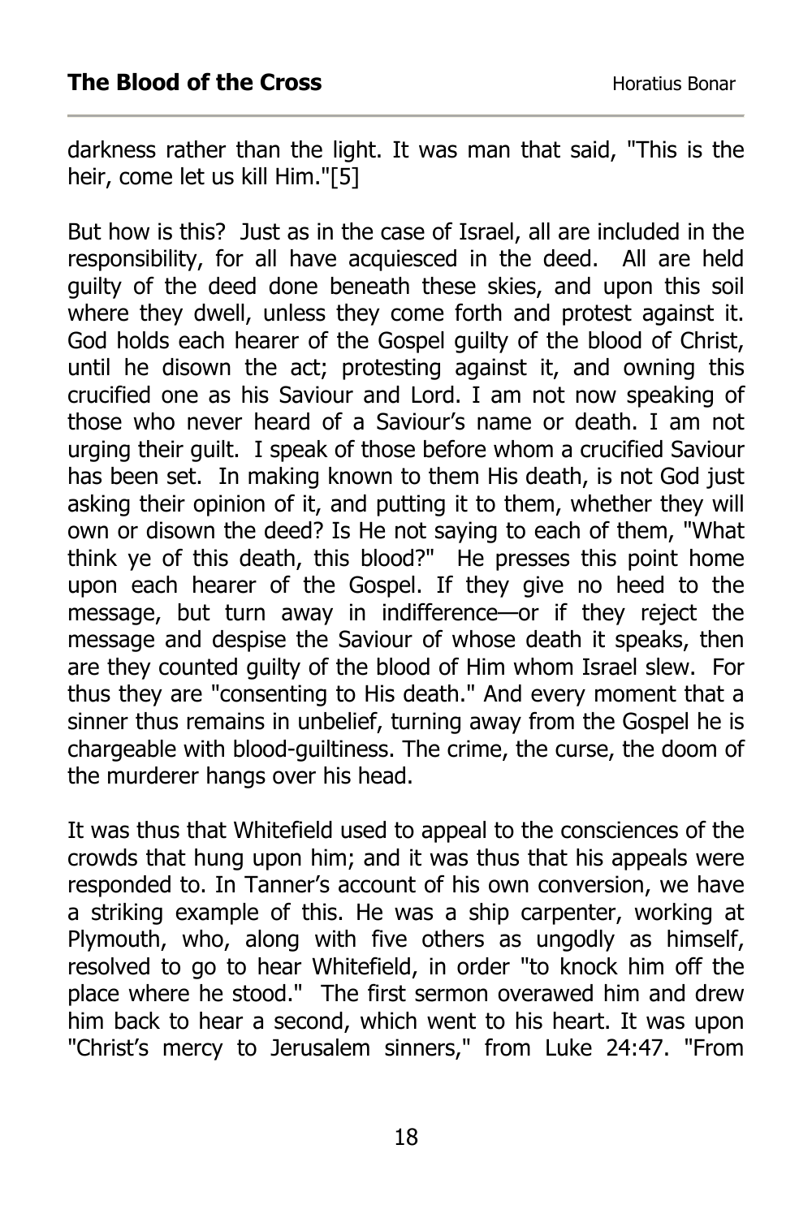darkness rather than the light. It was man that said, "This is the heir, come let us kill Him."[5]

But how is this? Just as in the case of Israel, all are included in the responsibility, for all have acquiesced in the deed. All are held guilty of the deed done beneath these skies, and upon this soil where they dwell, unless they come forth and protest against it. God holds each hearer of the Gospel guilty of the blood of Christ, until he disown the act; protesting against it, and owning this crucified one as his Saviour and Lord. I am not now speaking of those who never heard of a Saviour's name or death. I am not urging their guilt. I speak of those before whom a crucified Saviour has been set. In making known to them His death, is not God just asking their opinion of it, and putting it to them, whether they will own or disown the deed? Is He not saying to each of them, "What think ye of this death, this blood?" He presses this point home upon each hearer of the Gospel. If they give no heed to the message, but turn away in indifference—or if they reject the message and despise the Saviour of whose death it speaks, then are they counted guilty of the blood of Him whom Israel slew. For thus they are "consenting to His death." And every moment that a sinner thus remains in unbelief, turning away from the Gospel he is chargeable with blood-guiltiness. The crime, the curse, the doom of the murderer hangs over his head.

It was thus that Whitefield used to appeal to the consciences of the crowds that hung upon him; and it was thus that his appeals were responded to. In Tanner's account of his own conversion, we have a striking example of this. He was a ship carpenter, working at Plymouth, who, along with five others as ungodly as himself, resolved to go to hear Whitefield, in order "to knock him off the place where he stood." The first sermon overawed him and drew him back to hear a second, which went to his heart. It was upon "Christ's mercy to Jerusalem sinners," from Luke 24:47. "From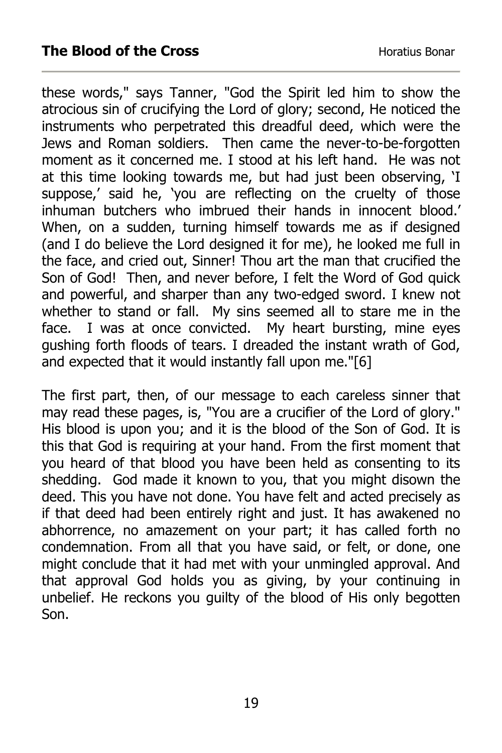these words," says Tanner, "God the Spirit led him to show the atrocious sin of crucifying the Lord of glory; second, He noticed the instruments who perpetrated this dreadful deed, which were the Jews and Roman soldiers. Then came the never-to-be-forgotten moment as it concerned me. I stood at his left hand. He was not at this time looking towards me, but had just been observing, 'I suppose,' said he, 'you are reflecting on the cruelty of those inhuman butchers who imbrued their hands in innocent blood.' When, on a sudden, turning himself towards me as if designed (and I do believe the Lord designed it for me), he looked me full in the face, and cried out, Sinner! Thou art the man that crucified the Son of God! Then, and never before, I felt the Word of God quick and powerful, and sharper than any two-edged sword. I knew not whether to stand or fall. My sins seemed all to stare me in the face. I was at once convicted. My heart bursting, mine eyes gushing forth floods of tears. I dreaded the instant wrath of God, and expected that it would instantly fall upon me."[6]

The first part, then, of our message to each careless sinner that may read these pages, is, "You are a crucifier of the Lord of glory." His blood is upon you; and it is the blood of the Son of God. It is this that God is requiring at your hand. From the first moment that you heard of that blood you have been held as consenting to its shedding. God made it known to you, that you might disown the deed. This you have not done. You have felt and acted precisely as if that deed had been entirely right and just. It has awakened no abhorrence, no amazement on your part; it has called forth no condemnation. From all that you have said, or felt, or done, one might conclude that it had met with your unmingled approval. And that approval God holds you as giving, by your continuing in unbelief. He reckons you guilty of the blood of His only begotten Son.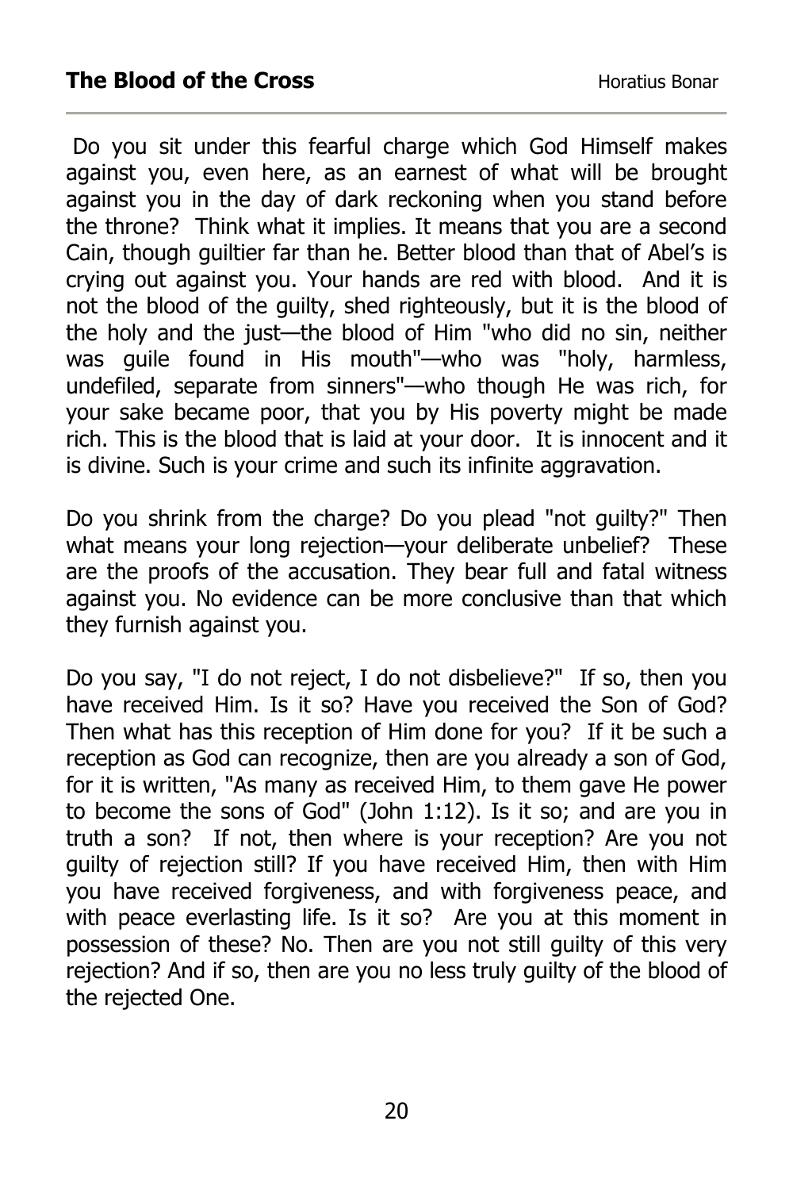Do you sit under this fearful charge which God Himself makes against you, even here, as an earnest of what will be brought against you in the day of dark reckoning when you stand before the throne? Think what it implies. It means that you are a second Cain, though guiltier far than he. Better blood than that of Abel's is crying out against you. Your hands are red with blood. And it is not the blood of the guilty, shed righteously, but it is the blood of the holy and the just—the blood of Him "who did no sin, neither was guile found in His mouth"—who was "holy, harmless, undefiled, separate from sinners"—who though He was rich, for your sake became poor, that you by His poverty might be made rich. This is the blood that is laid at your door. It is innocent and it is divine. Such is your crime and such its infinite aggravation.

Do you shrink from the charge? Do you plead "not guilty?" Then what means your long rejection—your deliberate unbelief? These are the proofs of the accusation. They bear full and fatal witness against you. No evidence can be more conclusive than that which they furnish against you.

Do you say, "I do not reject, I do not disbelieve?" If so, then you have received Him. Is it so? Have you received the Son of God? Then what has this reception of Him done for you? If it be such a reception as God can recognize, then are you already a son of God, for it is written, "As many as received Him, to them gave He power to become the sons of God" (John 1:12). Is it so; and are you in truth a son? If not, then where is your reception? Are you not guilty of rejection still? If you have received Him, then with Him you have received forgiveness, and with forgiveness peace, and with peace everlasting life. Is it so? Are you at this moment in possession of these? No. Then are you not still guilty of this very rejection? And if so, then are you no less truly guilty of the blood of the rejected One.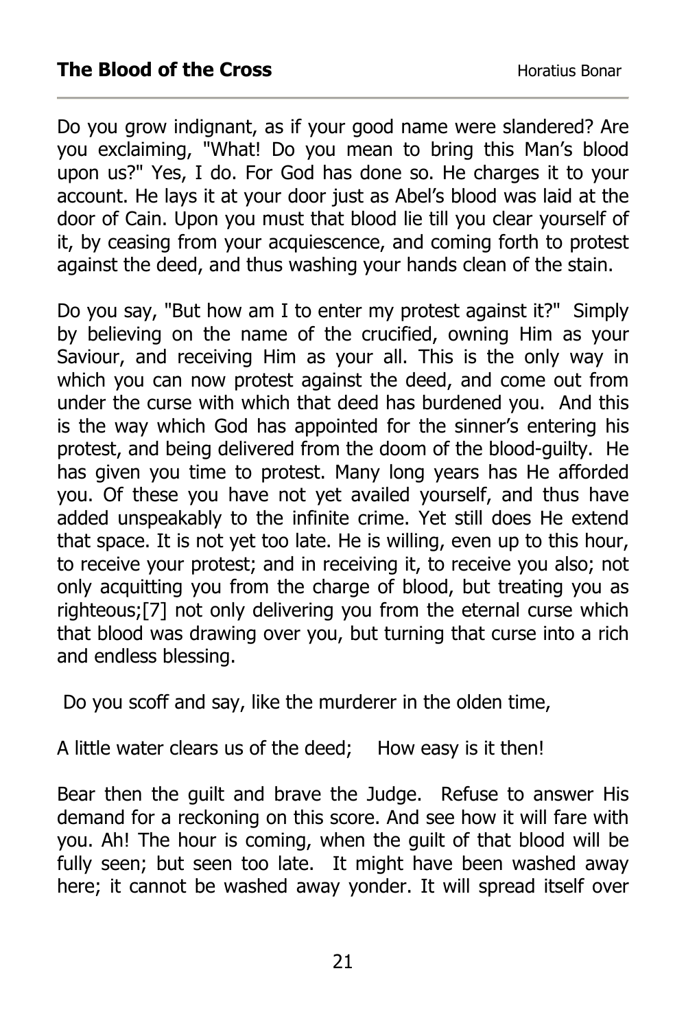Do you grow indignant, as if your good name were slandered? Are you exclaiming, "What! Do you mean to bring this Man's blood upon us?" Yes, I do. For God has done so. He charges it to your account. He lays it at your door just as Abel's blood was laid at the door of Cain. Upon you must that blood lie till you clear yourself of it, by ceasing from your acquiescence, and coming forth to protest against the deed, and thus washing your hands clean of the stain.

Do you say, "But how am I to enter my protest against it?" Simply by believing on the name of the crucified, owning Him as your Saviour, and receiving Him as your all. This is the only way in which you can now protest against the deed, and come out from under the curse with which that deed has burdened you. And this is the way which God has appointed for the sinner's entering his protest, and being delivered from the doom of the blood-guilty. He has given you time to protest. Many long years has He afforded you. Of these you have not yet availed yourself, and thus have added unspeakably to the infinite crime. Yet still does He extend that space. It is not yet too late. He is willing, even up to this hour, to receive your protest; and in receiving it, to receive you also; not only acquitting you from the charge of blood, but treating you as righteous;[7] not only delivering you from the eternal curse which that blood was drawing over you, but turning that curse into a rich and endless blessing.

Do you scoff and say, like the murderer in the olden time,

A little water clears us of the deed; How easy is it then!

Bear then the guilt and brave the Judge. Refuse to answer His demand for a reckoning on this score. And see how it will fare with you. Ah! The hour is coming, when the guilt of that blood will be fully seen; but seen too late. It might have been washed away here; it cannot be washed away yonder. It will spread itself over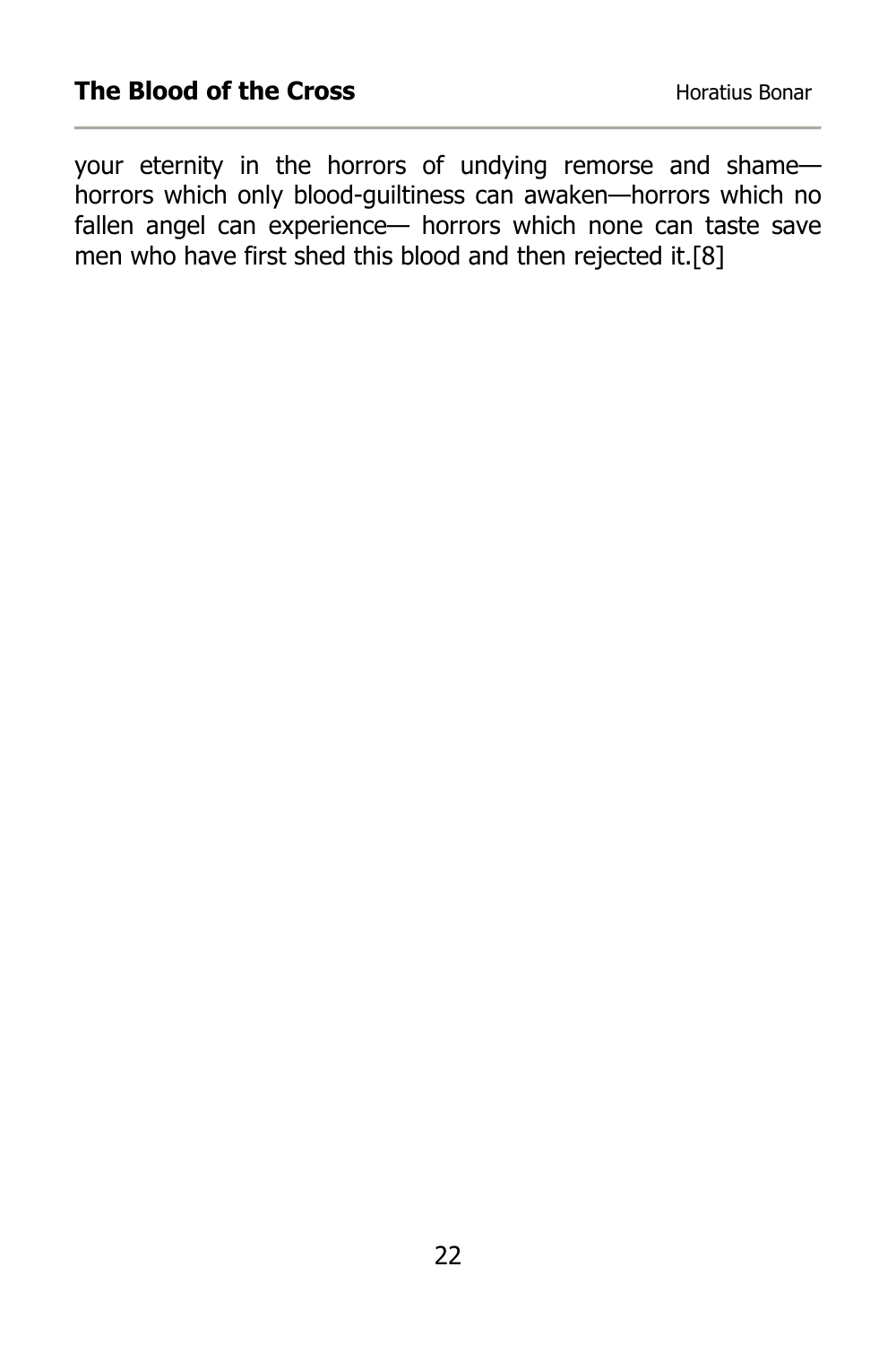your eternity in the horrors of undying remorse and shame—horrors which only blood-guiltiness can awaken—horrors which no fallen angel can experience— horrors which none can taste save men who have first shed this blood and then rejected it.[8]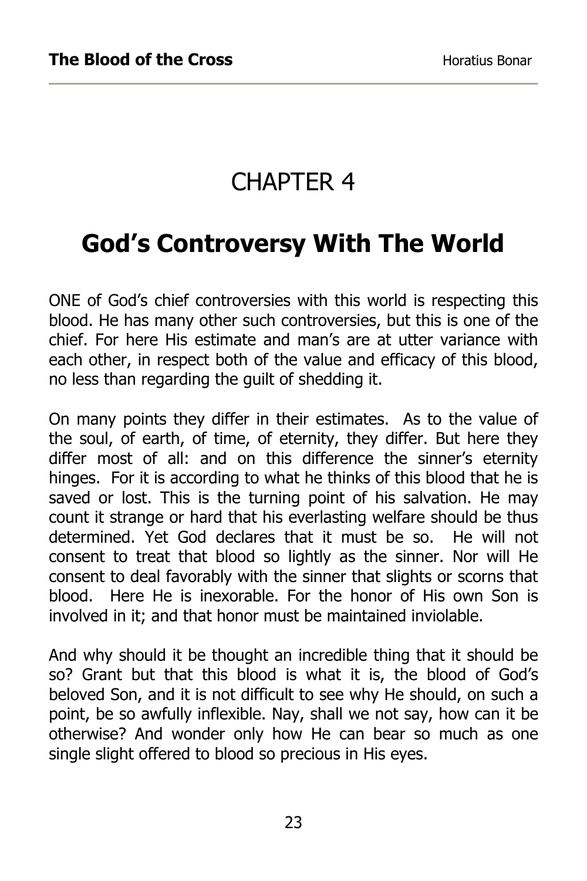# CHAPTER 4

## God's Controversy With The World

ONE of God's chief controversies with this world is respecting this blood. He has many other such controversies, but this is one of the chief. For here His estimate and man's are at utter variance with each other, in respect both of the value and efficacy of this blood, no less than regarding the guilt of shedding it.

On many points they differ in their estimates. As to the value of the soul, of earth, of time, of eternity, they differ. But here they differ most of all: and on this difference the sinner's eternity hinges. For it is according to what he thinks of this blood that he is saved or lost. This is the turning point of his salvation. He may count it strange or hard that his everlasting welfare should be thus determined. Yet God declares that it must be so. He will not consent to treat that blood so lightly as the sinner. Nor will He consent to deal favorably with the sinner that slights or scorns that blood. Here He is inexorable. For the honor of His own Son is involved in it; and that honor must be maintained inviolable.

And why should it be thought an incredible thing that it should be so? Grant but that this blood is what it is, the blood of God's beloved Son, and it is not difficult to see why He should, on such a point, be so awfully inflexible. Nay, shall we not say, how can it be otherwise? And wonder only how He can bear so much as one single slight offered to blood so precious in His eyes.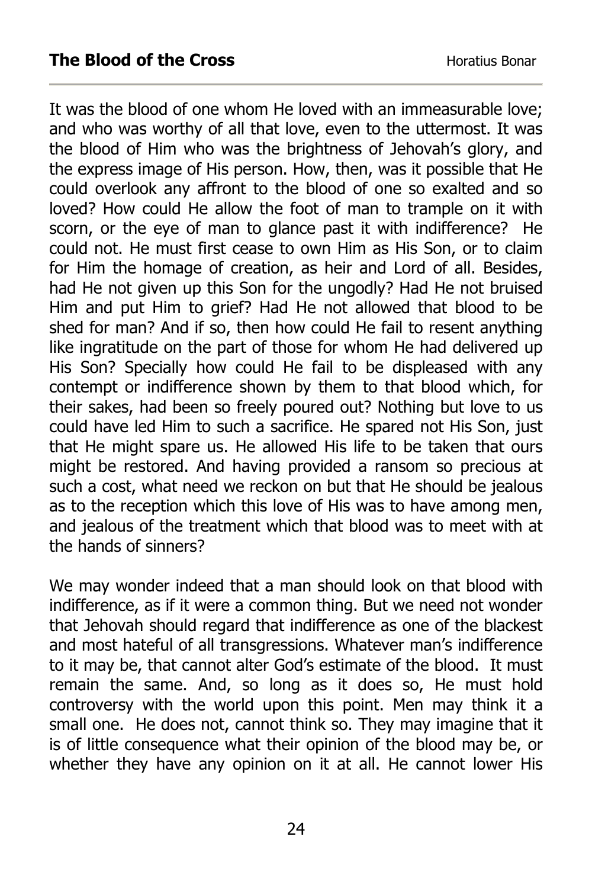It was the blood of one whom He loved with an immeasurable love; and who was worthy of all that love, even to the uttermost. It was the blood of Him who was the brightness of Jehovah's glory, and the express image of His person. How, then, was it possible that He could overlook any affront to the blood of one so exalted and so loved? How could He allow the foot of man to trample on it with scorn, or the eye of man to glance past it with indifference? He could not. He must first cease to own Him as His Son, or to claim for Him the homage of creation, as heir and Lord of all. Besides, had He not given up this Son for the ungodly? Had He not bruised Him and put Him to grief? Had He not allowed that blood to be shed for man? And if so, then how could He fail to resent anything like ingratitude on the part of those for whom He had delivered up His Son? Specially how could He fail to be displeased with any contempt or indifference shown by them to that blood which, for their sakes, had been so freely poured out? Nothing but love to us could have led Him to such a sacrifice. He spared not His Son, just that He might spare us. He allowed His life to be taken that ours might be restored. And having provided a ransom so precious at such a cost, what need we reckon on but that He should be jealous as to the reception which this love of His was to have among men, and jealous of the treatment which that blood was to meet with at the hands of sinners?

We may wonder indeed that a man should look on that blood with indifference, as if it were a common thing. But we need not wonder that Jehovah should regard that indifference as one of the blackest and most hateful of all transgressions. Whatever man's indifference to it may be, that cannot alter God's estimate of the blood. It must remain the same. And, so long as it does so, He must hold controversy with the world upon this point. Men may think it a small one. He does not, cannot think so. They may imagine that it is of little consequence what their opinion of the blood may be, or whether they have any opinion on it at all. He cannot lower His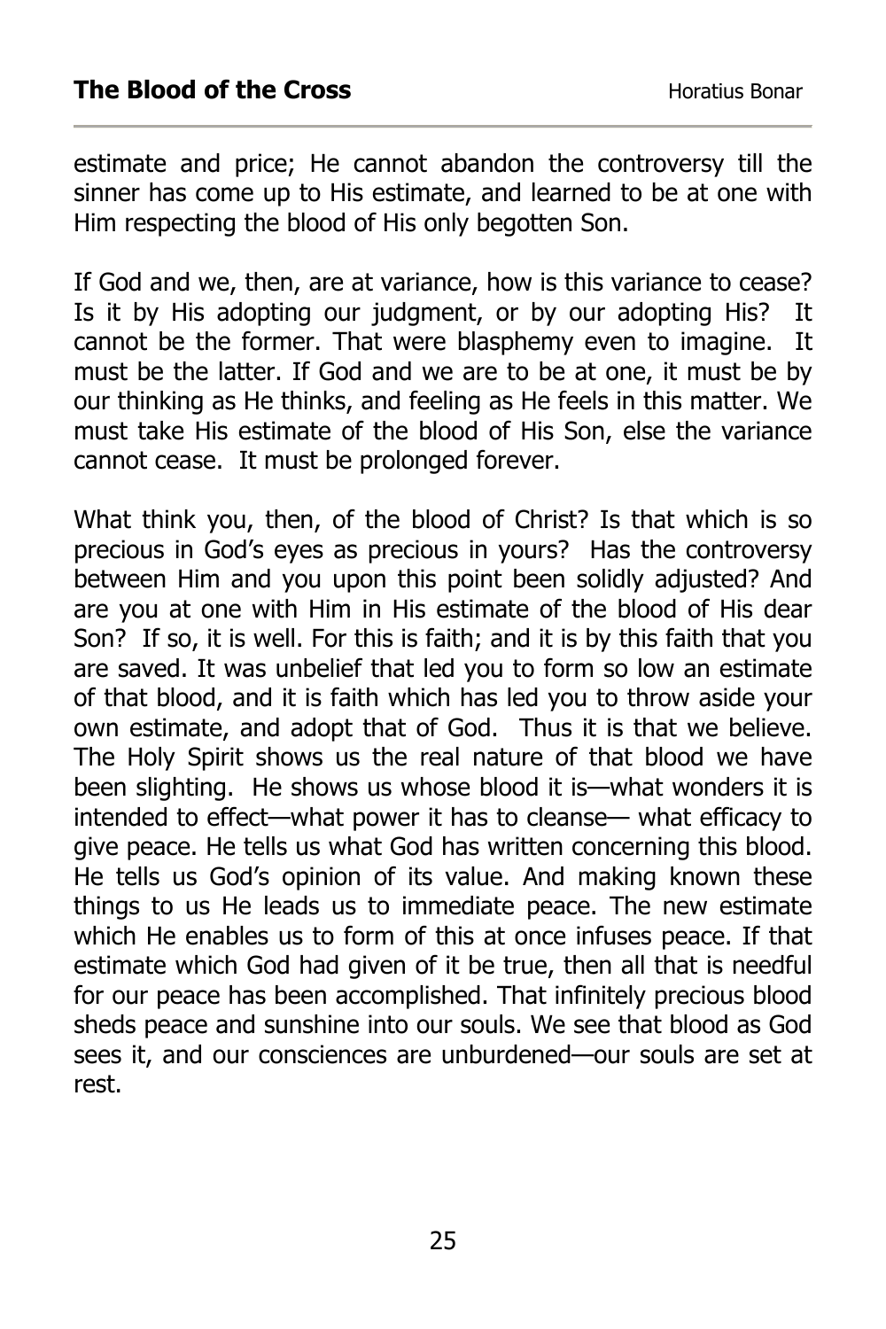estimate and price; He cannot abandon the controversy till the sinner has come up to His estimate, and learned to be at one with Him respecting the blood of His only begotten Son.

If God and we, then, are at variance, how is this variance to cease? Is it by His adopting our judgment, or by our adopting His? It cannot be the former. That were blasphemy even to imagine. It must be the latter. If God and we are to be at one, it must be by our thinking as He thinks, and feeling as He feels in this matter. We must take His estimate of the blood of His Son, else the variance cannot cease. It must be prolonged forever.

What think you, then, of the blood of Christ? Is that which is so precious in God's eyes as precious in yours? Has the controversy between Him and you upon this point been solidly adjusted? And are you at one with Him in His estimate of the blood of His dear Son? If so, it is well. For this is faith; and it is by this faith that you are saved. It was unbelief that led you to form so low an estimate of that blood, and it is faith which has led you to throw aside your own estimate, and adopt that of God. Thus it is that we believe. The Holy Spirit shows us the real nature of that blood we have been slighting. He shows us whose blood it is—what wonders it is intended to effect—what power it has to cleanse— what efficacy to give peace. He tells us what God has written concerning this blood. He tells us God's opinion of its value. And making known these things to us He leads us to immediate peace. The new estimate which He enables us to form of this at once infuses peace. If that estimate which God had given of it be true, then all that is needful for our peace has been accomplished. That infinitely precious blood sheds peace and sunshine into our souls. We see that blood as God sees it, and our consciences are unburdened—our souls are set at rest.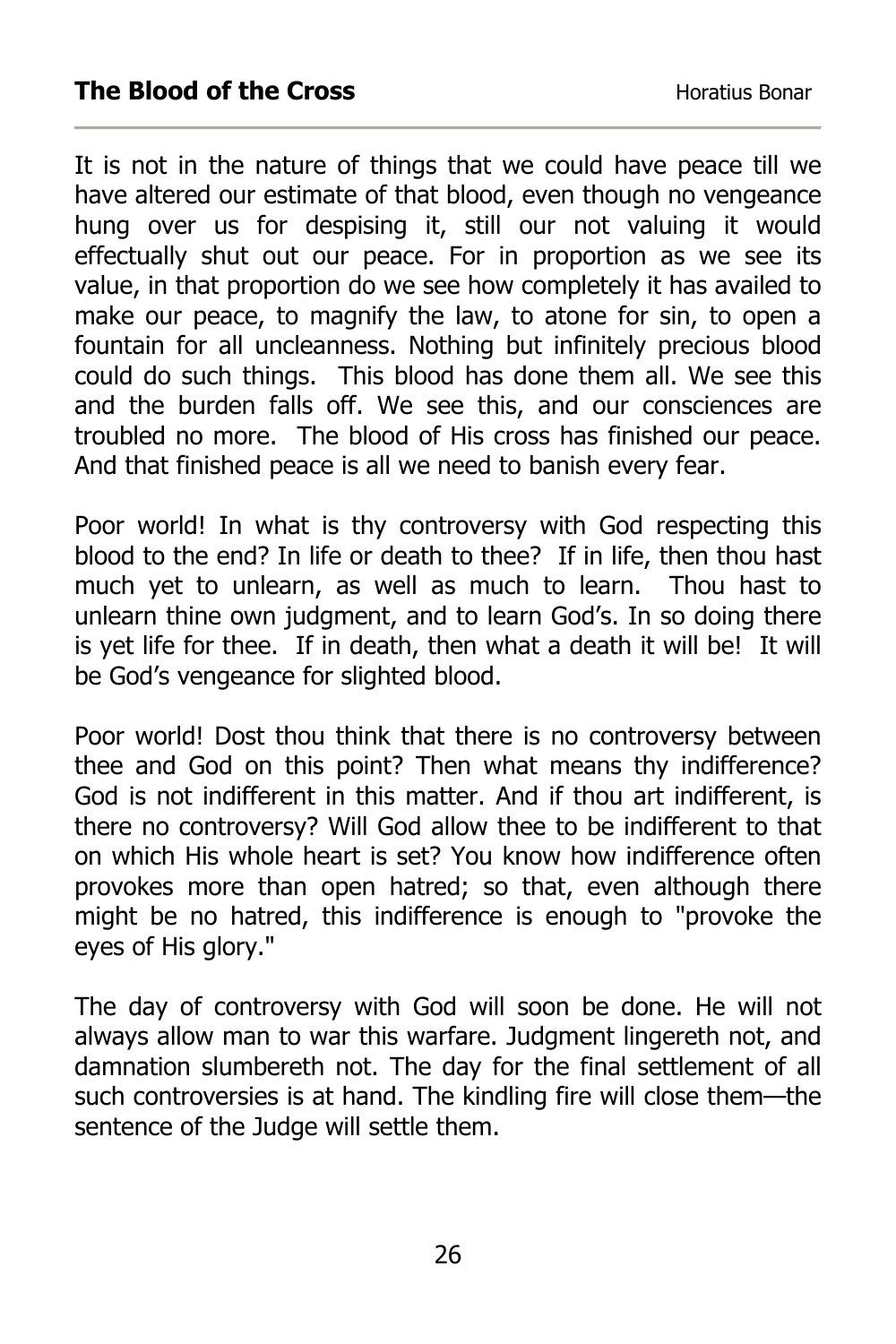It is not in the nature of things that we could have peace till we have altered our estimate of that blood, even though no vengeance hung over us for despising it, still our not valuing it would effectually shut out our peace. For in proportion as we see its value, in that proportion do we see how completely it has availed to make our peace, to magnify the law, to atone for sin, to open a fountain for all uncleanness. Nothing but infinitely precious blood could do such things. This blood has done them all. We see this and the burden falls off. We see this, and our consciences are troubled no more. The blood of His cross has finished our peace. And that finished peace is all we need to banish every fear.

Poor world! In what is thy controversy with God respecting this blood to the end? In life or death to thee? If in life, then thou hast much yet to unlearn, as well as much to learn. Thou hast to unlearn thine own judgment, and to learn God's. In so doing there is yet life for thee. If in death, then what a death it will be! It will be God's vengeance for slighted blood.

Poor world! Dost thou think that there is no controversy between thee and God on this point? Then what means thy indifference? God is not indifferent in this matter. And if thou art indifferent, is there no controversy? Will God allow thee to be indifferent to that on which His whole heart is set? You know how indifference often provokes more than open hatred; so that, even although there might be no hatred, this indifference is enough to "provoke the eyes of His glory."

The day of controversy with God will soon be done. He will not always allow man to war this warfare. Judgment lingereth not, and damnation slumbereth not. The day for the final settlement of all such controversies is at hand. The kindling fire will close them—the sentence of the Judge will settle them.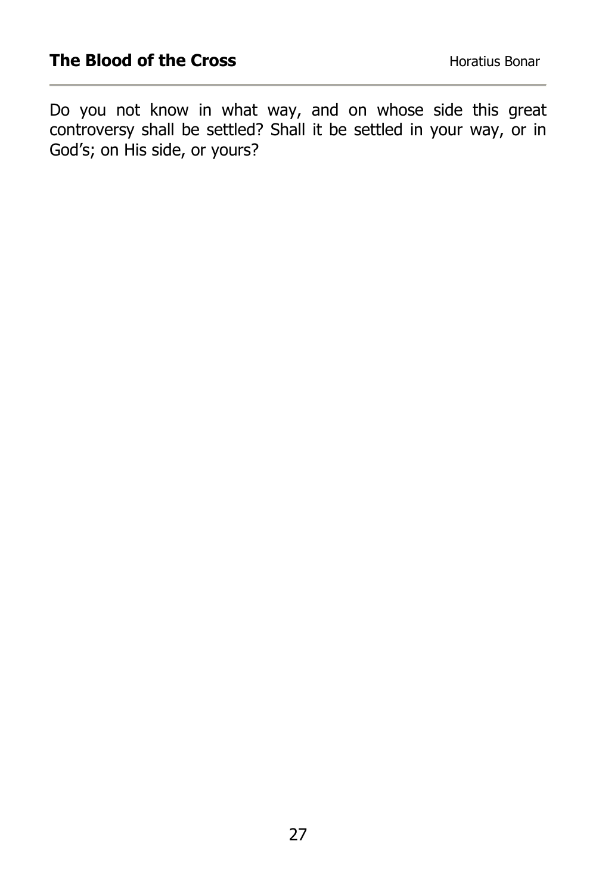Do you not know in what way, and on whose side this great controversy shall be settled? Shall it be settled in your way, or in God’s; on His side, or yours?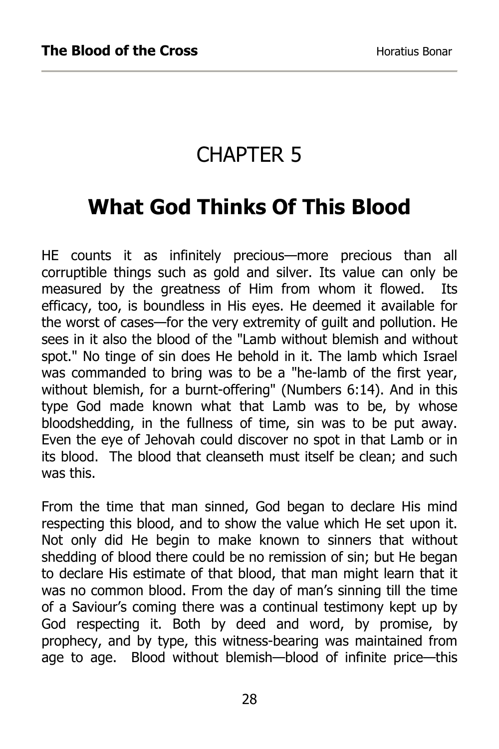# CHAPTER 5

## What God Thinks Of This Blood

HE counts it as infinitely precious—more precious than all corruptible things such as gold and silver. Its value can only be measured by the greatness of Him from whom it flowed. Its efficacy, too, is boundless in His eyes. He deemed it available for the worst of cases—for the very extremity of guilt and pollution. He sees in it also the blood of the "Lamb without blemish and without spot." No tinge of sin does He behold in it. The lamb which Israel was commanded to bring was to be a "he-lamb of the first year, without blemish, for a burnt-offering" (Numbers 6:14). And in this type God made known what that Lamb was to be, by whose bloodshedding, in the fullness of time, sin was to be put away. Even the eye of Jehovah could discover no spot in that Lamb or in its blood. The blood that cleanseth must itself be clean; and such was this.

From the time that man sinned, God began to declare His mind respecting this blood, and to show the value which He set upon it. Not only did He begin to make known to sinners that without shedding of blood there could be no remission of sin; but He began to declare His estimate of that blood, that man might learn that it was no common blood. From the day of man's sinning till the time of a Saviour's coming there was a continual testimony kept up by God respecting it. Both by deed and word, by promise, by prophecy, and by type, this witness-bearing was maintained from age to age. Blood without blemish—blood of infinite price—this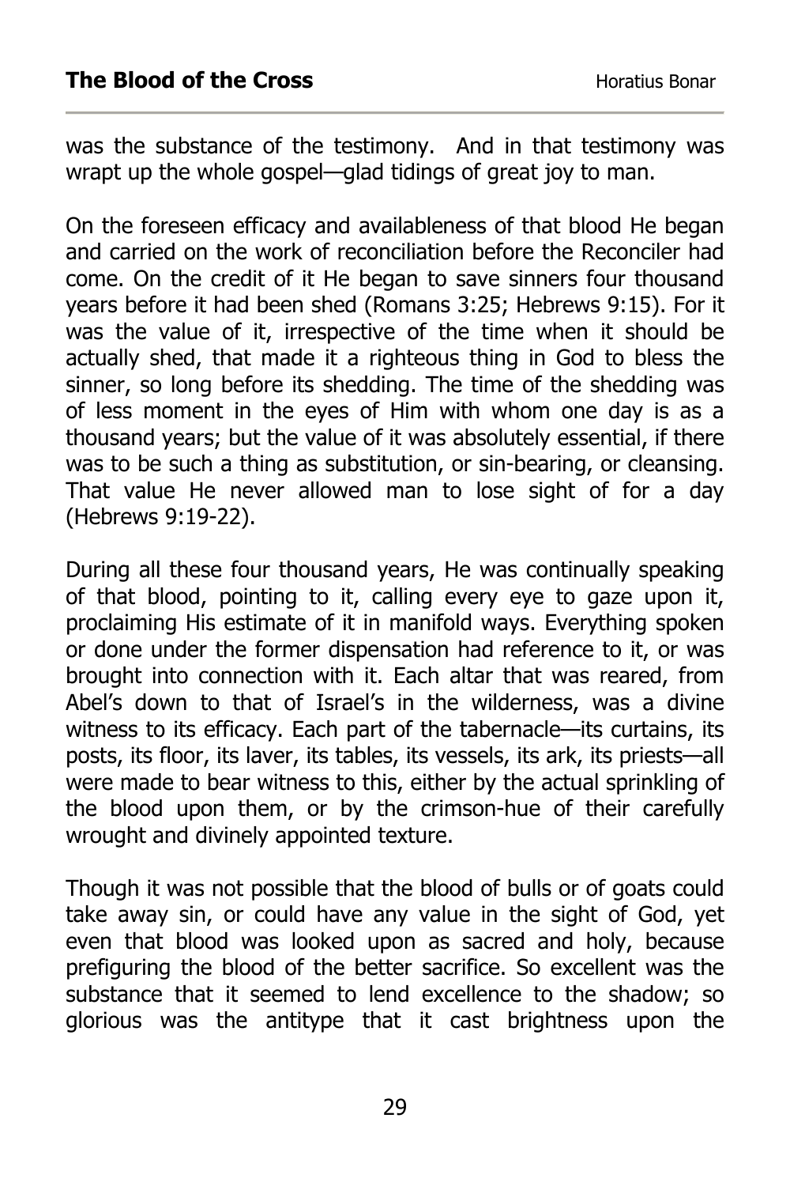was the substance of the testimony. And in that testimony was wrapt up the whole gospel—glad tidings of great joy to man.

On the foreseen efficacy and availableness of that blood He began and carried on the work of reconciliation before the Reconciler had come. On the credit of it He began to save sinners four thousand years before it had been shed (Romans 3:25; Hebrews 9:15). For it was the value of it, irrespective of the time when it should be actually shed, that made it a righteous thing in God to bless the sinner, so long before its shedding. The time of the shedding was of less moment in the eyes of Him with whom one day is as a thousand years; but the value of it was absolutely essential, if there was to be such a thing as substitution, or sin-bearing, or cleansing. That value He never allowed man to lose sight of for a day (Hebrews 9:19-22).

During all these four thousand years, He was continually speaking of that blood, pointing to it, calling every eye to gaze upon it, proclaiming His estimate of it in manifold ways. Everything spoken or done under the former dispensation had reference to it, or was brought into connection with it. Each altar that was reared, from Abel's down to that of Israel's in the wilderness, was a divine witness to its efficacy. Each part of the tabernacle—its curtains, its posts, its floor, its laver, its tables, its vessels, its ark, its priests—all were made to bear witness to this, either by the actual sprinkling of the blood upon them, or by the crimson-hue of their carefully wrought and divinely appointed texture.

Though it was not possible that the blood of bulls or of goats could take away sin, or could have any value in the sight of God, yet even that blood was looked upon as sacred and holy, because prefiguring the blood of the better sacrifice. So excellent was the substance that it seemed to lend excellence to the shadow; so glorious was the antitype that it cast brightness upon the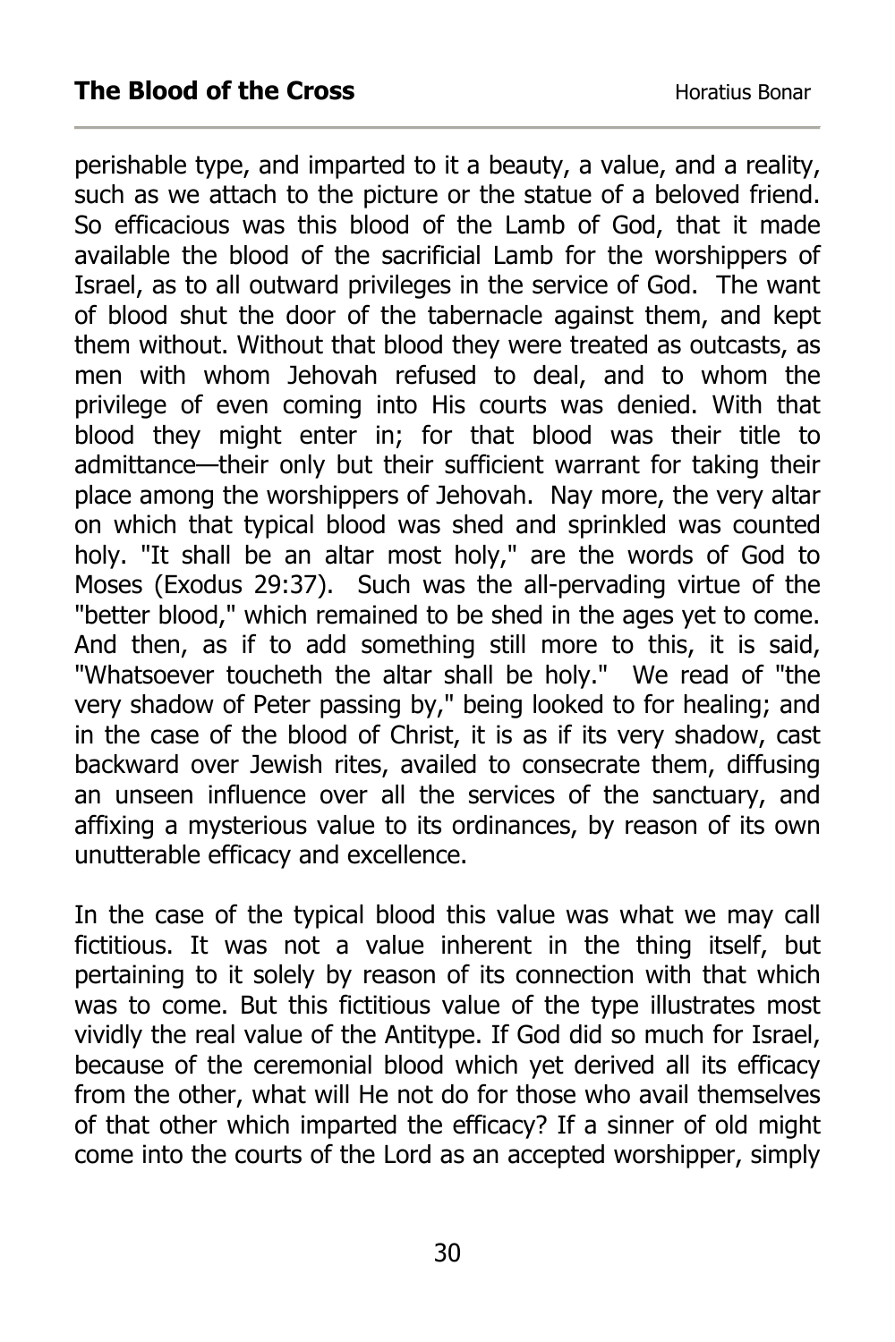perishable type, and imparted to it a beauty, a value, and a reality, such as we attach to the picture or the statue of a beloved friend. So efficacious was this blood of the Lamb of God, that it made available the blood of the sacrificial Lamb for the worshippers of Israel, as to all outward privileges in the service of God. The want of blood shut the door of the tabernacle against them, and kept them without. Without that blood they were treated as outcasts, as men with whom Jehovah refused to deal, and to whom the privilege of even coming into His courts was denied. With that blood they might enter in; for that blood was their title to admittance—their only but their sufficient warrant for taking their place among the worshippers of Jehovah. Nay more, the very altar on which that typical blood was shed and sprinkled was counted holy. "It shall be an altar most holy," are the words of God to Moses (Exodus 29:37). Such was the all-pervading virtue of the "better blood," which remained to be shed in the ages yet to come. And then, as if to add something still more to this, it is said, "Whatsoever toucheth the altar shall be holy." We read of "the very shadow of Peter passing by," being looked to for healing; and in the case of the blood of Christ, it is as if its very shadow, cast backward over Jewish rites, availed to consecrate them, diffusing an unseen influence over all the services of the sanctuary, and affixing a mysterious value to its ordinances, by reason of its own unutterable efficacy and excellence.

In the case of the typical blood this value was what we may call fictitious. It was not a value inherent in the thing itself, but pertaining to it solely by reason of its connection with that which was to come. But this fictitious value of the type illustrates most vividly the real value of the Antitype. If God did so much for Israel, because of the ceremonial blood which yet derived all its efficacy from the other, what will He not do for those who avail themselves of that other which imparted the efficacy? If a sinner of old might come into the courts of the Lord as an accepted worshipper, simply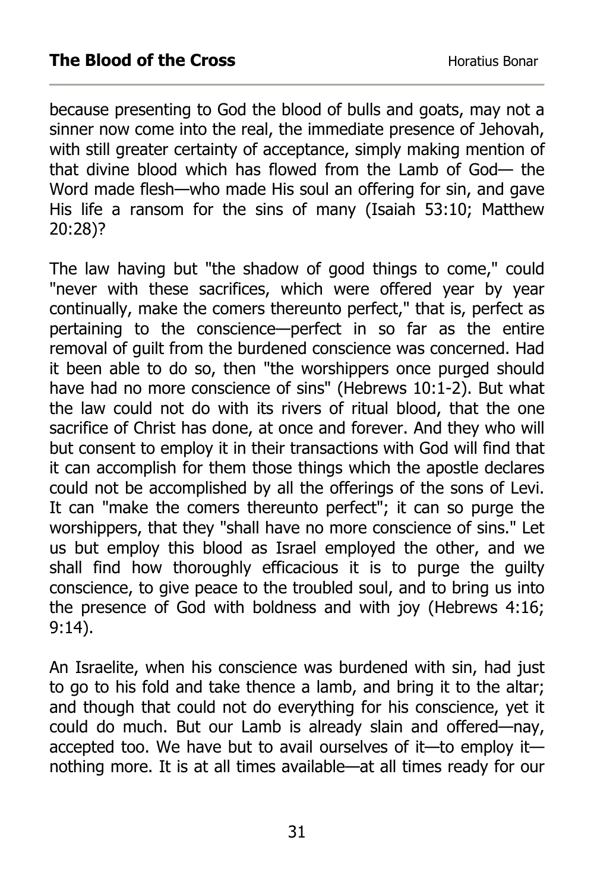because presenting to God the blood of bulls and goats, may not a sinner now come into the real, the immediate presence of Jehovah, with still greater certainty of acceptance, simply making mention of that divine blood which has flowed from the Lamb of God— the Word made flesh—who made His soul an offering for sin, and gave His life a ransom for the sins of many (Isaiah 53:10; Matthew 20:28)?

The law having but "the shadow of good things to come," could "never with these sacrifices, which were offered year by year continually, make the comers thereunto perfect," that is, perfect as pertaining to the conscience—perfect in so far as the entire removal of guilt from the burdened conscience was concerned. Had it been able to do so, then "the worshippers once purged should have had no more conscience of sins" (Hebrews 10:1-2). But what the law could not do with its rivers of ritual blood, that the one sacrifice of Christ has done, at once and forever. And they who will but consent to employ it in their transactions with God will find that it can accomplish for them those things which the apostle declares could not be accomplished by all the offerings of the sons of Levi. It can "make the comers thereunto perfect"; it can so purge the worshippers, that they "shall have no more conscience of sins." Let us but employ this blood as Israel employed the other, and we shall find how thoroughly efficacious it is to purge the guilty conscience, to give peace to the troubled soul, and to bring us into the presence of God with boldness and with joy (Hebrews 4:16; 9:14).

An Israelite, when his conscience was burdened with sin, had just to go to his fold and take thence a lamb, and bring it to the altar; and though that could not do everything for his conscience, yet it could do much. But our Lamb is already slain and offered—nay, accepted too. We have but to avail ourselves of it—to employ it—nothing more. It is at all times available—at all times ready for our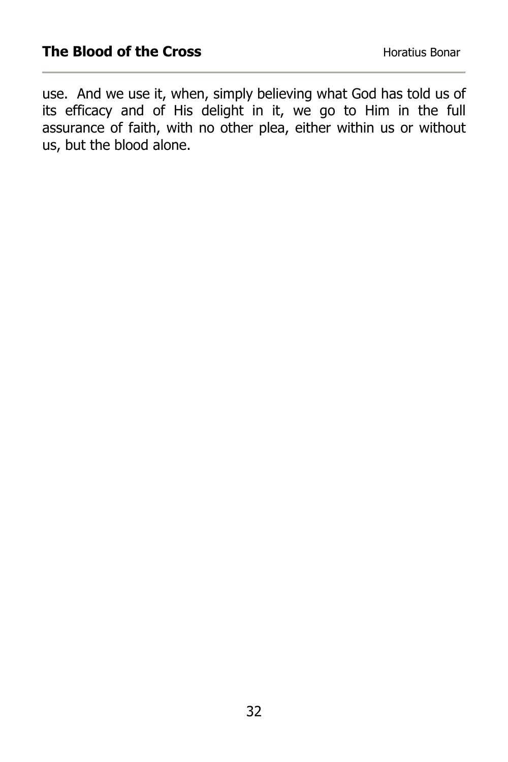use. And we use it, when, simply believing what God has told us of its efficacy and of His delight in it, we go to Him in the full assurance of faith, with no other plea, either within us or without us, but the blood alone.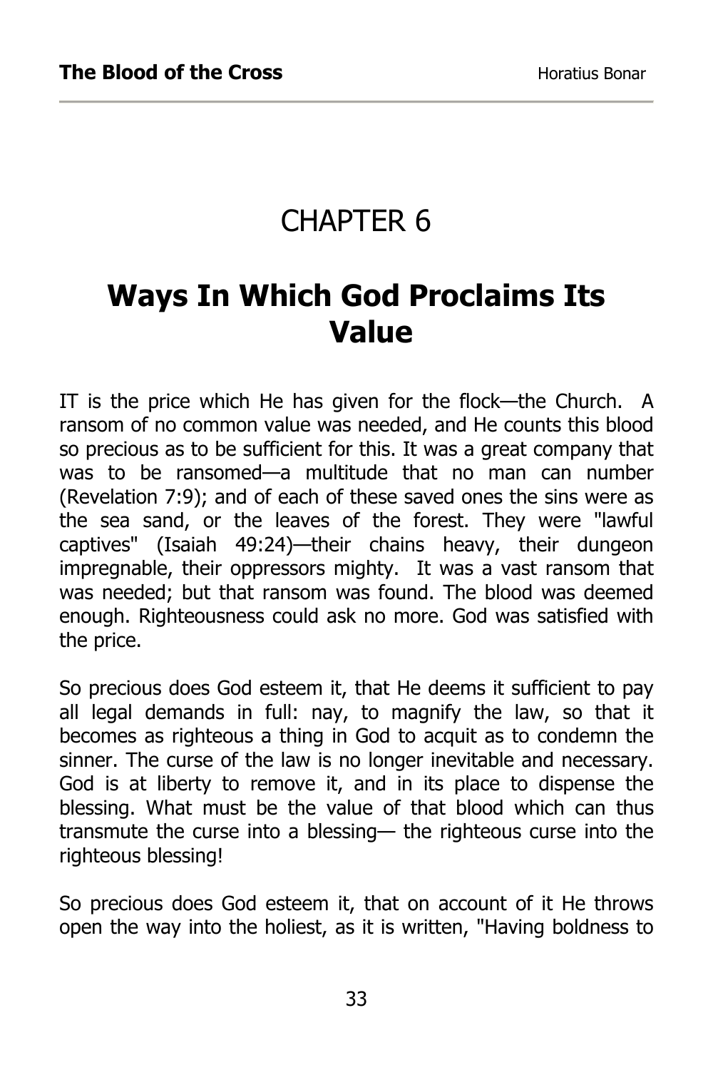# CHAPTER 6

## Ways In Which God Proclaims Its Value

IT is the price which He has given for the flock—the Church. A ransom of no common value was needed, and He counts this blood so precious as to be sufficient for this. It was a great company that was to be ransomed—a multitude that no man can number (Revelation 7:9); and of each of these saved ones the sins were as the sea sand, or the leaves of the forest. They were "lawful captives" (Isaiah 49:24)—their chains heavy, their dungeon impregnable, their oppressors mighty. It was a vast ransom that was needed; but that ransom was found. The blood was deemed enough. Righteousness could ask no more. God was satisfied with the price.

So precious does God esteem it, that He deems it sufficient to pay all legal demands in full: nay, to magnify the law, so that it becomes as righteous a thing in God to acquit as to condemn the sinner. The curse of the law is no longer inevitable and necessary. God is at liberty to remove it, and in its place to dispense the blessing. What must be the value of that blood which can thus transmute the curse into a blessing— the righteous curse into the righteous blessing!

So precious does God esteem it, that on account of it He throws open the way into the holiest, as it is written, "Having boldness to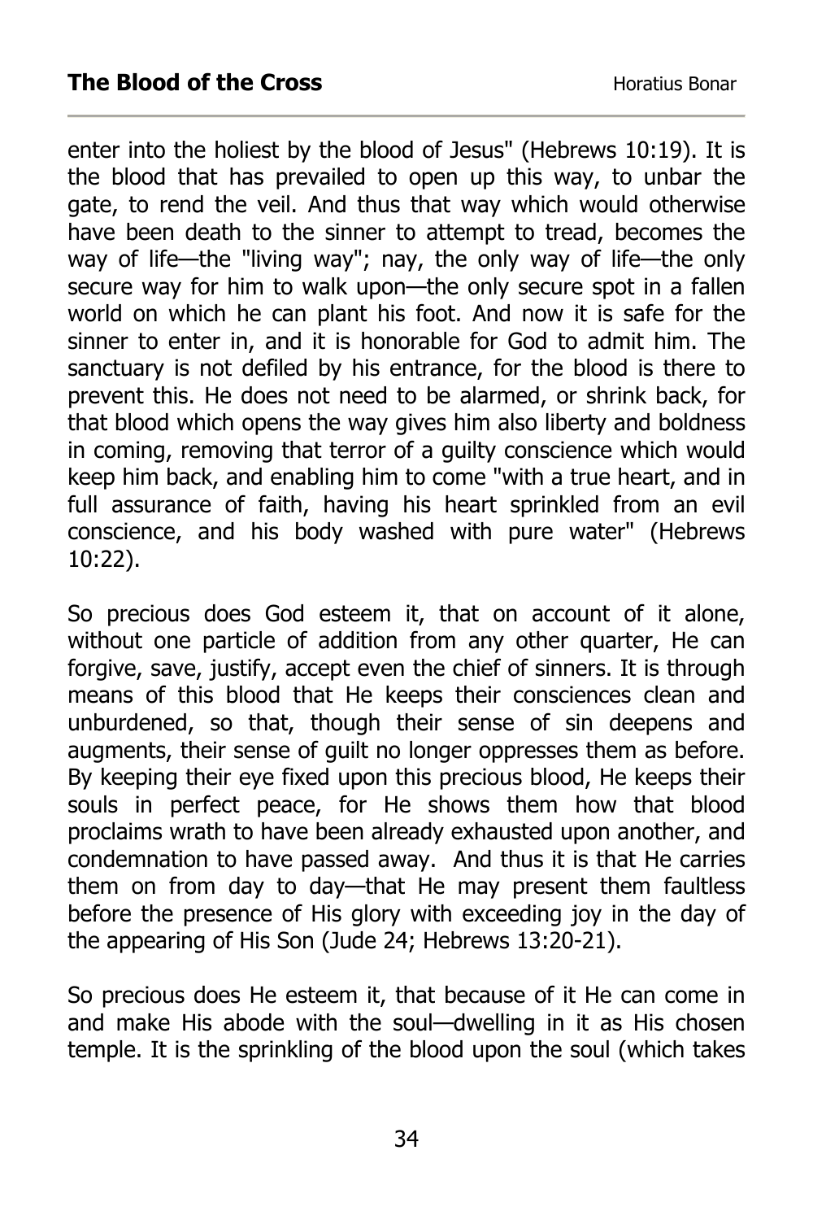enter into the holiest by the blood of Jesus" (Hebrews 10:19). It is the blood that has prevailed to open up this way, to unbar the gate, to rend the veil. And thus that way which would otherwise have been death to the sinner to attempt to tread, becomes the way of life—the "living way"; nay, the only way of life—the only secure way for him to walk upon—the only secure spot in a fallen world on which he can plant his foot. And now it is safe for the sinner to enter in, and it is honorable for God to admit him. The sanctuary is not defiled by his entrance, for the blood is there to prevent this. He does not need to be alarmed, or shrink back, for that blood which opens the way gives him also liberty and boldness in coming, removing that terror of a guilty conscience which would keep him back, and enabling him to come "with a true heart, and in full assurance of faith, having his heart sprinkled from an evil conscience, and his body washed with pure water" (Hebrews 10:22).

So precious does God esteem it, that on account of it alone, without one particle of addition from any other quarter, He can forgive, save, justify, accept even the chief of sinners. It is through means of this blood that He keeps their consciences clean and unburdened, so that, though their sense of sin deepens and augments, their sense of guilt no longer oppresses them as before. By keeping their eye fixed upon this precious blood, He keeps their souls in perfect peace, for He shows them how that blood proclaims wrath to have been already exhausted upon another, and condemnation to have passed away. And thus it is that He carries them on from day to day—that He may present them faultless before the presence of His glory with exceeding joy in the day of the appearing of His Son (Jude 24; Hebrews 13:20-21).

So precious does He esteem it, that because of it He can come in and make His abode with the soul—dwelling in it as His chosen temple. It is the sprinkling of the blood upon the soul (which takes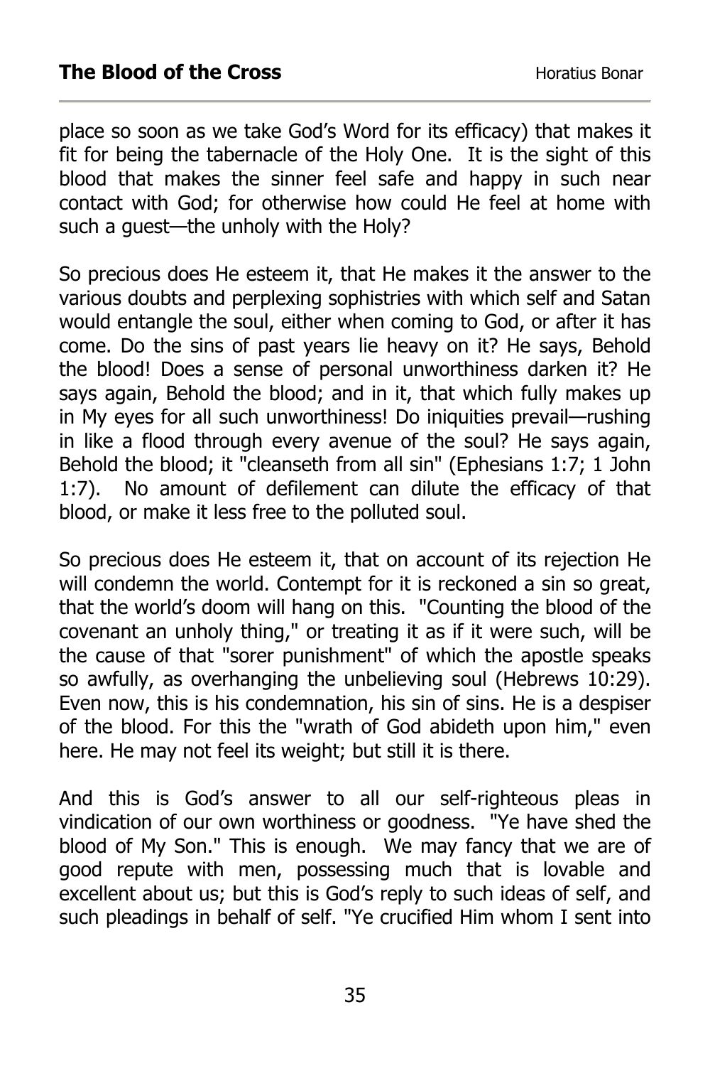place so soon as we take God's Word for its efficacy) that makes it fit for being the tabernacle of the Holy One. It is the sight of this blood that makes the sinner feel safe and happy in such near contact with God; for otherwise how could He feel at home with such a guest—the unholy with the Holy?

So precious does He esteem it, that He makes it the answer to the various doubts and perplexing sophistries with which self and Satan would entangle the soul, either when coming to God, or after it has come. Do the sins of past years lie heavy on it? He says, Behold the blood! Does a sense of personal unworthiness darken it? He says again, Behold the blood; and in it, that which fully makes up in My eyes for all such unworthiness! Do iniquities prevail—rushing in like a flood through every avenue of the soul? He says again, Behold the blood; it "cleanseth from all sin" (Ephesians 1:7; 1 John 1:7). No amount of defilement can dilute the efficacy of that blood, or make it less free to the polluted soul.

So precious does He esteem it, that on account of its rejection He will condemn the world. Contempt for it is reckoned a sin so great, that the world's doom will hang on this. "Counting the blood of the covenant an unholy thing," or treating it as if it were such, will be the cause of that "sorer punishment" of which the apostle speaks so awfully, as overhanging the unbelieving soul (Hebrews 10:29). Even now, this is his condemnation, his sin of sins. He is a despiser of the blood. For this the "wrath of God abideth upon him," even here. He may not feel its weight; but still it is there.

And this is God's answer to all our self-righteous pleas in vindication of our own worthiness or goodness. "Ye have shed the blood of My Son." This is enough. We may fancy that we are of good repute with men, possessing much that is lovable and excellent about us; but this is God's reply to such ideas of self, and such pleadings in behalf of self. "Ye crucified Him whom I sent into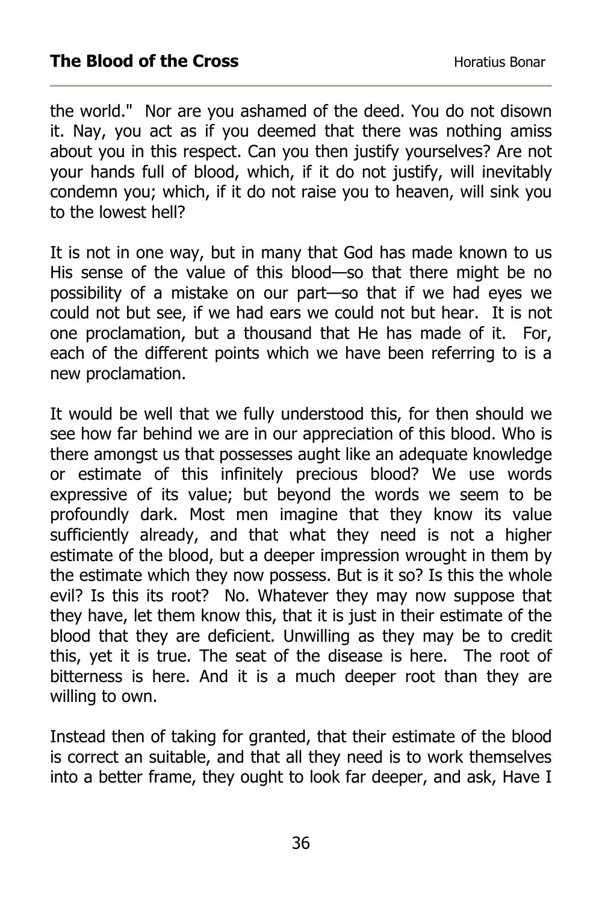the world." Nor are you ashamed of the deed. You do not disown it. Nay, you act as if you deemed that there was nothing amiss about you in this respect. Can you then justify yourselves? Are not your hands full of blood, which, if it do not justify, will inevitably condemn you; which, if it do not raise you to heaven, will sink you to the lowest hell?

It is not in one way, but in many that God has made known to us His sense of the value of this blood—so that there might be no possibility of a mistake on our part—so that if we had eyes we could not but see, if we had ears we could not but hear. It is not one proclamation, but a thousand that He has made of it. For, each of the different points which we have been referring to is a new proclamation.

It would be well that we fully understood this, for then should we see how far behind we are in our appreciation of this blood. Who is there amongst us that possesses aught like an adequate knowledge or estimate of this infinitely precious blood? We use words expressive of its value; but beyond the words we seem to be profoundly dark. Most men imagine that they know its value sufficiently already, and that what they need is not a higher estimate of the blood, but a deeper impression wrought in them by the estimate which they now possess. But is it so? Is this the whole evil? Is this its root? No. Whatever they may now suppose that they have, let them know this, that it is just in their estimate of the blood that they are deficient. Unwilling as they may be to credit this, yet it is true. The seat of the disease is here. The root of bitterness is here. And it is a much deeper root than they are willing to own.

Instead then of taking for granted, that their estimate of the blood is correct an suitable, and that all they need is to work themselves into a better frame, they ought to look far deeper, and ask, Have I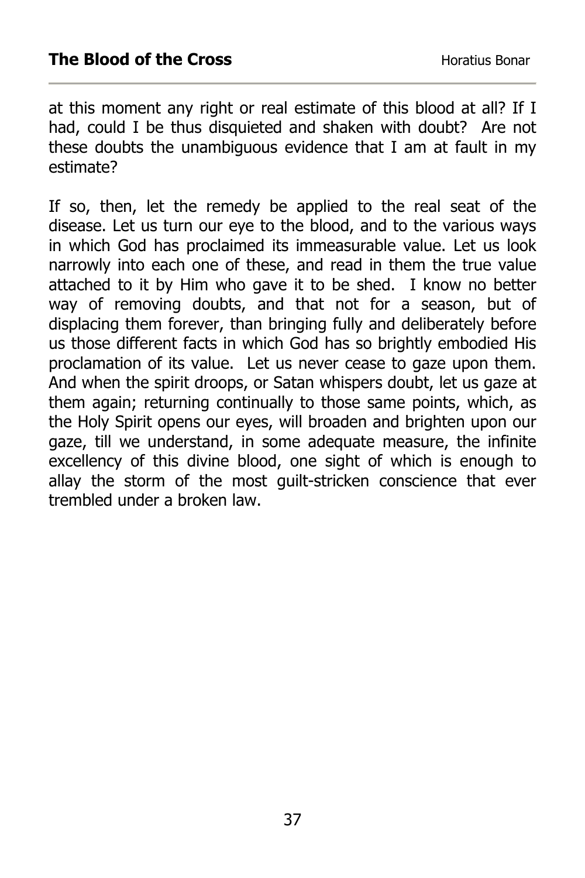at this moment any right or real estimate of this blood at all? If I had, could I be thus disquieted and shaken with doubt? Are not these doubts the unambiguous evidence that I am at fault in my estimate?

If so, then, let the remedy be applied to the real seat of the disease. Let us turn our eye to the blood, and to the various ways in which God has proclaimed its immeasurable value. Let us look narrowly into each one of these, and read in them the true value attached to it by Him who gave it to be shed. I know no better way of removing doubts, and that not for a season, but of displacing them forever, than bringing fully and deliberately before us those different facts in which God has so brightly embodied His proclamation of its value. Let us never cease to gaze upon them. And when the spirit droops, or Satan whispers doubt, let us gaze at them again; returning continually to those same points, which, as the Holy Spirit opens our eyes, will broaden and brighten upon our gaze, till we understand, in some adequate measure, the infinite excellency of this divine blood, one sight of which is enough to allay the storm of the most guilt-stricken conscience that ever trembled under a broken law.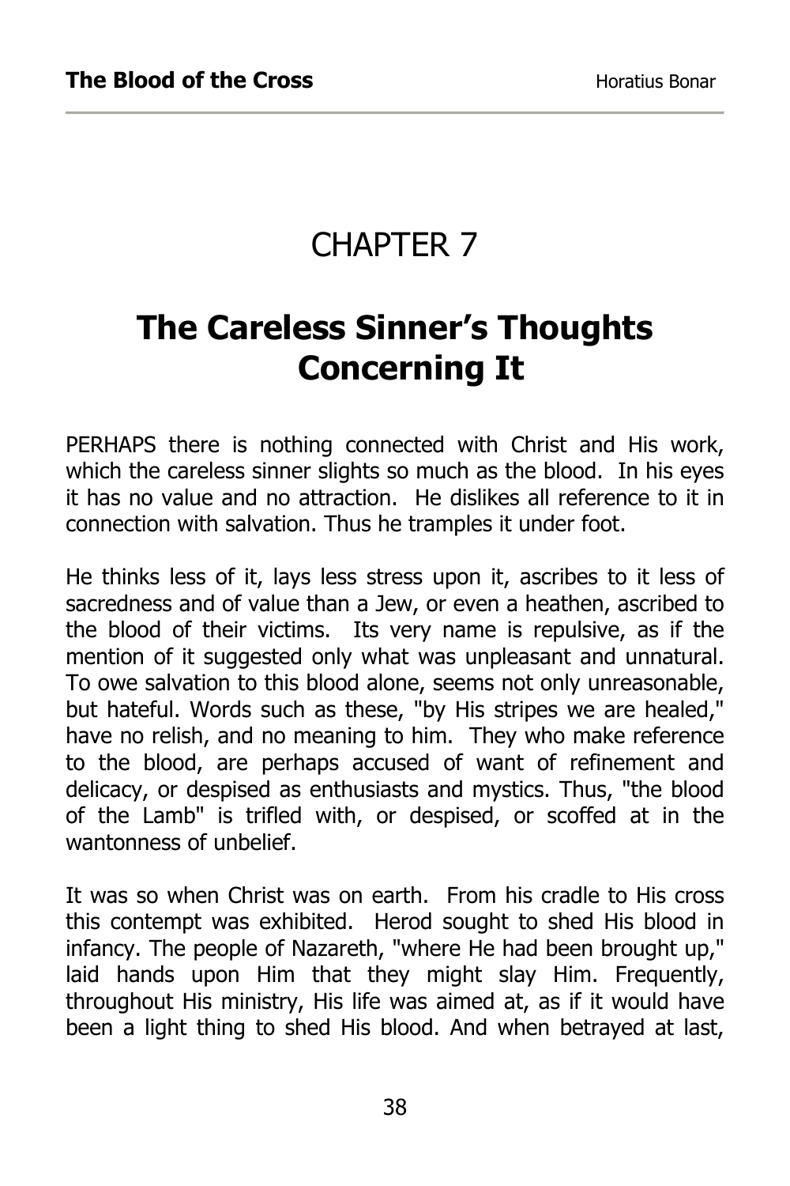# CHAPTER 7

# The Careless Sinner's Thoughts Concerning It

PERHAPS there is nothing connected with Christ and His work, which the careless sinner slights so much as the blood. In his eyes it has no value and no attraction. He dislikes all reference to it in connection with salvation. Thus he tramples it under foot.

He thinks less of it, lays less stress upon it, ascribes to it less of sacredness and of value than a Jew, or even a heathen, ascribed to the blood of their victims. Its very name is repulsive, as if the mention of it suggested only what was unpleasant and unnatural. To owe salvation to this blood alone, seems not only unreasonable, but hateful. Words such as these, "by His stripes we are healed," have no relish, and no meaning to him. They who make reference to the blood, are perhaps accused of want of refinement and delicacy, or despised as enthusiasts and mystics. Thus, "the blood of the Lamb" is trifled with, or despised, or scoffed at in the wantonness of unbelief.

It was so when Christ was on earth. From his cradle to His cross this contempt was exhibited. Herod sought to shed His blood in infancy. The people of Nazareth, "where He had been brought up," laid hands upon Him that they might slay Him. Frequently, throughout His ministry, His life was aimed at, as if it would have been a light thing to shed His blood. And when betrayed at last,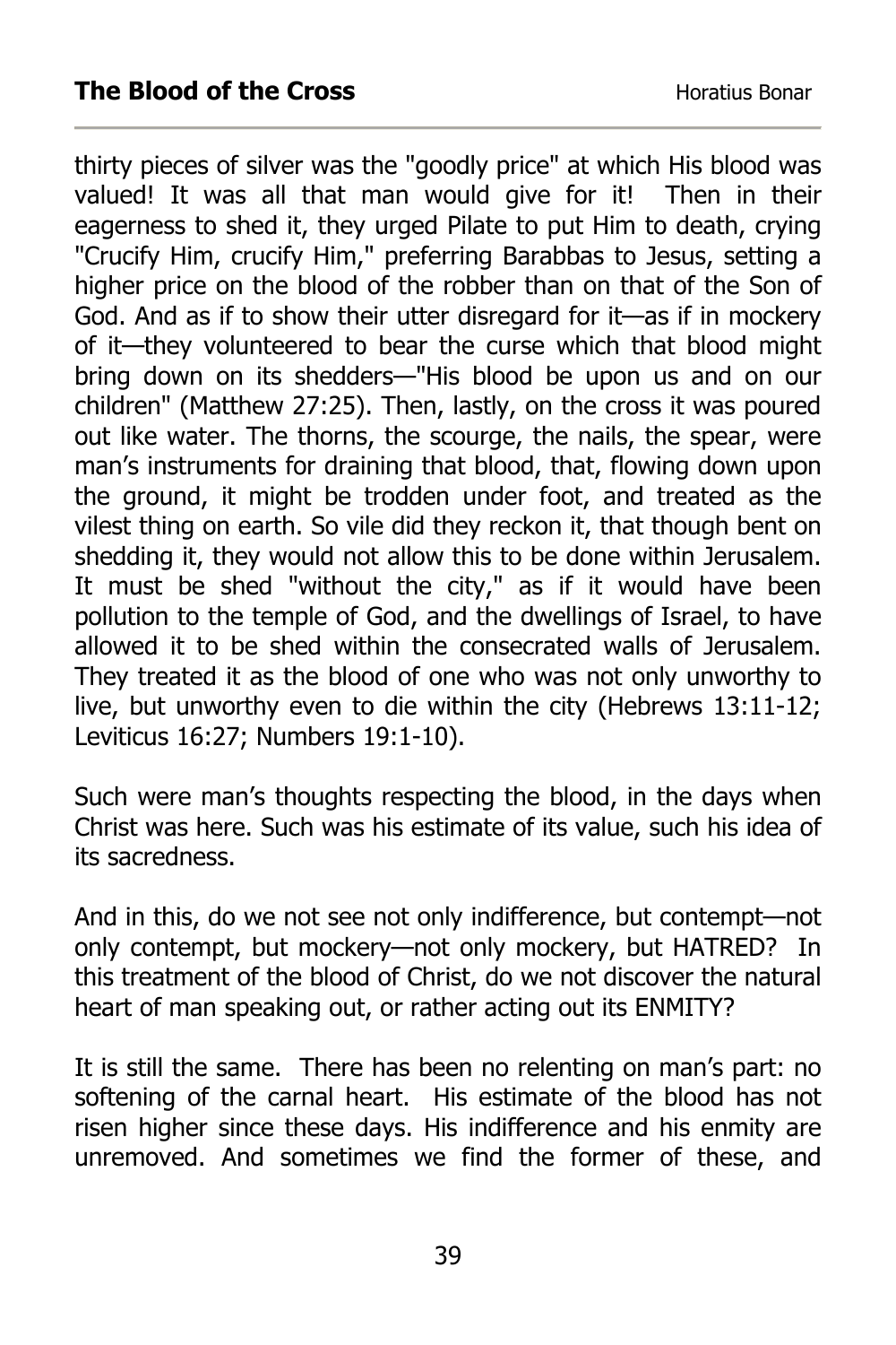thirty pieces of silver was the "goodly price" at which His blood was valued! It was all that man would give for it! Then in their eagerness to shed it, they urged Pilate to put Him to death, crying "Crucify Him, crucify Him," preferring Barabbas to Jesus, setting a higher price on the blood of the robber than on that of the Son of God. And as if to show their utter disregard for it—as if in mockery of it—they volunteered to bear the curse which that blood might bring down on its shedders—"His blood be upon us and on our children" (Matthew 27:25). Then, lastly, on the cross it was poured out like water. The thorns, the scourge, the nails, the spear, were man's instruments for draining that blood, that, flowing down upon the ground, it might be trodden under foot, and treated as the vilest thing on earth. So vile did they reckon it, that though bent on shedding it, they would not allow this to be done within Jerusalem. It must be shed "without the city," as if it would have been pollution to the temple of God, and the dwellings of Israel, to have allowed it to be shed within the consecrated walls of Jerusalem. They treated it as the blood of one who was not only unworthy to live, but unworthy even to die within the city (Hebrews 13:11-12; Leviticus 16:27; Numbers 19:1-10).

Such were man's thoughts respecting the blood, in the days when Christ was here. Such was his estimate of its value, such his idea of its sacredness.

And in this, do we not see not only indifference, but contempt—not only contempt, but mockery—not only mockery, but HATRED? In this treatment of the blood of Christ, do we not discover the natural heart of man speaking out, or rather acting out its ENMITY?

It is still the same. There has been no relenting on man's part: no softening of the carnal heart. His estimate of the blood has not risen higher since these days. His indifference and his enmity are unremoved. And sometimes we find the former of these, and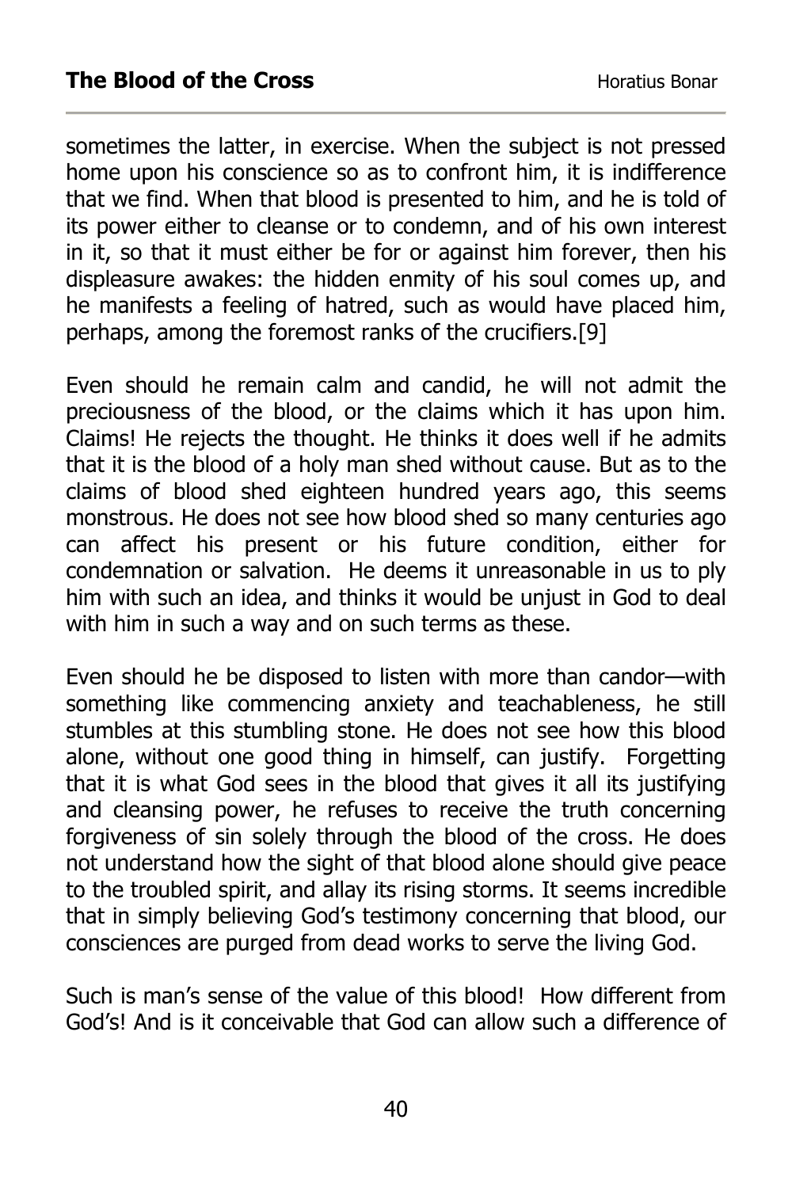sometimes the latter, in exercise. When the subject is not pressed home upon his conscience so as to confront him, it is indifference that we find. When that blood is presented to him, and he is told of its power either to cleanse or to condemn, and of his own interest in it, so that it must either be for or against him forever, then his displeasure awakes: the hidden enmity of his soul comes up, and he manifests a feeling of hatred, such as would have placed him, perhaps, among the foremost ranks of the crucifiers.[9]

Even should he remain calm and candid, he will not admit the preciousness of the blood, or the claims which it has upon him. Claims! He rejects the thought. He thinks it does well if he admits that it is the blood of a holy man shed without cause. But as to the claims of blood shed eighteen hundred years ago, this seems monstrous. He does not see how blood shed so many centuries ago can affect his present or his future condition, either for condemnation or salvation. He deems it unreasonable in us to ply him with such an idea, and thinks it would be unjust in God to deal with him in such a way and on such terms as these.

Even should he be disposed to listen with more than candor—with something like commencing anxiety and teachableness, he still stumbles at this stumbling stone. He does not see how this blood alone, without one good thing in himself, can justify. Forgetting that it is what God sees in the blood that gives it all its justifying and cleansing power, he refuses to receive the truth concerning forgiveness of sin solely through the blood of the cross. He does not understand how the sight of that blood alone should give peace to the troubled spirit, and allay its rising storms. It seems incredible that in simply believing God's testimony concerning that blood, our consciences are purged from dead works to serve the living God.

Such is man's sense of the value of this blood! How different from God's! And is it conceivable that God can allow such a difference of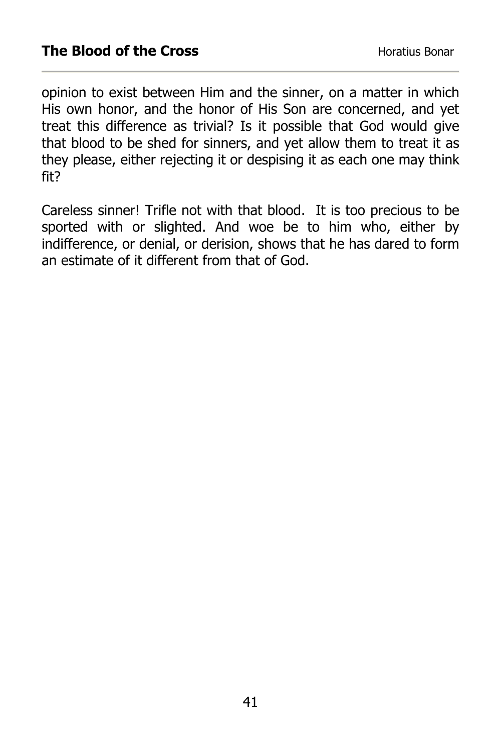opinion to exist between Him and the sinner, on a matter in which His own honor, and the honor of His Son are concerned, and yet treat this difference as trivial? Is it possible that God would give that blood to be shed for sinners, and yet allow them to treat it as they please, either rejecting it or despising it as each one may think fit?

Careless sinner! Trifle not with that blood. It is too precious to be sported with or slighted. And woe be to him who, either by indifference, or denial, or derision, shows that he has dared to form an estimate of it different from that of God.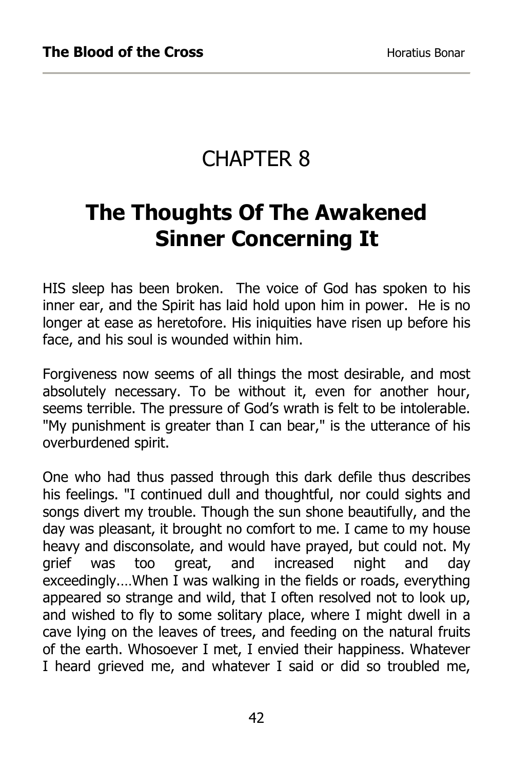# CHAPTER 8

## The Thoughts Of The Awakened Sinner Concerning It

HIS sleep has been broken. The voice of God has spoken to his inner ear, and the Spirit has laid hold upon him in power. He is no longer at ease as heretofore. His iniquities have risen up before his face, and his soul is wounded within him.

Forgiveness now seems of all things the most desirable, and most absolutely necessary. To be without it, even for another hour, seems terrible. The pressure of God's wrath is felt to be intolerable. "My punishment is greater than I can bear," is the utterance of his overburdened spirit.

One who had thus passed through this dark defile thus describes his feelings. "I continued dull and thoughtful, nor could sights and songs divert my trouble. Though the sun shone beautifully, and the day was pleasant, it brought no comfort to me. I came to my house heavy and disconsolate, and would have prayed, but could not. My grief was too great, and increased night and day exceedingly.…When I was walking in the fields or roads, everything appeared so strange and wild, that I often resolved not to look up, and wished to fly to some solitary place, where I might dwell in a cave lying on the leaves of trees, and feeding on the natural fruits of the earth. Whosoever I met, I envied their happiness. Whatever I heard grieved me, and whatever I said or did so troubled me,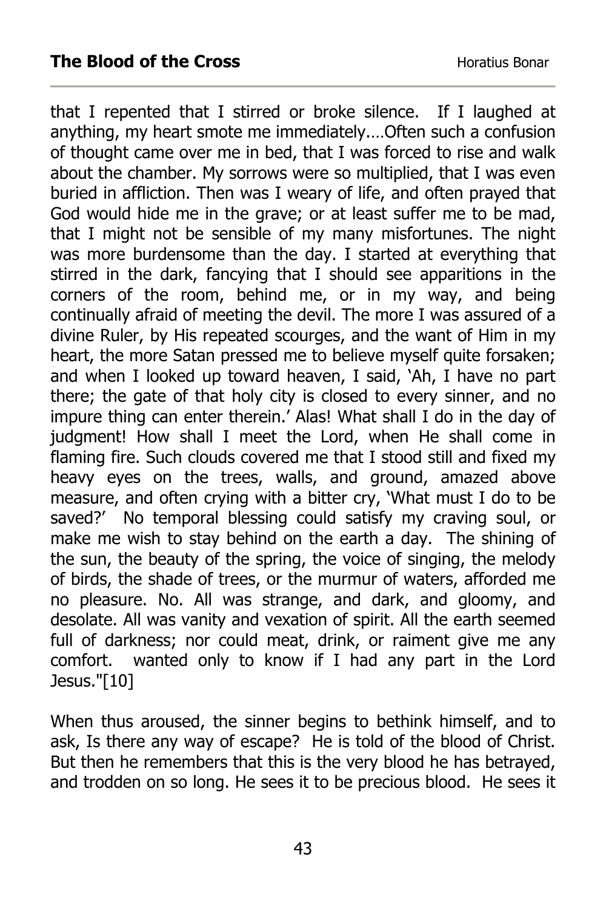that I repented that I stirred or broke silence. If I laughed at anything, my heart smote me immediately.…Often such a confusion of thought came over me in bed, that I was forced to rise and walk about the chamber. My sorrows were so multiplied, that I was even buried in affliction. Then was I weary of life, and often prayed that God would hide me in the grave; or at least suffer me to be mad, that I might not be sensible of my many misfortunes. The night was more burdensome than the day. I started at everything that stirred in the dark, fancying that I should see apparitions in the corners of the room, behind me, or in my way, and being continually afraid of meeting the devil. The more I was assured of a divine Ruler, by His repeated scourges, and the want of Him in my heart, the more Satan pressed me to believe myself quite forsaken; and when I looked up toward heaven, I said, 'Ah, I have no part there; the gate of that holy city is closed to every sinner, and no impure thing can enter therein.' Alas! What shall I do in the day of judgment! How shall I meet the Lord, when He shall come in flaming fire. Such clouds covered me that I stood still and fixed my heavy eyes on the trees, walls, and ground, amazed above measure, and often crying with a bitter cry, 'What must I do to be saved?' No temporal blessing could satisfy my craving soul, or make me wish to stay behind on the earth a day. The shining of the sun, the beauty of the spring, the voice of singing, the melody of birds, the shade of trees, or the murmur of waters, afforded me no pleasure. No. All was strange, and dark, and gloomy, and desolate. All was vanity and vexation of spirit. All the earth seemed full of darkness; nor could meat, drink, or raiment give me any comfort. wanted only to know if I had any part in the Lord Jesus."[10]

When thus aroused, the sinner begins to bethink himself, and to ask, Is there any way of escape? He is told of the blood of Christ. But then he remembers that this is the very blood he has betrayed, and trodden on so long. He sees it to be precious blood. He sees it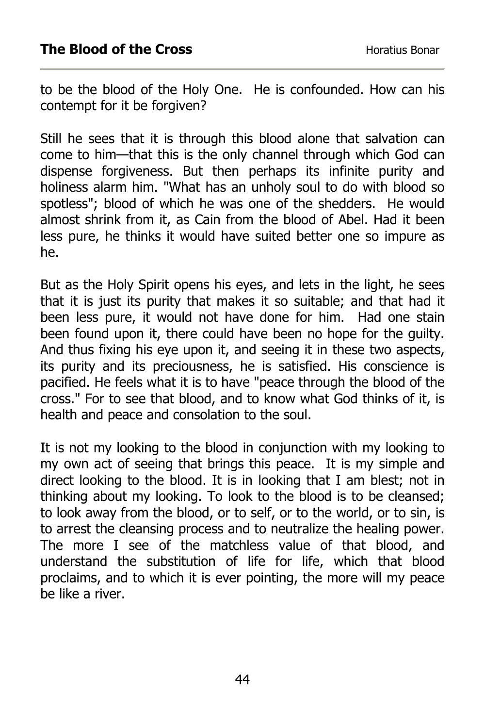to be the blood of the Holy One. He is confounded. How can his contempt for it be forgiven?

Still he sees that it is through this blood alone that salvation can come to him—that this is the only channel through which God can dispense forgiveness. But then perhaps its infinite purity and holiness alarm him. "What has an unholy soul to do with blood so spotless"; blood of which he was one of the shedders. He would almost shrink from it, as Cain from the blood of Abel. Had it been less pure, he thinks it would have suited better one so impure as he.

But as the Holy Spirit opens his eyes, and lets in the light, he sees that it is just its purity that makes it so suitable; and that had it been less pure, it would not have done for him. Had one stain been found upon it, there could have been no hope for the guilty. And thus fixing his eye upon it, and seeing it in these two aspects, its purity and its preciousness, he is satisfied. His conscience is pacified. He feels what it is to have "peace through the blood of the cross." For to see that blood, and to know what God thinks of it, is health and peace and consolation to the soul.

It is not my looking to the blood in conjunction with my looking to my own act of seeing that brings this peace. It is my simple and direct looking to the blood. It is in looking that I am blest; not in thinking about my looking. To look to the blood is to be cleansed; to look away from the blood, or to self, or to the world, or to sin, is to arrest the cleansing process and to neutralize the healing power. The more I see of the matchless value of that blood, and understand the substitution of life for life, which that blood proclaims, and to which it is ever pointing, the more will my peace be like a river.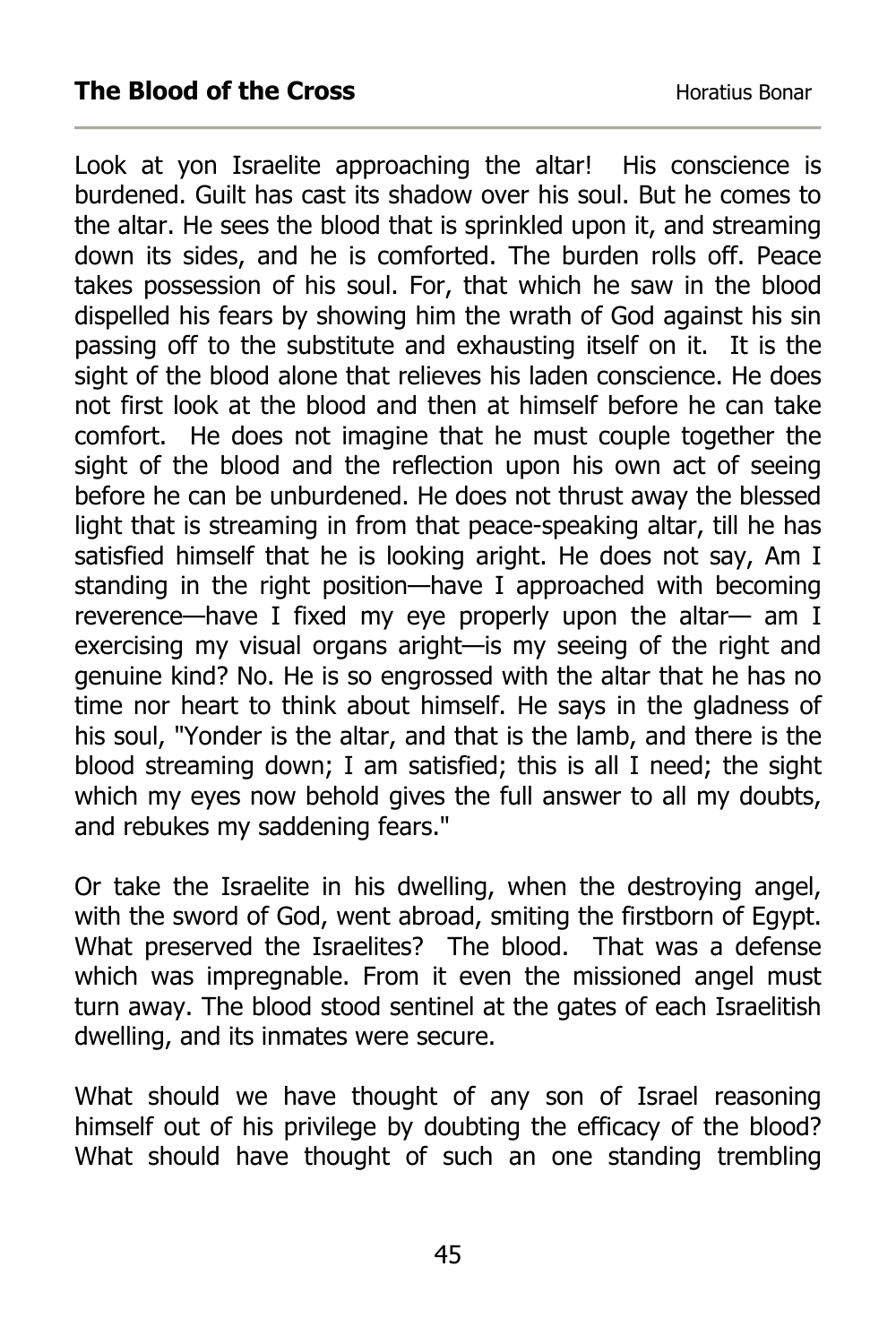Look at yon Israelite approaching the altar! His conscience is burdened. Guilt has cast its shadow over his soul. But he comes to the altar. He sees the blood that is sprinkled upon it, and streaming down its sides, and he is comforted. The burden rolls off. Peace takes possession of his soul. For, that which he saw in the blood dispelled his fears by showing him the wrath of God against his sin passing off to the substitute and exhausting itself on it. It is the sight of the blood alone that relieves his laden conscience. He does not first look at the blood and then at himself before he can take comfort. He does not imagine that he must couple together the sight of the blood and the reflection upon his own act of seeing before he can be unburdened. He does not thrust away the blessed light that is streaming in from that peace-speaking altar, till he has satisfied himself that he is looking aright. He does not say, Am I standing in the right position—have I approached with becoming reverence—have I fixed my eye properly upon the altar— am I exercising my visual organs aright—is my seeing of the right and genuine kind? No. He is so engrossed with the altar that he has no time nor heart to think about himself. He says in the gladness of his soul, "Yonder is the altar, and that is the lamb, and there is the blood streaming down; I am satisfied; this is all I need; the sight which my eyes now behold gives the full answer to all my doubts, and rebukes my saddening fears."

Or take the Israelite in his dwelling, when the destroying angel, with the sword of God, went abroad, smiting the firstborn of Egypt. What preserved the Israelites? The blood. That was a defense which was impregnable. From it even the missioned angel must turn away. The blood stood sentinel at the gates of each Israelitish dwelling, and its inmates were secure.

What should we have thought of any son of Israel reasoning himself out of his privilege by doubting the efficacy of the blood? What should have thought of such an one standing trembling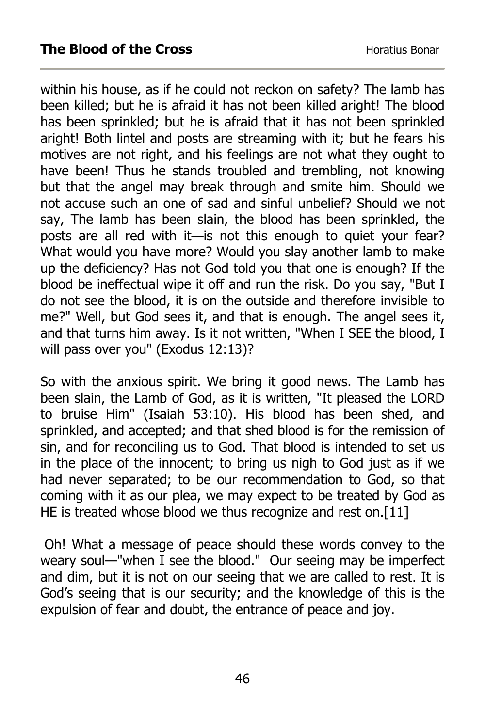within his house, as if he could not reckon on safety? The lamb has been killed; but he is afraid it has not been killed aright! The blood has been sprinkled; but he is afraid that it has not been sprinkled aright! Both lintel and posts are streaming with it; but he fears his motives are not right, and his feelings are not what they ought to have been! Thus he stands troubled and trembling, not knowing but that the angel may break through and smite him. Should we not accuse such an one of sad and sinful unbelief? Should we not say, The lamb has been slain, the blood has been sprinkled, the posts are all red with it—is not this enough to quiet your fear? What would you have more? Would you slay another lamb to make up the deficiency? Has not God told you that one is enough? If the blood be ineffectual wipe it off and run the risk. Do you say, "But I do not see the blood, it is on the outside and therefore invisible to me?" Well, but God sees it, and that is enough. The angel sees it, and that turns him away. Is it not written, "When I SEE the blood, I will pass over you" (Exodus 12:13)?

So with the anxious spirit. We bring it good news. The Lamb has been slain, the Lamb of God, as it is written, "It pleased the LORD to bruise Him" (Isaiah 53:10). His blood has been shed, and sprinkled, and accepted; and that shed blood is for the remission of sin, and for reconciling us to God. That blood is intended to set us in the place of the innocent; to bring us nigh to God just as if we had never separated; to be our recommendation to God, so that coming with it as our plea, we may expect to be treated by God as HE is treated whose blood we thus recognize and rest on.[11]

Oh! What a message of peace should these words convey to the weary soul—"when I see the blood." Our seeing may be imperfect and dim, but it is not on our seeing that we are called to rest. It is God's seeing that is our security; and the knowledge of this is the expulsion of fear and doubt, the entrance of peace and joy.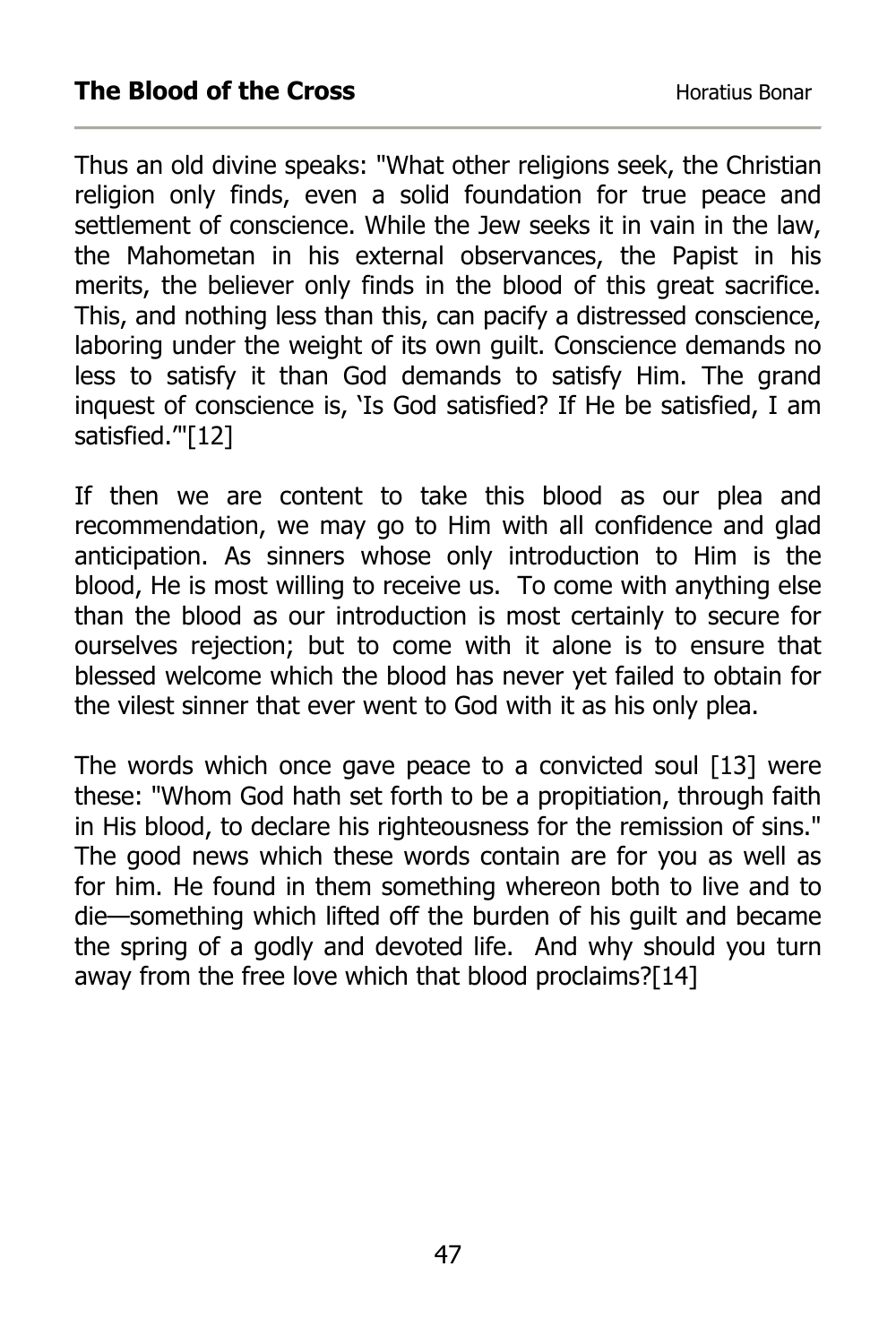Thus an old divine speaks: "What other religions seek, the Christian religion only finds, even a solid foundation for true peace and settlement of conscience. While the Jew seeks it in vain in the law, the Mahometan in his external observances, the Papist in his merits, the believer only finds in the blood of this great sacrifice. This, and nothing less than this, can pacify a distressed conscience, laboring under the weight of its own guilt. Conscience demands no less to satisfy it than God demands to satisfy Him. The grand inquest of conscience is, 'Is God satisfied? If He be satisfied, I am satisfied.'"[12]

If then we are content to take this blood as our plea and recommendation, we may go to Him with all confidence and glad anticipation. As sinners whose only introduction to Him is the blood, He is most willing to receive us. To come with anything else than the blood as our introduction is most certainly to secure for ourselves rejection; but to come with it alone is to ensure that blessed welcome which the blood has never yet failed to obtain for the vilest sinner that ever went to God with it as his only plea.

The words which once gave peace to a convicted soul [13] were these: "Whom God hath set forth to be a propitiation, through faith in His blood, to declare his righteousness for the remission of sins." The good news which these words contain are for you as well as for him. He found in them something whereon both to live and to die—something which lifted off the burden of his guilt and became the spring of a godly and devoted life. And why should you turn away from the free love which that blood proclaims?[14]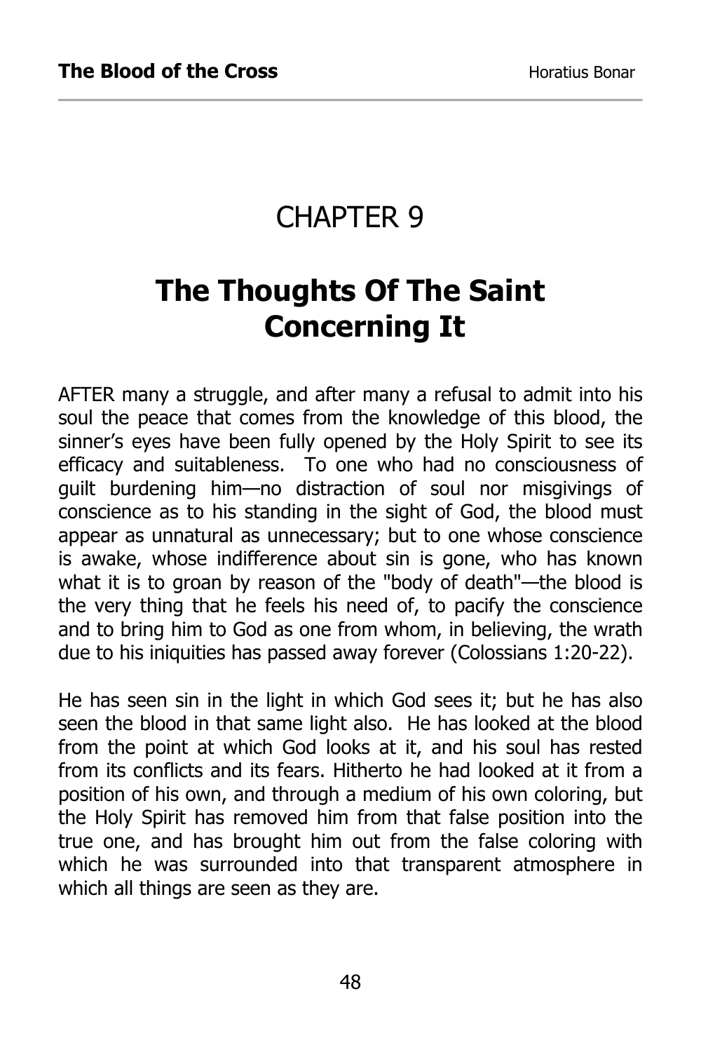# CHAPTER 9

## The Thoughts Of The Saint Concerning It

AFTER many a struggle, and after many a refusal to admit into his soul the peace that comes from the knowledge of this blood, the sinner's eyes have been fully opened by the Holy Spirit to see its efficacy and suitableness. To one who had no consciousness of guilt burdening him—no distraction of soul nor misgivings of conscience as to his standing in the sight of God, the blood must appear as unnatural as unnecessary; but to one whose conscience is awake, whose indifference about sin is gone, who has known what it is to groan by reason of the "body of death"—the blood is the very thing that he feels his need of, to pacify the conscience and to bring him to God as one from whom, in believing, the wrath due to his iniquities has passed away forever (Colossians 1:20-22).

He has seen sin in the light in which God sees it; but he has also seen the blood in that same light also. He has looked at the blood from the point at which God looks at it, and his soul has rested from its conflicts and its fears. Hitherto he had looked at it from a position of his own, and through a medium of his own coloring, but the Holy Spirit has removed him from that false position into the true one, and has brought him out from the false coloring with which he was surrounded into that transparent atmosphere in which all things are seen as they are.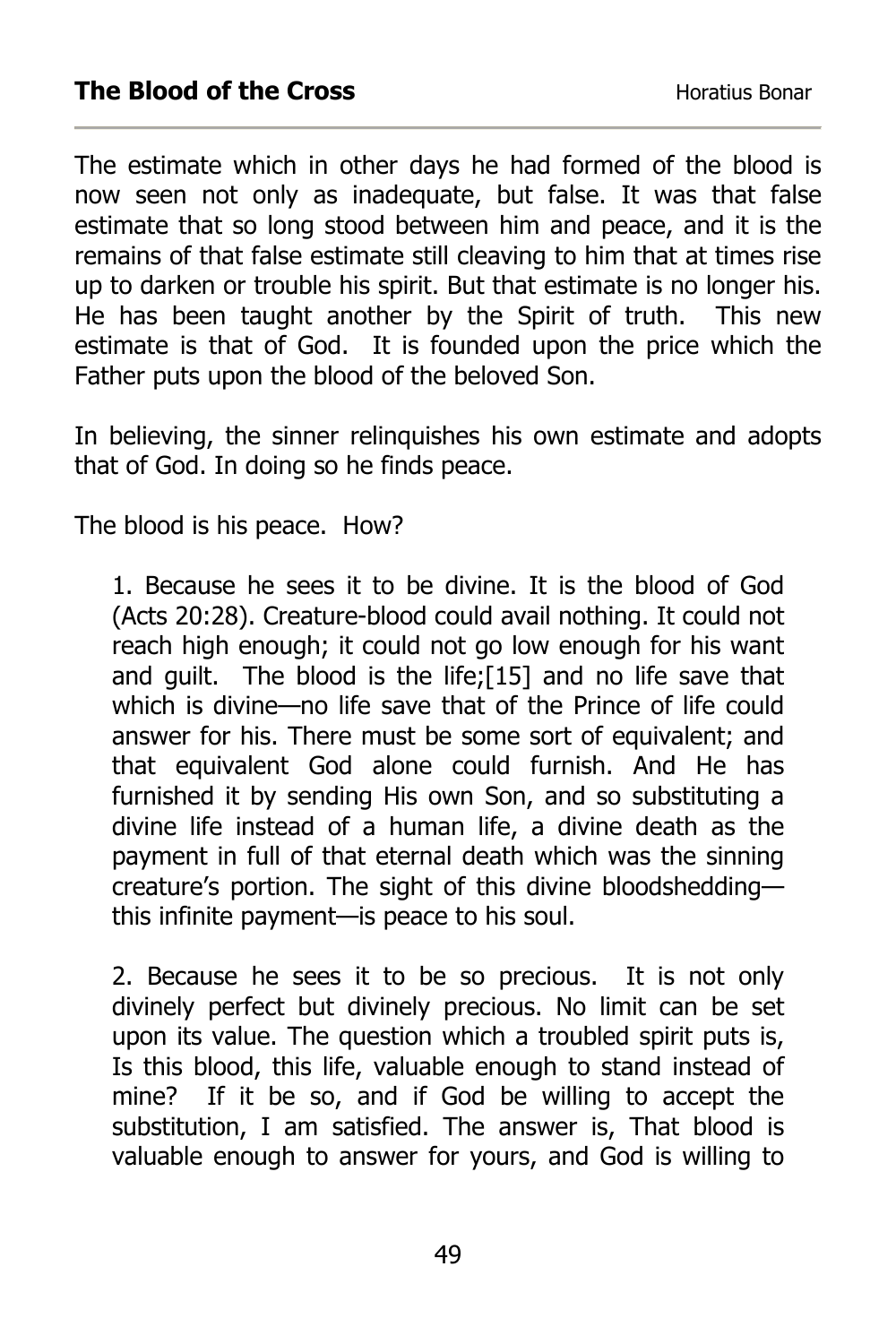The estimate which in other days he had formed of the blood is now seen not only as inadequate, but false. It was that false estimate that so long stood between him and peace, and it is the remains of that false estimate still cleaving to him that at times rise up to darken or trouble his spirit. But that estimate is no longer his. He has been taught another by the Spirit of truth. This new estimate is that of God. It is founded upon the price which the Father puts upon the blood of the beloved Son.

In believing, the sinner relinquishes his own estimate and adopts that of God. In doing so he finds peace.

The blood is his peace. How?

1. Because he sees it to be divine. It is the blood of God (Acts 20:28). Creature-blood could avail nothing. It could not reach high enough; it could not go low enough for his want and guilt. The blood is the life;[15] and no life save that which is divine—no life save that of the Prince of life could answer for his. There must be some sort of equivalent; and that equivalent God alone could furnish. And He has furnished it by sending His own Son, and so substituting a divine life instead of a human life, a divine death as the payment in full of that eternal death which was the sinning creature's portion. The sight of this divine bloodshedding—this infinite payment—is peace to his soul.

2. Because he sees it to be so precious. It is not only divinely perfect but divinely precious. No limit can be set upon its value. The question which a troubled spirit puts is, Is this blood, this life, valuable enough to stand instead of mine? If it be so, and if God be willing to accept the substitution, I am satisfied. The answer is, That blood is valuable enough to answer for yours, and God is willing to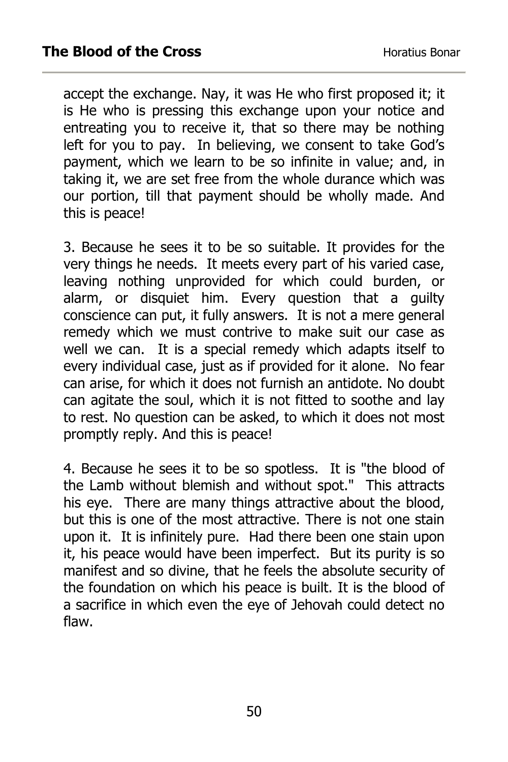accept the exchange. Nay, it was He who first proposed it; it is He who is pressing this exchange upon your notice and entreating you to receive it, that so there may be nothing left for you to pay. In believing, we consent to take God's payment, which we learn to be so infinite in value; and, in taking it, we are set free from the whole durance which was our portion, till that payment should be wholly made. And this is peace!

3. Because he sees it to be so suitable. It provides for the very things he needs. It meets every part of his varied case, leaving nothing unprovided for which could burden, or alarm, or disquiet him. Every question that a guilty conscience can put, it fully answers. It is not a mere general remedy which we must contrive to make suit our case as well we can. It is a special remedy which adapts itself to every individual case, just as if provided for it alone. No fear can arise, for which it does not furnish an antidote. No doubt can agitate the soul, which it is not fitted to soothe and lay to rest. No question can be asked, to which it does not most promptly reply. And this is peace!

4. Because he sees it to be so spotless. It is "the blood of the Lamb without blemish and without spot." This attracts his eye. There are many things attractive about the blood, but this is one of the most attractive. There is not one stain upon it. It is infinitely pure. Had there been one stain upon it, his peace would have been imperfect. But its purity is so manifest and so divine, that he feels the absolute security of the foundation on which his peace is built. It is the blood of a sacrifice in which even the eye of Jehovah could detect no flaw.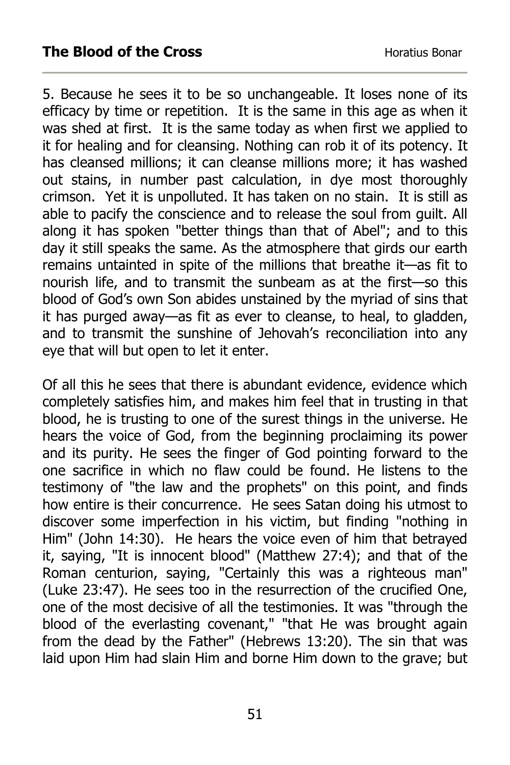5. Because he sees it to be so unchangeable. It loses none of its efficacy by time or repetition. It is the same in this age as when it was shed at first. It is the same today as when first we applied to it for healing and for cleansing. Nothing can rob it of its potency. It has cleansed millions; it can cleanse millions more; it has washed out stains, in number past calculation, in dye most thoroughly crimson. Yet it is unpolluted. It has taken on no stain. It is still as able to pacify the conscience and to release the soul from guilt. All along it has spoken "better things than that of Abel"; and to this day it still speaks the same. As the atmosphere that girds our earth remains untainted in spite of the millions that breathe it—as fit to nourish life, and to transmit the sunbeam as at the first—so this blood of God's own Son abides unstained by the myriad of sins that it has purged away—as fit as ever to cleanse, to heal, to gladden, and to transmit the sunshine of Jehovah's reconciliation into any eye that will but open to let it enter.

Of all this he sees that there is abundant evidence, evidence which completely satisfies him, and makes him feel that in trusting in that blood, he is trusting to one of the surest things in the universe. He hears the voice of God, from the beginning proclaiming its power and its purity. He sees the finger of God pointing forward to the one sacrifice in which no flaw could be found. He listens to the testimony of "the law and the prophets" on this point, and finds how entire is their concurrence. He sees Satan doing his utmost to discover some imperfection in his victim, but finding "nothing in Him" (John 14:30). He hears the voice even of him that betrayed it, saying, "It is innocent blood" (Matthew 27:4); and that of the Roman centurion, saying, "Certainly this was a righteous man" (Luke 23:47). He sees too in the resurrection of the crucified One, one of the most decisive of all the testimonies. It was "through the blood of the everlasting covenant," "that He was brought again from the dead by the Father" (Hebrews 13:20). The sin that was laid upon Him had slain Him and borne Him down to the grave; but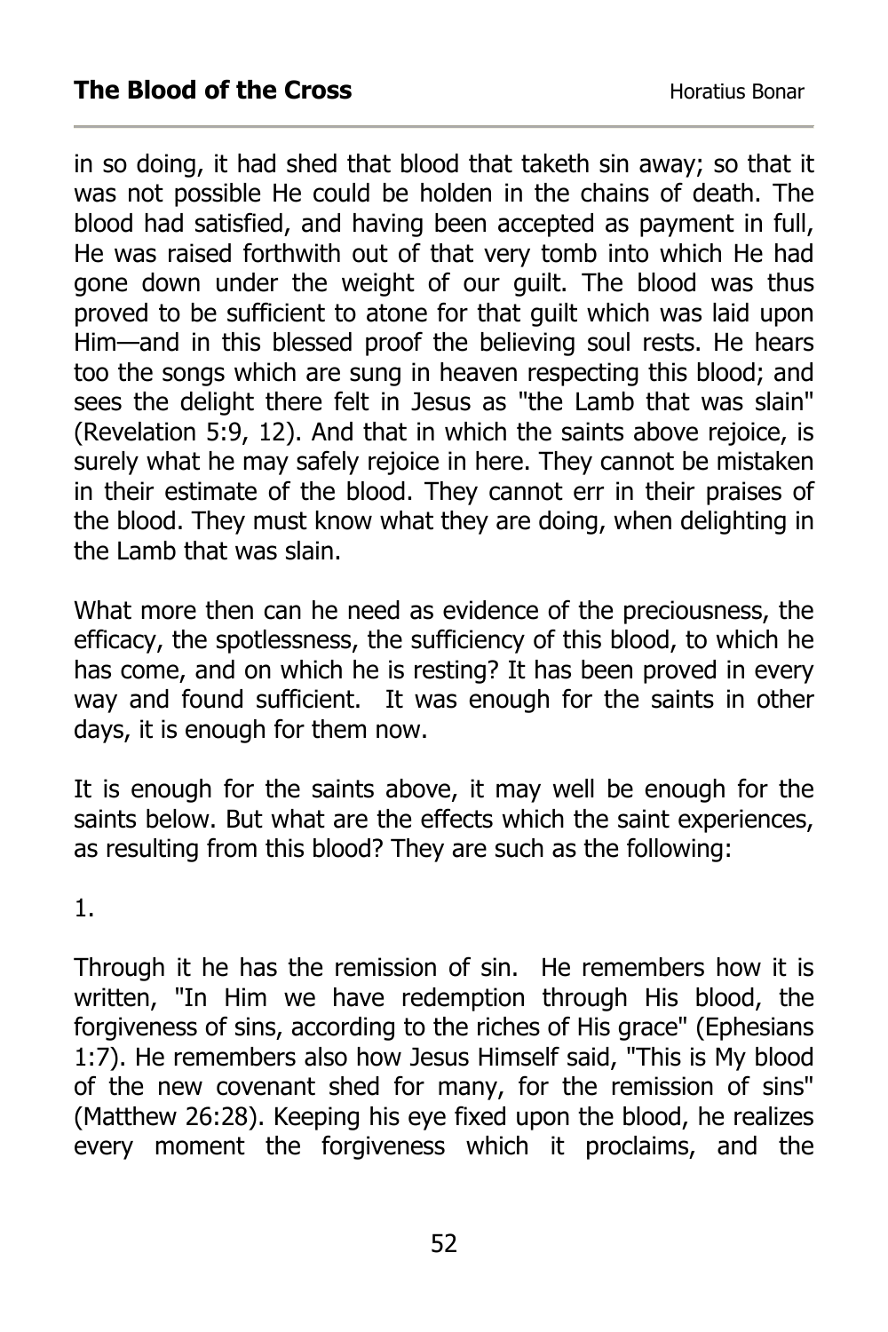in so doing, it had shed that blood that taketh sin away; so that it was not possible He could be holden in the chains of death. The blood had satisfied, and having been accepted as payment in full, He was raised forthwith out of that very tomb into which He had gone down under the weight of our guilt. The blood was thus proved to be sufficient to atone for that guilt which was laid upon Him—and in this blessed proof the believing soul rests. He hears too the songs which are sung in heaven respecting this blood; and sees the delight there felt in Jesus as "the Lamb that was slain" (Revelation 5:9, 12). And that in which the saints above rejoice, is surely what he may safely rejoice in here. They cannot be mistaken in their estimate of the blood. They cannot err in their praises of the blood. They must know what they are doing, when delighting in the Lamb that was slain.

What more then can he need as evidence of the preciousness, the efficacy, the spotlessness, the sufficiency of this blood, to which he has come, and on which he is resting? It has been proved in every way and found sufficient. It was enough for the saints in other days, it is enough for them now.

It is enough for the saints above, it may well be enough for the saints below. But what are the effects which the saint experiences, as resulting from this blood? They are such as the following:

1.

Through it he has the remission of sin. He remembers how it is written, "In Him we have redemption through His blood, the forgiveness of sins, according to the riches of His grace" (Ephesians 1:7). He remembers also how Jesus Himself said, "This is My blood of the new covenant shed for many, for the remission of sins" (Matthew 26:28). Keeping his eye fixed upon the blood, he realizes every moment the forgiveness which it proclaims, and the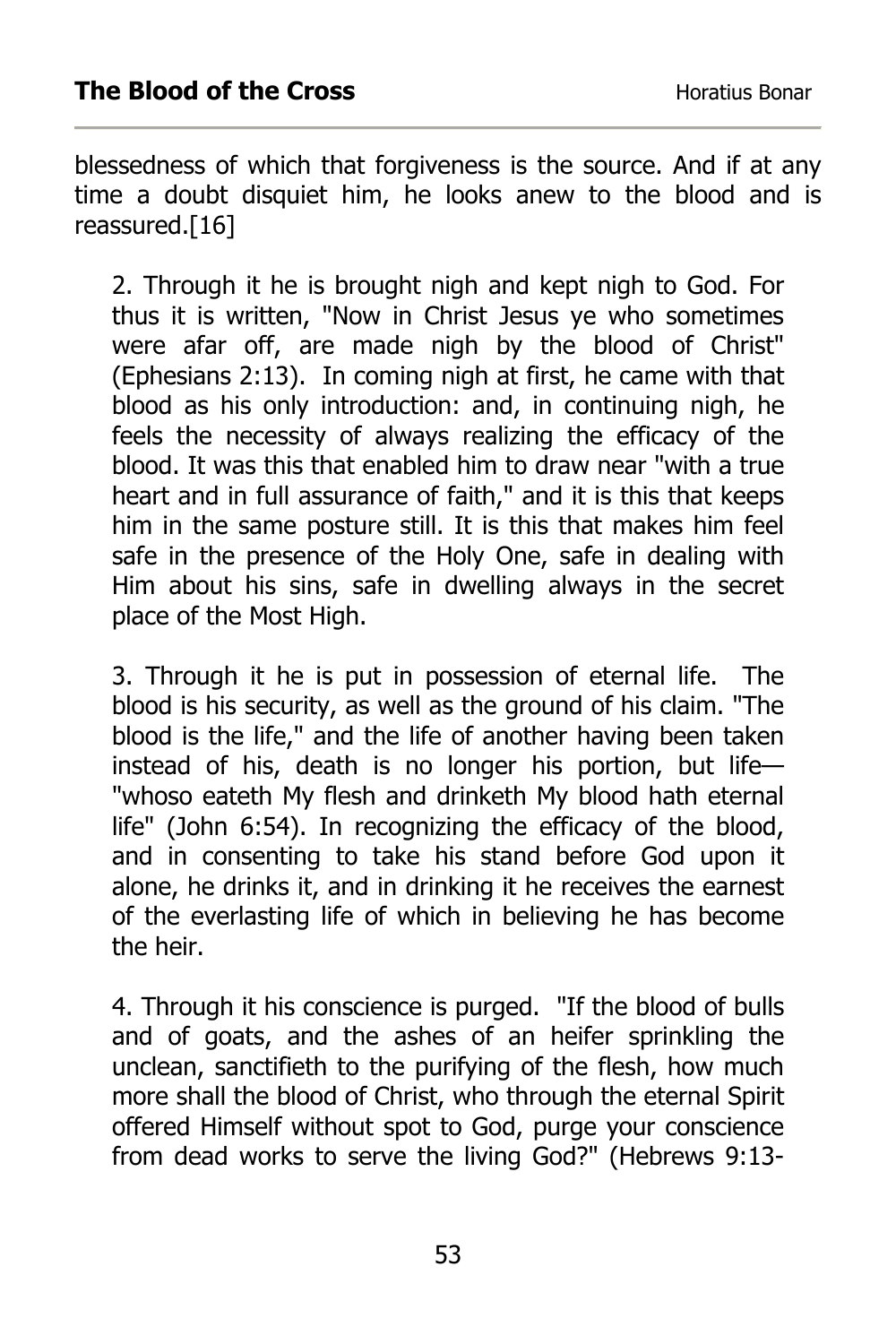blessedness of which that forgiveness is the source. And if at any time a doubt disquiet him, he looks anew to the blood and is reassured.[16]

2. Through it he is brought nigh and kept nigh to God. For thus it is written, "Now in Christ Jesus ye who sometimes were afar off, are made nigh by the blood of Christ" (Ephesians 2:13). In coming nigh at first, he came with that blood as his only introduction: and, in continuing nigh, he feels the necessity of always realizing the efficacy of the blood. It was this that enabled him to draw near "with a true heart and in full assurance of faith," and it is this that keeps him in the same posture still. It is this that makes him feel safe in the presence of the Holy One, safe in dealing with Him about his sins, safe in dwelling always in the secret place of the Most High.

3. Through it he is put in possession of eternal life. The blood is his security, as well as the ground of his claim. "The blood is the life," and the life of another having been taken instead of his, death is no longer his portion, but life—"whoso eateth My flesh and drinketh My blood hath eternal life" (John 6:54). In recognizing the efficacy of the blood, and in consenting to take his stand before God upon it alone, he drinks it, and in drinking it he receives the earnest of the everlasting life of which in believing he has become the heir.

4. Through it his conscience is purged. "If the blood of bulls and of goats, and the ashes of an heifer sprinkling the unclean, sanctifieth to the purifying of the flesh, how much more shall the blood of Christ, who through the eternal Spirit offered Himself without spot to God, purge your conscience from dead works to serve the living God?" (Hebrews 9:13-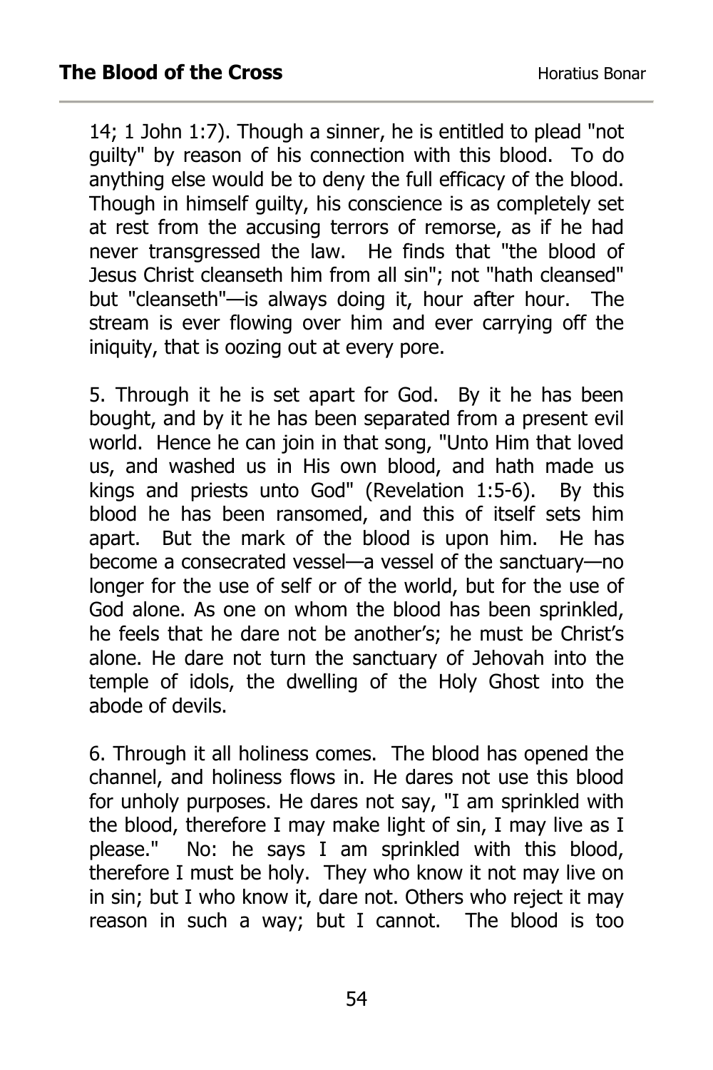14; 1 John 1:7). Though a sinner, he is entitled to plead "not guilty" by reason of his connection with this blood. To do anything else would be to deny the full efficacy of the blood. Though in himself guilty, his conscience is as completely set at rest from the accusing terrors of remorse, as if he had never transgressed the law. He finds that "the blood of Jesus Christ cleanseth him from all sin"; not "hath cleansed" but "cleanseth"—is always doing it, hour after hour. The stream is ever flowing over him and ever carrying off the iniquity, that is oozing out at every pore.

5. Through it he is set apart for God. By it he has been bought, and by it he has been separated from a present evil world. Hence he can join in that song, "Unto Him that loved us, and washed us in His own blood, and hath made us kings and priests unto God" (Revelation 1:5-6). By this blood he has been ransomed, and this of itself sets him apart. But the mark of the blood is upon him. He has become a consecrated vessel—a vessel of the sanctuary—no longer for the use of self or of the world, but for the use of God alone. As one on whom the blood has been sprinkled, he feels that he dare not be another's; he must be Christ's alone. He dare not turn the sanctuary of Jehovah into the temple of idols, the dwelling of the Holy Ghost into the abode of devils.

6. Through it all holiness comes. The blood has opened the channel, and holiness flows in. He dares not use this blood for unholy purposes. He dares not say, "I am sprinkled with the blood, therefore I may make light of sin, I may live as I please." No: he says I am sprinkled with this blood, therefore I must be holy. They who know it not may live on in sin; but I who know it, dare not. Others who reject it may reason in such a way; but I cannot. The blood is too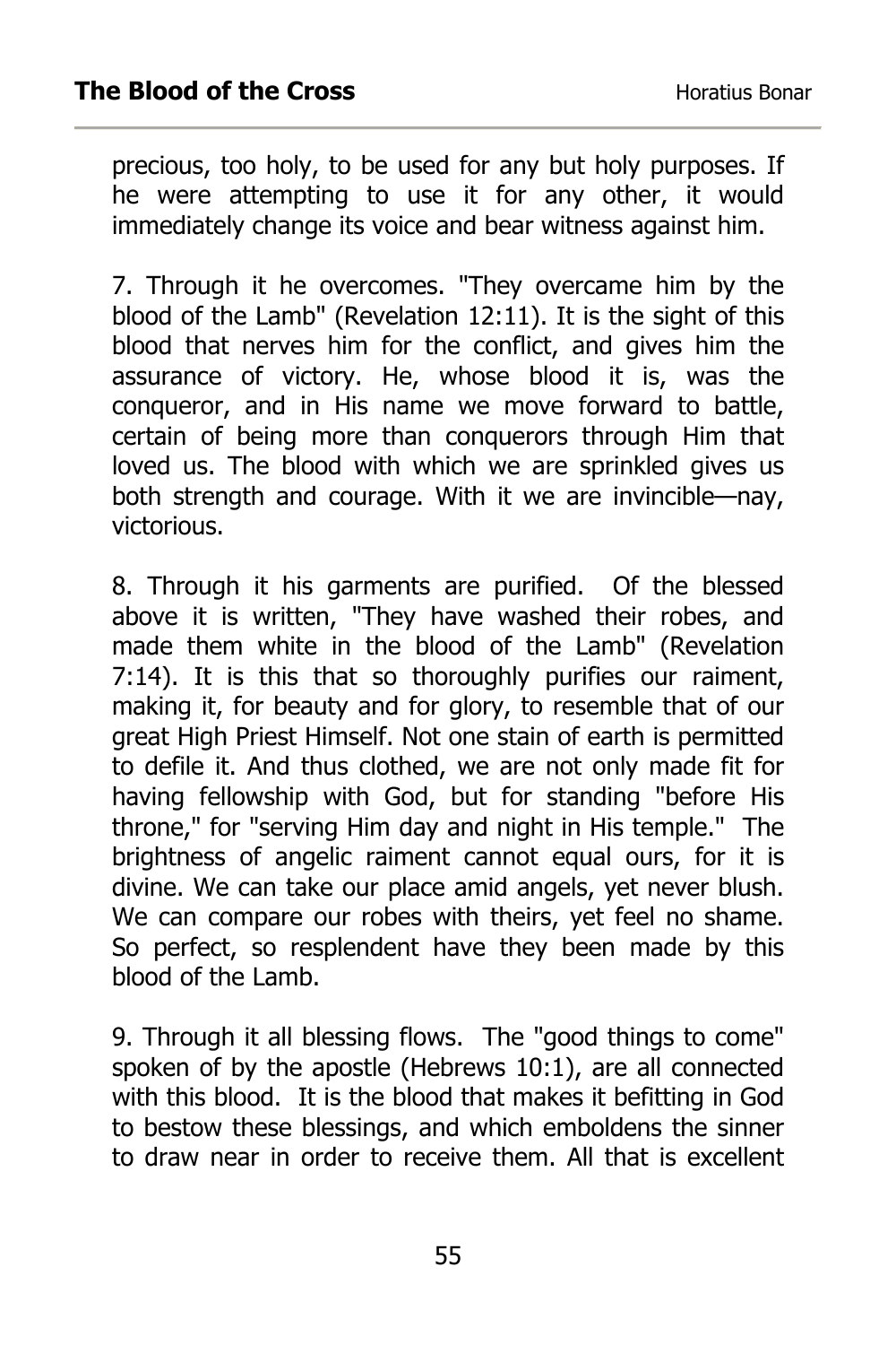precious, too holy, to be used for any but holy purposes. If he were attempting to use it for any other, it would immediately change its voice and bear witness against him.

7. Through it he overcomes. "They overcame him by the blood of the Lamb" (Revelation 12:11). It is the sight of this blood that nerves him for the conflict, and gives him the assurance of victory. He, whose blood it is, was the conqueror, and in His name we move forward to battle, certain of being more than conquerors through Him that loved us. The blood with which we are sprinkled gives us both strength and courage. With it we are invincible—nay, victorious.

8. Through it his garments are purified. Of the blessed above it is written, "They have washed their robes, and made them white in the blood of the Lamb" (Revelation 7:14). It is this that so thoroughly purifies our raiment, making it, for beauty and for glory, to resemble that of our great High Priest Himself. Not one stain of earth is permitted to defile it. And thus clothed, we are not only made fit for having fellowship with God, but for standing "before His throne," for "serving Him day and night in His temple." The brightness of angelic raiment cannot equal ours, for it is divine. We can take our place amid angels, yet never blush. We can compare our robes with theirs, yet feel no shame. So perfect, so resplendent have they been made by this blood of the Lamb.

9. Through it all blessing flows. The "good things to come" spoken of by the apostle (Hebrews 10:1), are all connected with this blood. It is the blood that makes it befitting in God to bestow these blessings, and which emboldens the sinner to draw near in order to receive them. All that is excellent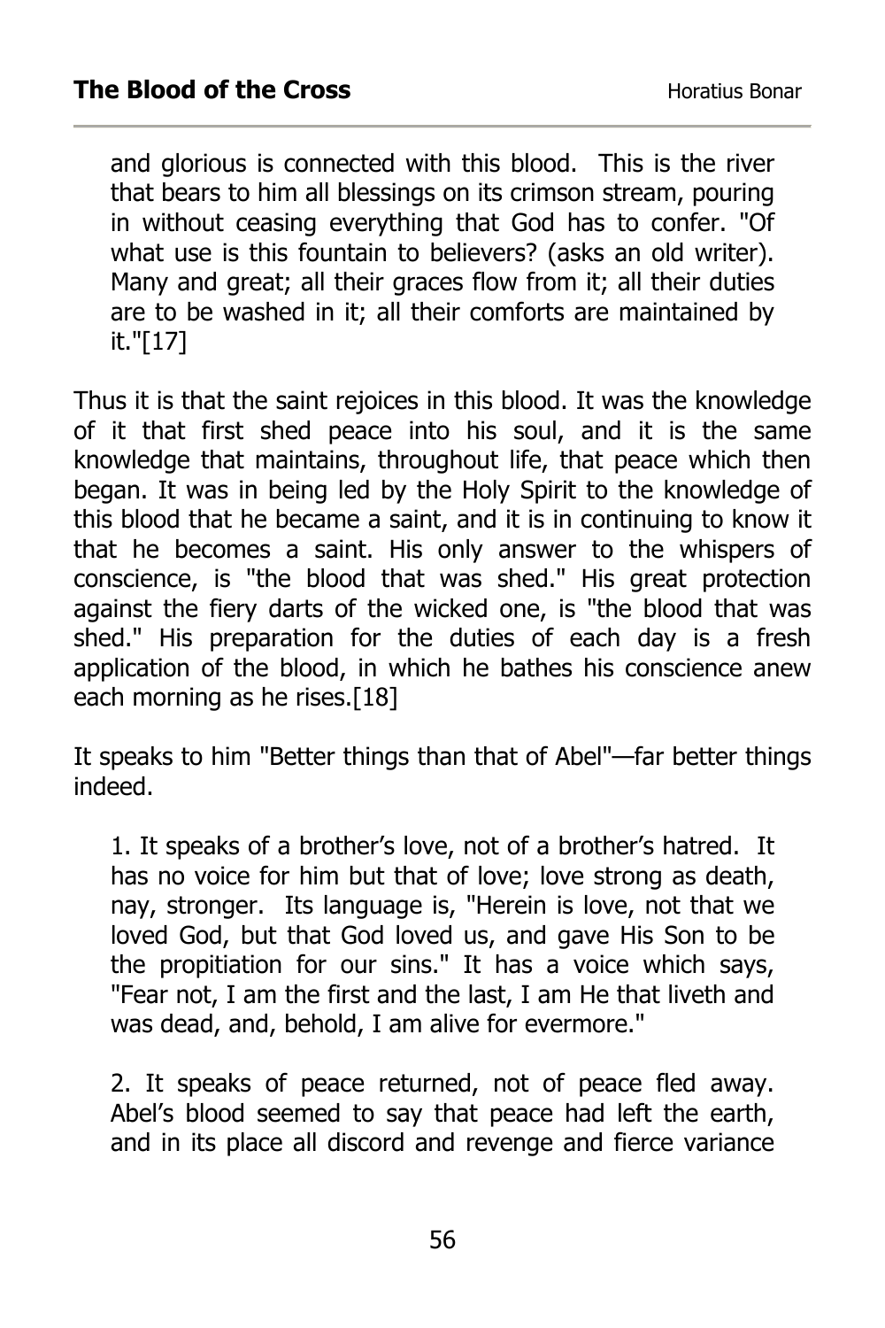and glorious is connected with this blood. This is the river that bears to him all blessings on its crimson stream, pouring in without ceasing everything that God has to confer. "Of what use is this fountain to believers? (asks an old writer). Many and great; all their graces flow from it; all their duties are to be washed in it; all their comforts are maintained by it."[17]

Thus it is that the saint rejoices in this blood. It was the knowledge of it that first shed peace into his soul, and it is the same knowledge that maintains, throughout life, that peace which then began. It was in being led by the Holy Spirit to the knowledge of this blood that he became a saint, and it is in continuing to know it that he becomes a saint. His only answer to the whispers of conscience, is "the blood that was shed." His great protection against the fiery darts of the wicked one, is "the blood that was shed." His preparation for the duties of each day is a fresh application of the blood, in which he bathes his conscience anew each morning as he rises.[18]

It speaks to him "Better things than that of Abel"—far better things indeed.

1. It speaks of a brother's love, not of a brother's hatred. It has no voice for him but that of love; love strong as death, nay, stronger. Its language is, "Herein is love, not that we loved God, but that God loved us, and gave His Son to be the propitiation for our sins." It has a voice which says, "Fear not, I am the first and the last, I am He that liveth and was dead, and, behold, I am alive for evermore."

2. It speaks of peace returned, not of peace fled away. Abel's blood seemed to say that peace had left the earth, and in its place all discord and revenge and fierce variance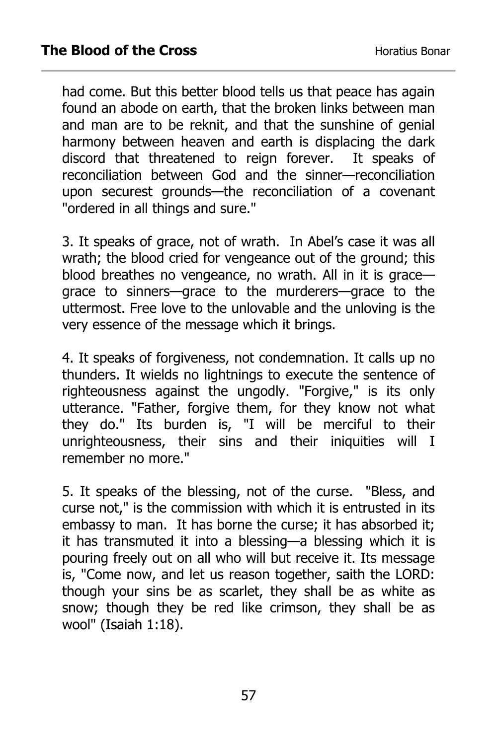had come. But this better blood tells us that peace has again found an abode on earth, that the broken links between man and man are to be reknit, and that the sunshine of genial harmony between heaven and earth is displacing the dark discord that threatened to reign forever. It speaks of reconciliation between God and the sinner—reconciliation upon securest grounds—the reconciliation of a covenant "ordered in all things and sure."

3. It speaks of grace, not of wrath. In Abel's case it was all wrath; the blood cried for vengeance out of the ground; this blood breathes no vengeance, no wrath. All in it is grace—grace to sinners—grace to the murderers—grace to the uttermost. Free love to the unlovable and the unloving is the very essence of the message which it brings.

4. It speaks of forgiveness, not condemnation. It calls up no thunders. It wields no lightnings to execute the sentence of righteousness against the ungodly. "Forgive," is its only utterance. "Father, forgive them, for they know not what they do." Its burden is, "I will be merciful to their unrighteousness, their sins and their iniquities will I remember no more."

5. It speaks of the blessing, not of the curse. "Bless, and curse not," is the commission with which it is entrusted in its embassy to man. It has borne the curse; it has absorbed it; it has transmuted it into a blessing—a blessing which it is pouring freely out on all who will but receive it. Its message is, "Come now, and let us reason together, saith the LORD: though your sins be as scarlet, they shall be as white as snow; though they be red like crimson, they shall be as wool" (Isaiah 1:18).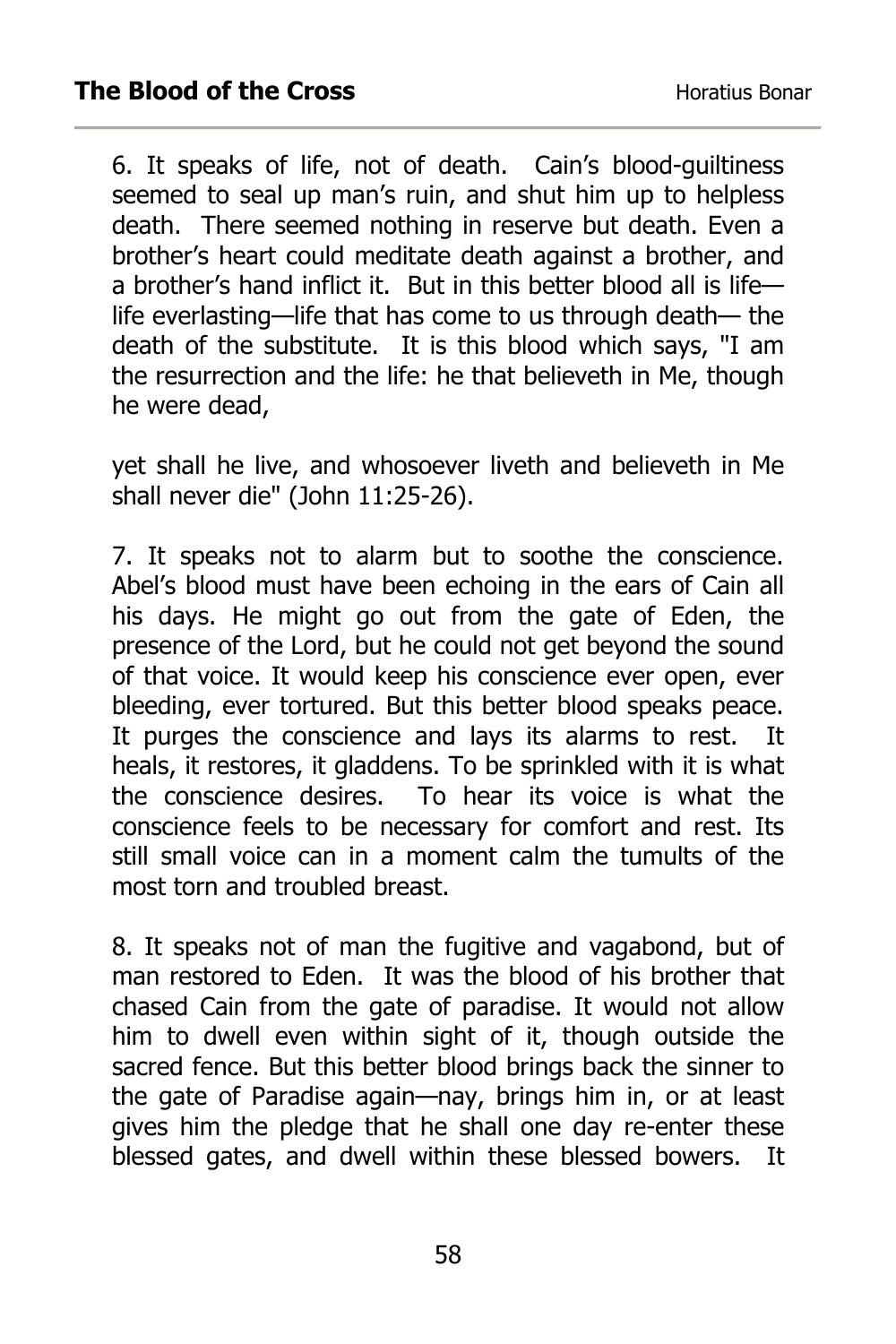6. It speaks of life, not of death. Cain's blood-guiltiness seemed to seal up man's ruin, and shut him up to helpless death. There seemed nothing in reserve but death. Even a brother's heart could meditate death against a brother, and a brother's hand inflict it. But in this better blood all is life—life everlasting—life that has come to us through death— the death of the substitute. It is this blood which says, "I am the resurrection and the life: he that believeth in Me, though he were dead, yet shall he live, and whosoever liveth and believeth in Me shall never die" (John 11:25-26).

7. It speaks not to alarm but to soothe the conscience. Abel's blood must have been echoing in the ears of Cain all his days. He might go out from the gate of Eden, the presence of the Lord, but he could not get beyond the sound of that voice. It would keep his conscience ever open, ever bleeding, ever tortured. But this better blood speaks peace. It purges the conscience and lays its alarms to rest. It heals, it restores, it gladdens. To be sprinkled with it is what the conscience desires. To hear its voice is what the conscience feels to be necessary for comfort and rest. Its still small voice can in a moment calm the tumults of the most torn and troubled breast.

8. It speaks not of man the fugitive and vagabond, but of man restored to Eden. It was the blood of his brother that chased Cain from the gate of paradise. It would not allow him to dwell even within sight of it, though outside the sacred fence. But this better blood brings back the sinner to the gate of Paradise again—nay, brings him in, or at least gives him the pledge that he shall one day re-enter these blessed gates, and dwell within these blessed bowers. It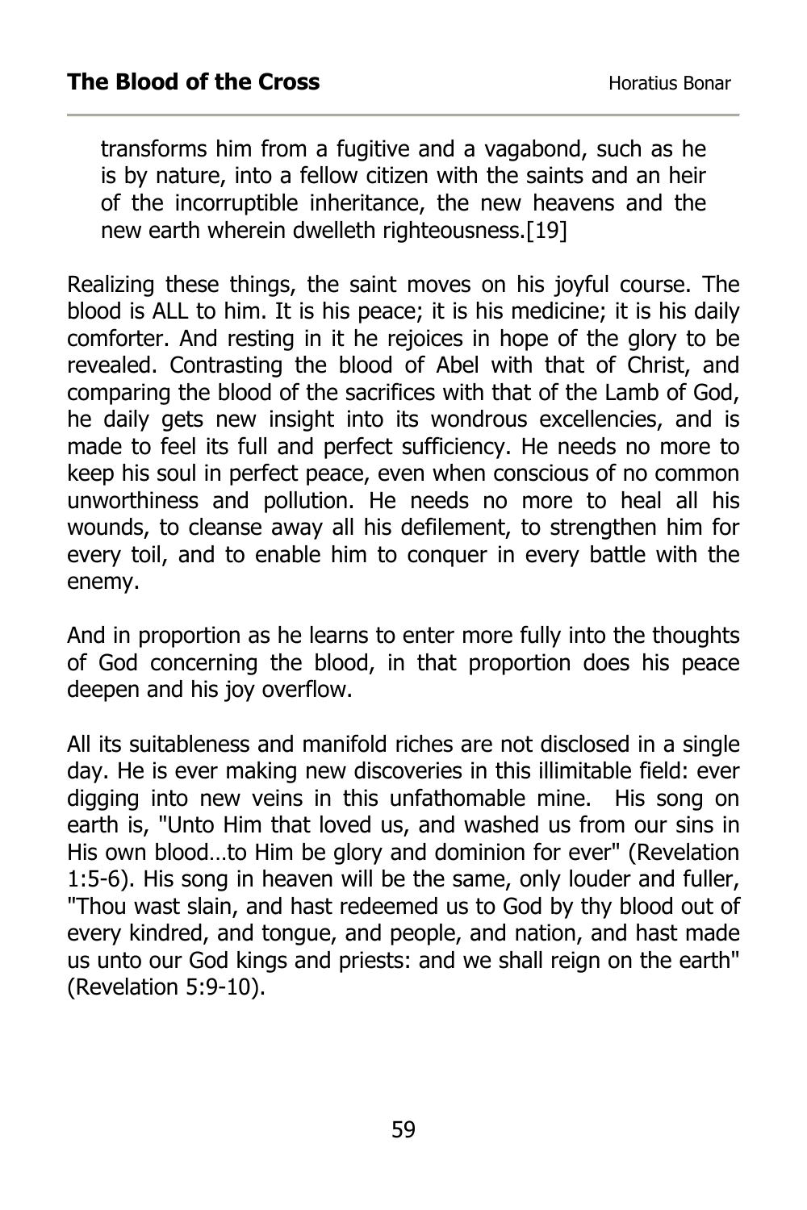> transforms him from a fugitive and a vagabond, such as he is by nature, into a fellow citizen with the saints and an heir of the incorruptible inheritance, the new heavens and the new earth wherein dwelleth righteousness.[19]

Realizing these things, the saint moves on his joyful course. The blood is ALL to him. It is his peace; it is his medicine; it is his daily comforter. And resting in it he rejoices in hope of the glory to be revealed. Contrasting the blood of Abel with that of Christ, and comparing the blood of the sacrifices with that of the Lamb of God, he daily gets new insight into its wondrous excellencies, and is made to feel its full and perfect sufficiency. He needs no more to keep his soul in perfect peace, even when conscious of no common unworthiness and pollution. He needs no more to heal all his wounds, to cleanse away all his defilement, to strengthen him for every toil, and to enable him to conquer in every battle with the enemy.

And in proportion as he learns to enter more fully into the thoughts of God concerning the blood, in that proportion does his peace deepen and his joy overflow.

All its suitableness and manifold riches are not disclosed in a single day. He is ever making new discoveries in this illimitable field: ever digging into new veins in this unfathomable mine. His song on earth is, "Unto Him that loved us, and washed us from our sins in His own blood…to Him be glory and dominion for ever" (Revelation 1:5-6). His song in heaven will be the same, only louder and fuller, "Thou wast slain, and hast redeemed us to God by thy blood out of every kindred, and tongue, and people, and nation, and hast made us unto our God kings and priests: and we shall reign on the earth" (Revelation 5:9-10).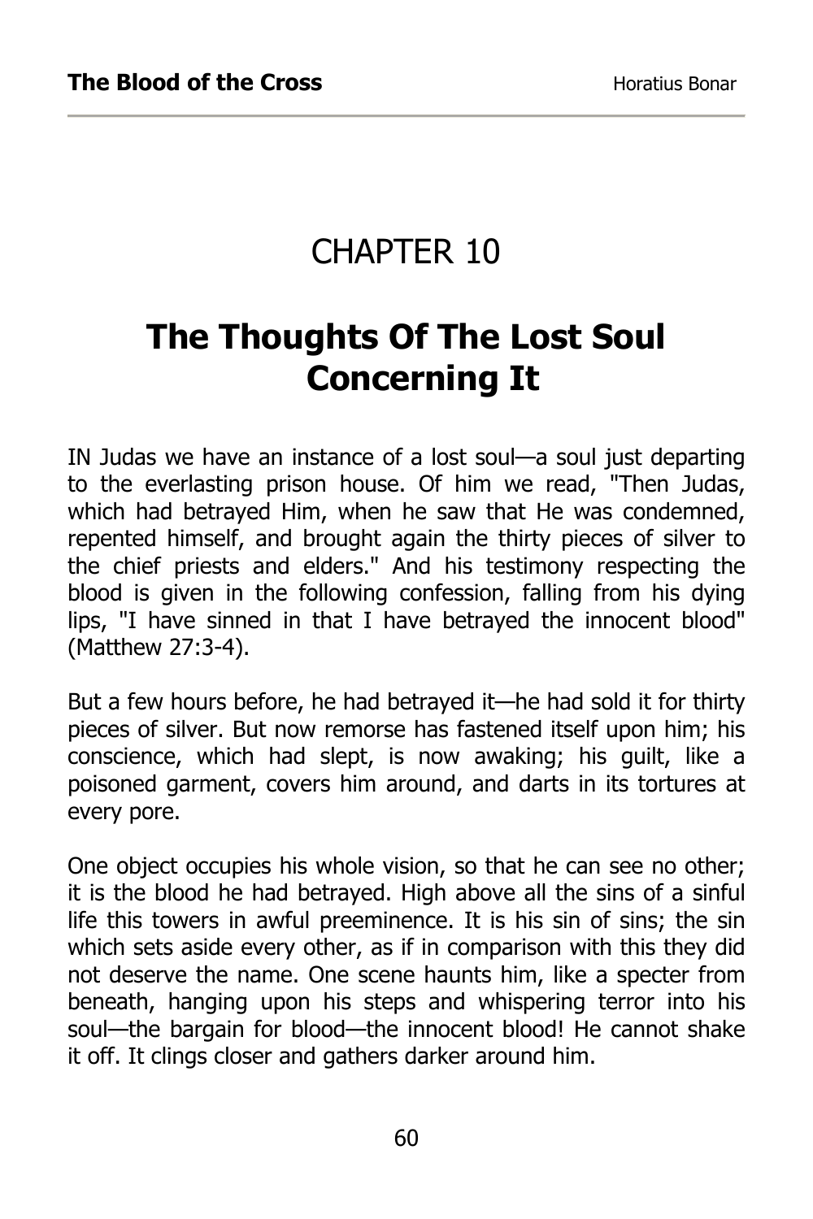# CHAPTER 10

## The Thoughts Of The Lost Soul Concerning It

IN Judas we have an instance of a lost soul—a soul just departing to the everlasting prison house. Of him we read, "Then Judas, which had betrayed Him, when he saw that He was condemned, repented himself, and brought again the thirty pieces of silver to the chief priests and elders." And his testimony respecting the blood is given in the following confession, falling from his dying lips, "I have sinned in that I have betrayed the innocent blood" (Matthew 27:3-4).

But a few hours before, he had betrayed it—he had sold it for thirty pieces of silver. But now remorse has fastened itself upon him; his conscience, which had slept, is now awaking; his guilt, like a poisoned garment, covers him around, and darts in its tortures at every pore.

One object occupies his whole vision, so that he can see no other; it is the blood he had betrayed. High above all the sins of a sinful life this towers in awful preeminence. It is his sin of sins; the sin which sets aside every other, as if in comparison with this they did not deserve the name. One scene haunts him, like a specter from beneath, hanging upon his steps and whispering terror into his soul—the bargain for blood—the innocent blood! He cannot shake it off. It clings closer and gathers darker around him.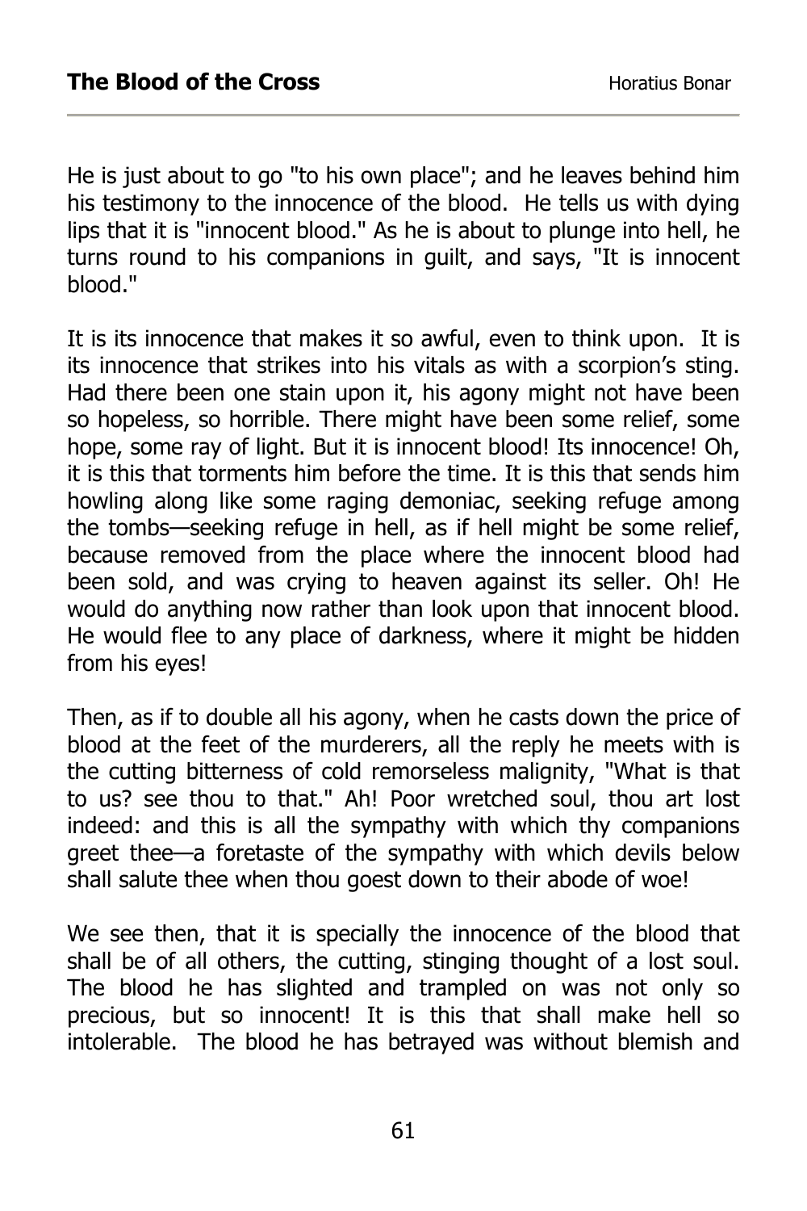He is just about to go "to his own place"; and he leaves behind him his testimony to the innocence of the blood. He tells us with dying lips that it is "innocent blood." As he is about to plunge into hell, he turns round to his companions in guilt, and says, "It is innocent blood."

It is its innocence that makes it so awful, even to think upon. It is its innocence that strikes into his vitals as with a scorpion's sting. Had there been one stain upon it, his agony might not have been so hopeless, so horrible. There might have been some relief, some hope, some ray of light. But it is innocent blood! Its innocence! Oh, it is this that torments him before the time. It is this that sends him howling along like some raging demoniac, seeking refuge among the tombs—seeking refuge in hell, as if hell might be some relief, because removed from the place where the innocent blood had been sold, and was crying to heaven against its seller. Oh! He would do anything now rather than look upon that innocent blood. He would flee to any place of darkness, where it might be hidden from his eyes!

Then, as if to double all his agony, when he casts down the price of blood at the feet of the murderers, all the reply he meets with is the cutting bitterness of cold remorseless malignity, "What is that to us? see thou to that." Ah! Poor wretched soul, thou art lost indeed: and this is all the sympathy with which thy companions greet thee—a foretaste of the sympathy with which devils below shall salute thee when thou goest down to their abode of woe!

We see then, that it is specially the innocence of the blood that shall be of all others, the cutting, stinging thought of a lost soul. The blood he has slighted and trampled on was not only so precious, but so innocent! It is this that shall make hell so intolerable. The blood he has betrayed was without blemish and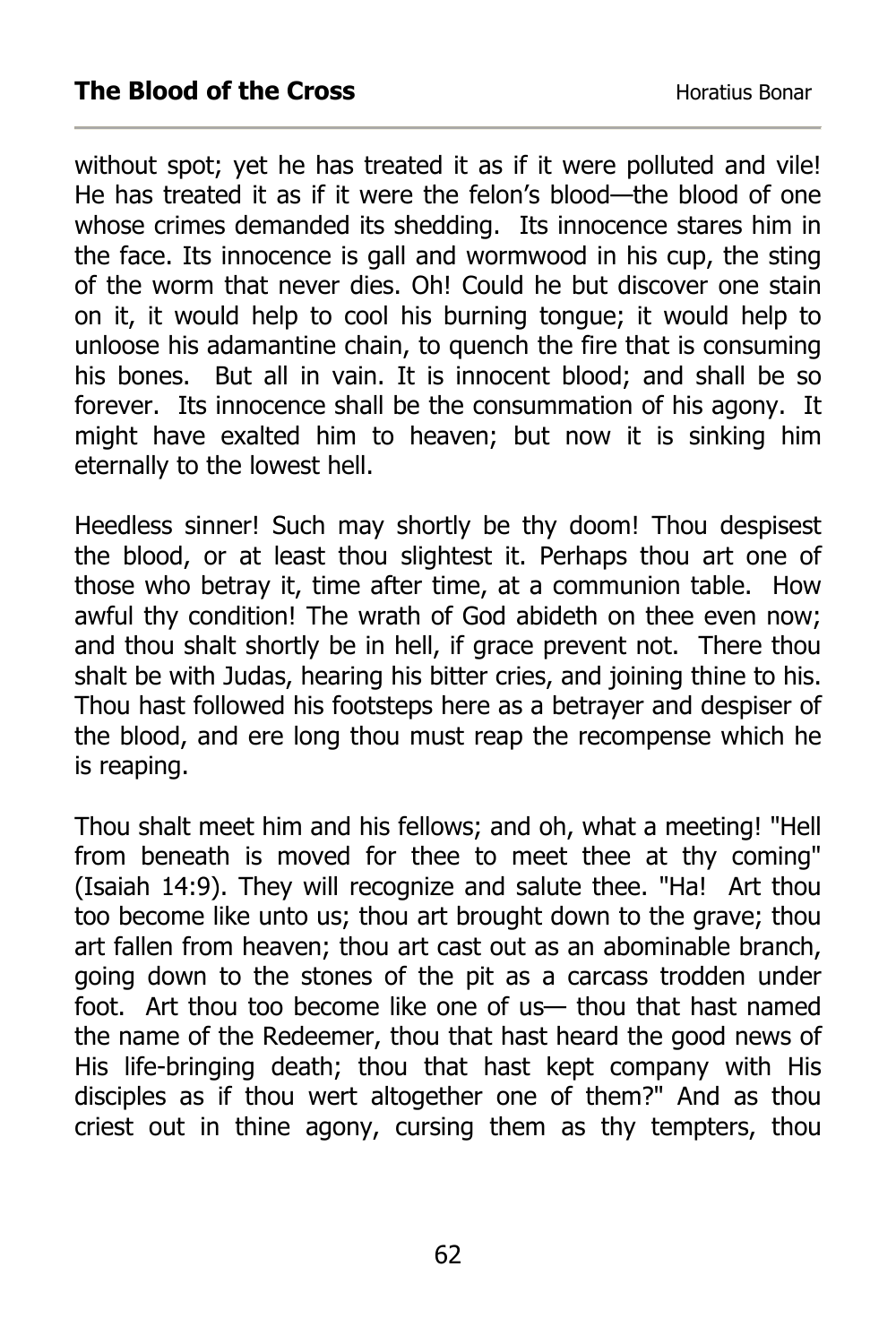without spot; yet he has treated it as if it were polluted and vile! He has treated it as if it were the felon's blood—the blood of one whose crimes demanded its shedding. Its innocence stares him in the face. Its innocence is gall and wormwood in his cup, the sting of the worm that never dies. Oh! Could he but discover one stain on it, it would help to cool his burning tongue; it would help to unloose his adamantine chain, to quench the fire that is consuming his bones. But all in vain. It is innocent blood; and shall be so forever. Its innocence shall be the consummation of his agony. It might have exalted him to heaven; but now it is sinking him eternally to the lowest hell.

Heedless sinner! Such may shortly be thy doom! Thou despisest the blood, or at least thou slightest it. Perhaps thou art one of those who betray it, time after time, at a communion table. How awful thy condition! The wrath of God abideth on thee even now; and thou shalt shortly be in hell, if grace prevent not. There thou shalt be with Judas, hearing his bitter cries, and joining thine to his. Thou hast followed his footsteps here as a betrayer and despiser of the blood, and ere long thou must reap the recompense which he is reaping.

Thou shalt meet him and his fellows; and oh, what a meeting! "Hell from beneath is moved for thee to meet thee at thy coming" (Isaiah 14:9). They will recognize and salute thee. "Ha! Art thou too become like unto us; thou art brought down to the grave; thou art fallen from heaven; thou art cast out as an abominable branch, going down to the stones of the pit as a carcass trodden under foot. Art thou too become like one of us— thou that hast named the name of the Redeemer, thou that hast heard the good news of His life-bringing death; thou that hast kept company with His disciples as if thou wert altogether one of them?" And as thou criest out in thine agony, cursing them as thy tempters, thou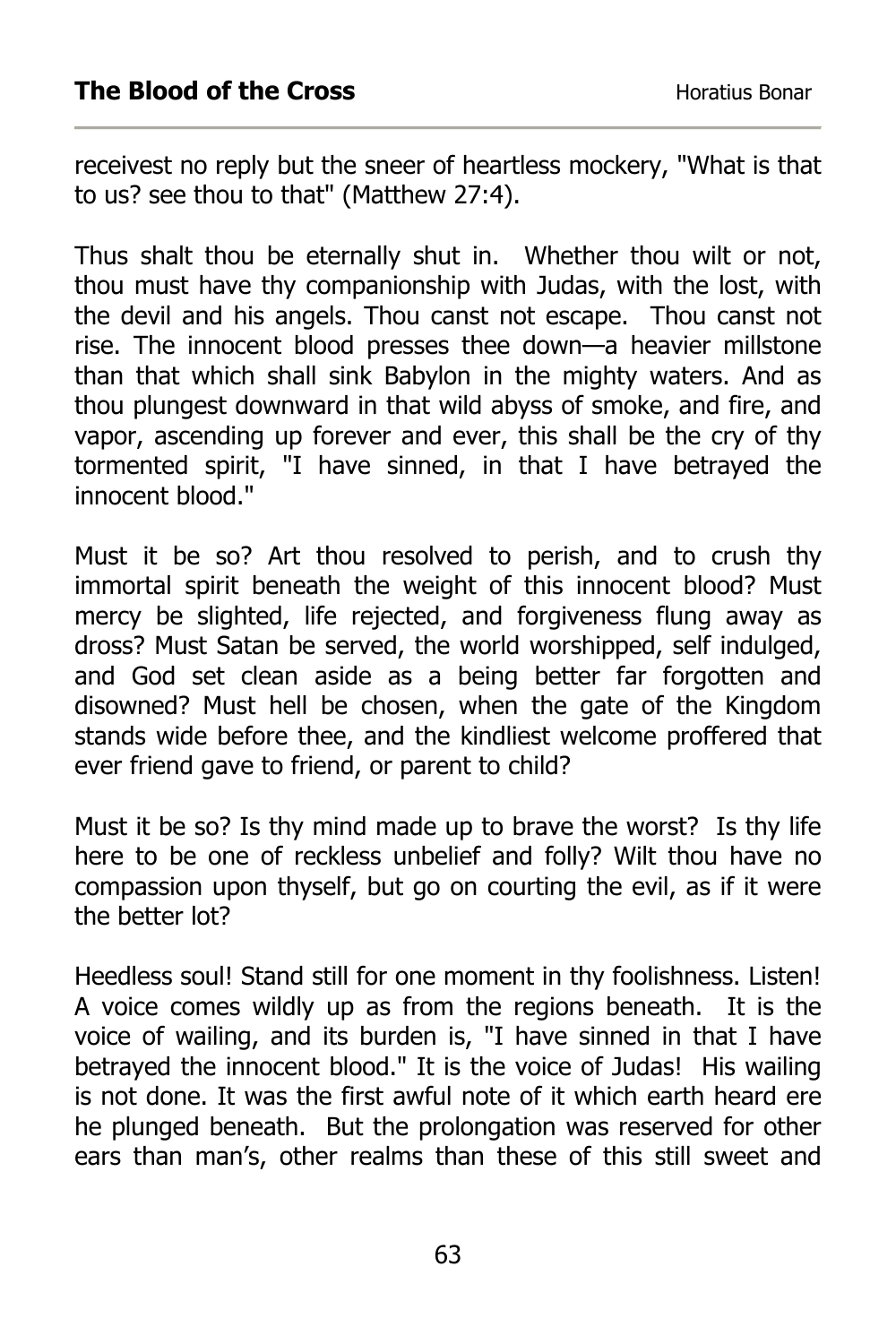receivest no reply but the sneer of heartless mockery, "What is that to us? see thou to that" (Matthew 27:4).

Thus shalt thou be eternally shut in. Whether thou wilt or not, thou must have thy companionship with Judas, with the lost, with the devil and his angels. Thou canst not escape. Thou canst not rise. The innocent blood presses thee down—a heavier millstone than that which shall sink Babylon in the mighty waters. And as thou plungest downward in that wild abyss of smoke, and fire, and vapor, ascending up forever and ever, this shall be the cry of thy tormented spirit, "I have sinned, in that I have betrayed the innocent blood."

Must it be so? Art thou resolved to perish, and to crush thy immortal spirit beneath the weight of this innocent blood? Must mercy be slighted, life rejected, and forgiveness flung away as dross? Must Satan be served, the world worshipped, self indulged, and God set clean aside as a being better far forgotten and disowned? Must hell be chosen, when the gate of the Kingdom stands wide before thee, and the kindliest welcome proffered that ever friend gave to friend, or parent to child?

Must it be so? Is thy mind made up to brave the worst? Is thy life here to be one of reckless unbelief and folly? Wilt thou have no compassion upon thyself, but go on courting the evil, as if it were the better lot?

Heedless soul! Stand still for one moment in thy foolishness. Listen! A voice comes wildly up as from the regions beneath. It is the voice of wailing, and its burden is, "I have sinned in that I have betrayed the innocent blood." It is the voice of Judas! His wailing is not done. It was the first awful note of it which earth heard ere he plunged beneath. But the prolongation was reserved for other ears than man's, other realms than these of this still sweet and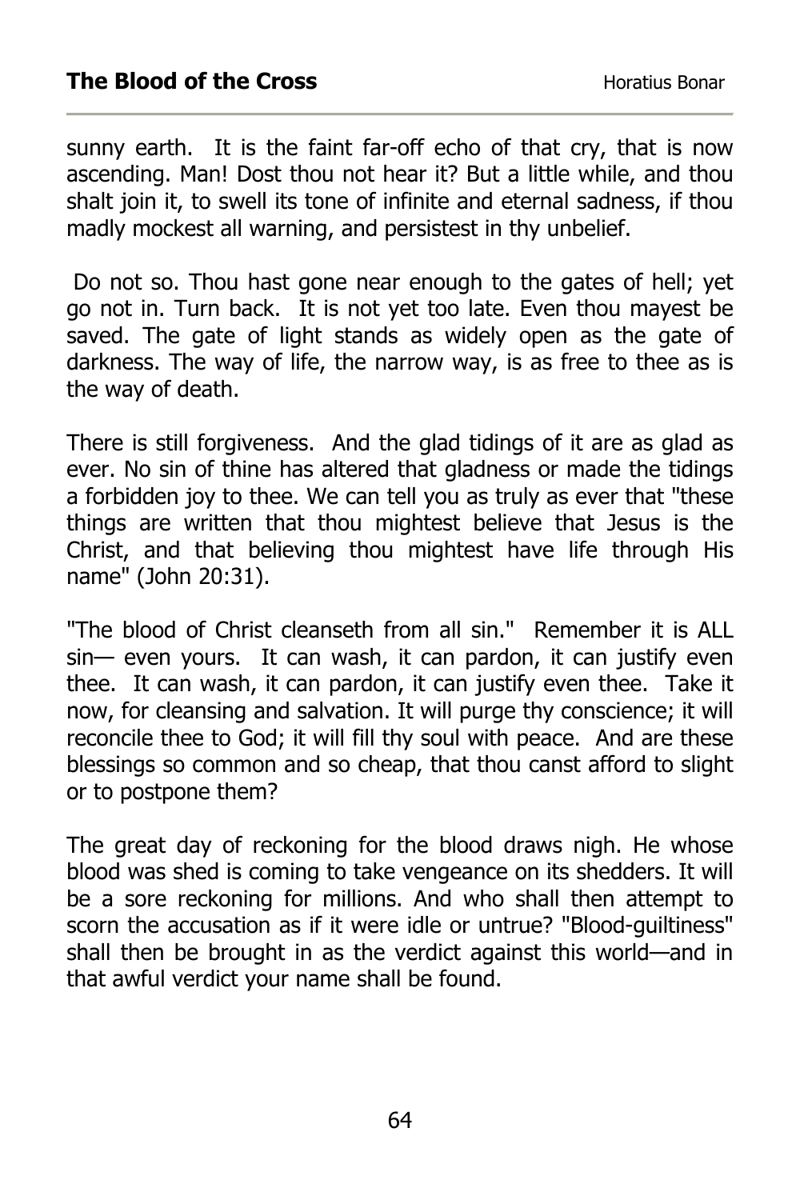sunny earth. It is the faint far-off echo of that cry, that is now ascending. Man! Dost thou not hear it? But a little while, and thou shalt join it, to swell its tone of infinite and eternal sadness, if thou madly mockest all warning, and persistest in thy unbelief.

Do not so. Thou hast gone near enough to the gates of hell; yet go not in. Turn back. It is not yet too late. Even thou mayest be saved. The gate of light stands as widely open as the gate of darkness. The way of life, the narrow way, is as free to thee as is the way of death.

There is still forgiveness. And the glad tidings of it are as glad as ever. No sin of thine has altered that gladness or made the tidings a forbidden joy to thee. We can tell you as truly as ever that "these things are written that thou mightest believe that Jesus is the Christ, and that believing thou mightest have life through His name" (John 20:31).

"The blood of Christ cleanseth from all sin." Remember it is ALL sin— even yours. It can wash, it can pardon, it can justify even thee. It can wash, it can pardon, it can justify even thee. Take it now, for cleansing and salvation. It will purge thy conscience; it will reconcile thee to God; it will fill thy soul with peace. And are these blessings so common and so cheap, that thou canst afford to slight or to postpone them?

The great day of reckoning for the blood draws nigh. He whose blood was shed is coming to take vengeance on its shedders. It will be a sore reckoning for millions. And who shall then attempt to scorn the accusation as if it were idle or untrue? "Blood-guiltiness" shall then be brought in as the verdict against this world—and in that awful verdict your name shall be found.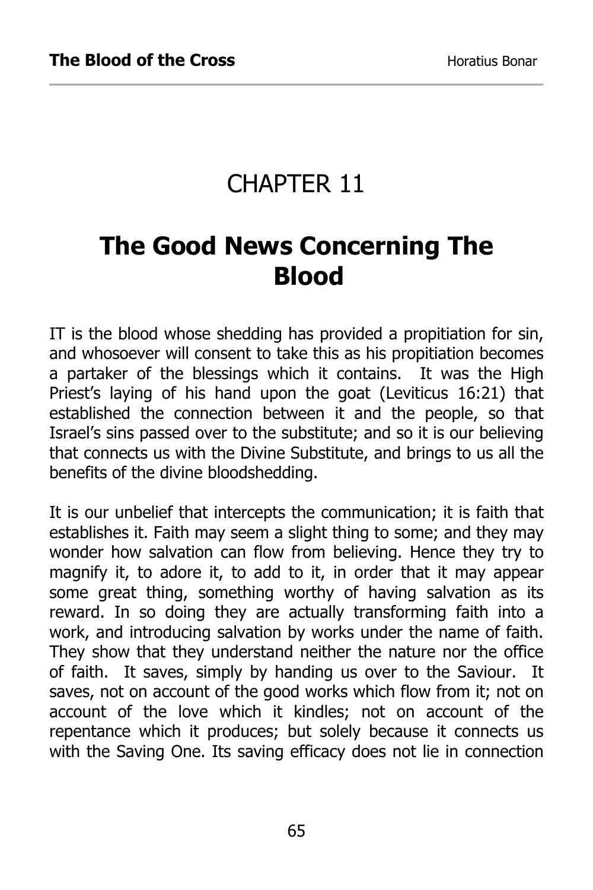# CHAPTER 11

# The Good News Concerning The Blood

IT is the blood whose shedding has provided a propitiation for sin, and whosoever will consent to take this as his propitiation becomes a partaker of the blessings which it contains. It was the High Priest's laying of his hand upon the goat (Leviticus 16:21) that established the connection between it and the people, so that Israel's sins passed over to the substitute; and so it is our believing that connects us with the Divine Substitute, and brings to us all the benefits of the divine bloodshedding.

It is our unbelief that intercepts the communication; it is faith that establishes it. Faith may seem a slight thing to some; and they may wonder how salvation can flow from believing. Hence they try to magnify it, to adore it, to add to it, in order that it may appear some great thing, something worthy of having salvation as its reward. In so doing they are actually transforming faith into a work, and introducing salvation by works under the name of faith. They show that they understand neither the nature nor the office of faith. It saves, simply by handing us over to the Saviour. It saves, not on account of the good works which flow from it; not on account of the love which it kindles; not on account of the repentance which it produces; but solely because it connects us with the Saving One. Its saving efficacy does not lie in connection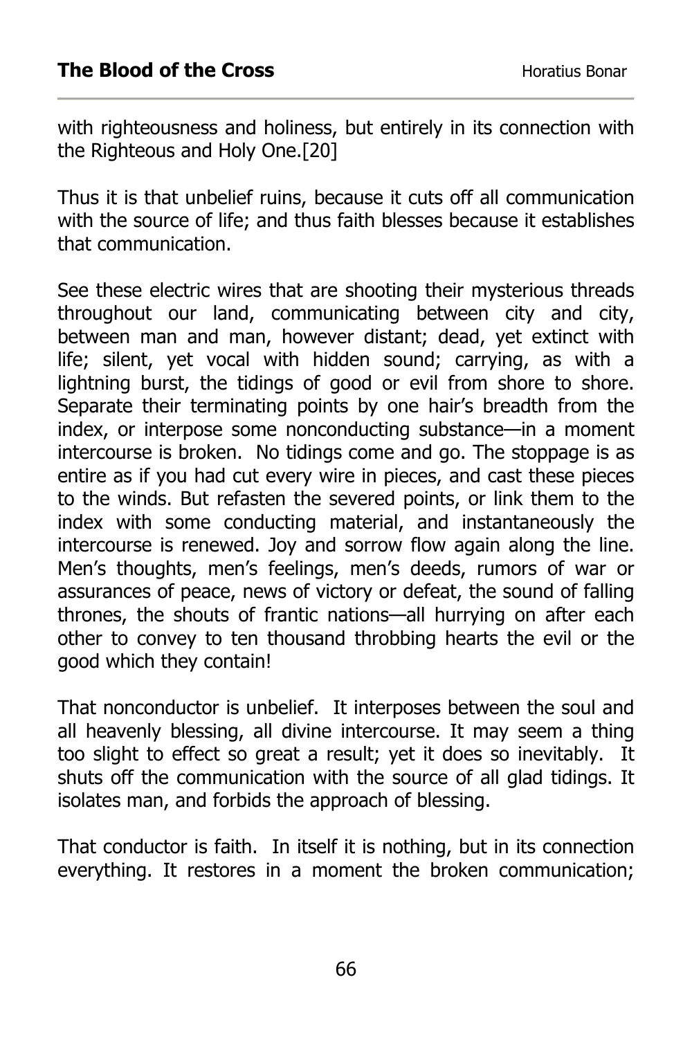with righteousness and holiness, but entirely in its connection with the Righteous and Holy One.[20]

Thus it is that unbelief ruins, because it cuts off all communication with the source of life; and thus faith blesses because it establishes that communication.

See these electric wires that are shooting their mysterious threads throughout our land, communicating between city and city, between man and man, however distant; dead, yet extinct with life; silent, yet vocal with hidden sound; carrying, as with a lightning burst, the tidings of good or evil from shore to shore. Separate their terminating points by one hair's breadth from the index, or interpose some nonconducting substance—in a moment intercourse is broken. No tidings come and go. The stoppage is as entire as if you had cut every wire in pieces, and cast these pieces to the winds. But refasten the severed points, or link them to the index with some conducting material, and instantaneously the intercourse is renewed. Joy and sorrow flow again along the line. Men's thoughts, men's feelings, men's deeds, rumors of war or assurances of peace, news of victory or defeat, the sound of falling thrones, the shouts of frantic nations—all hurrying on after each other to convey to ten thousand throbbing hearts the evil or the good which they contain!

That nonconductor is unbelief. It interposes between the soul and all heavenly blessing, all divine intercourse. It may seem a thing too slight to effect so great a result; yet it does so inevitably. It shuts off the communication with the source of all glad tidings. It isolates man, and forbids the approach of blessing.

That conductor is faith. In itself it is nothing, but in its connection everything. It restores in a moment the broken communication;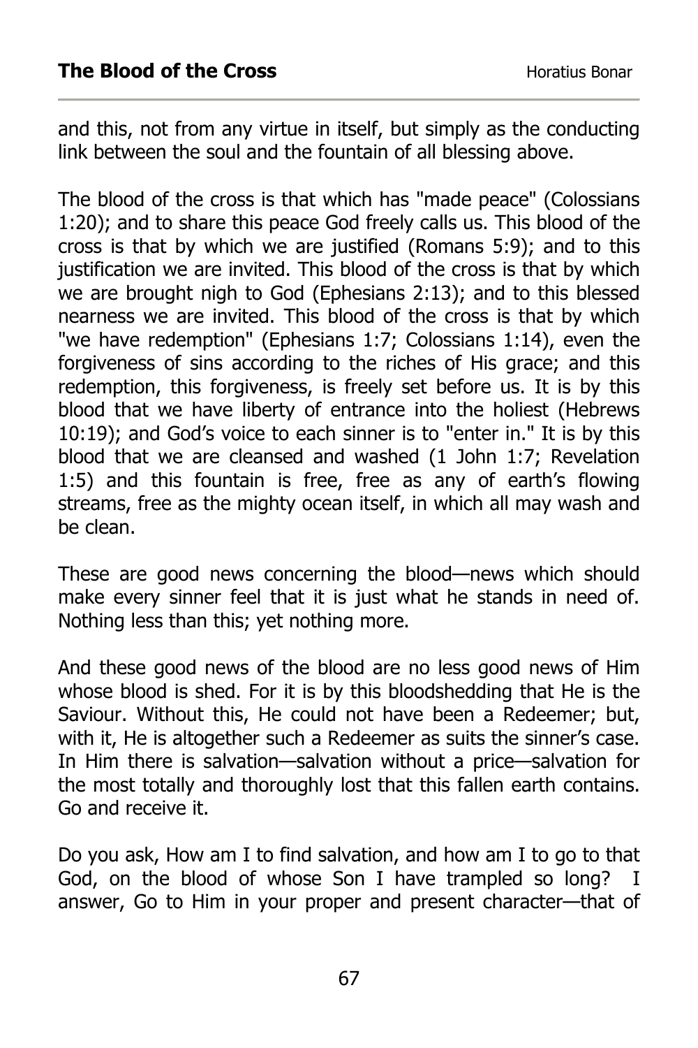and this, not from any virtue in itself, but simply as the conducting link between the soul and the fountain of all blessing above.

The blood of the cross is that which has "made peace" (Colossians 1:20); and to share this peace God freely calls us. This blood of the cross is that by which we are justified (Romans 5:9); and to this justification we are invited. This blood of the cross is that by which we are brought nigh to God (Ephesians 2:13); and to this blessed nearness we are invited. This blood of the cross is that by which "we have redemption" (Ephesians 1:7; Colossians 1:14), even the forgiveness of sins according to the riches of His grace; and this redemption, this forgiveness, is freely set before us. It is by this blood that we have liberty of entrance into the holiest (Hebrews 10:19); and God's voice to each sinner is to "enter in." It is by this blood that we are cleansed and washed (1 John 1:7; Revelation 1:5) and this fountain is free, free as any of earth's flowing streams, free as the mighty ocean itself, in which all may wash and be clean.

These are good news concerning the blood—news which should make every sinner feel that it is just what he stands in need of. Nothing less than this; yet nothing more.

And these good news of the blood are no less good news of Him whose blood is shed. For it is by this bloodshedding that He is the Saviour. Without this, He could not have been a Redeemer; but, with it, He is altogether such a Redeemer as suits the sinner's case. In Him there is salvation—salvation without a price—salvation for the most totally and thoroughly lost that this fallen earth contains. Go and receive it.

Do you ask, How am I to find salvation, and how am I to go to that God, on the blood of whose Son I have trampled so long? I answer, Go to Him in your proper and present character—that of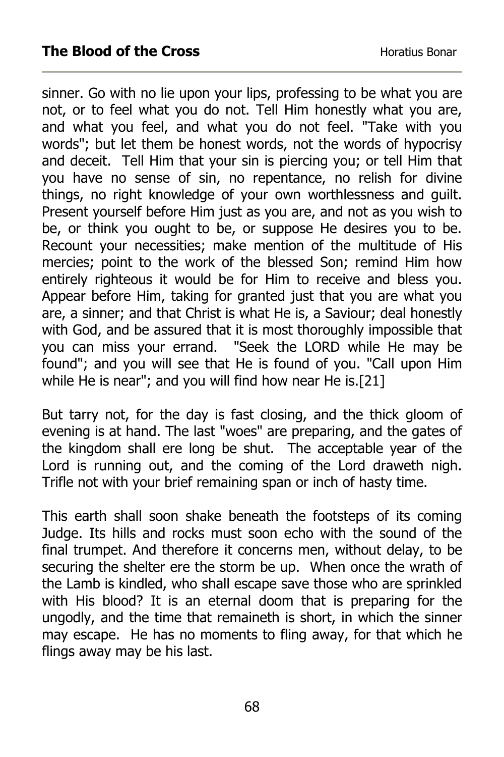sinner. Go with no lie upon your lips, professing to be what you are not, or to feel what you do not. Tell Him honestly what you are, and what you feel, and what you do not feel. "Take with you words"; but let them be honest words, not the words of hypocrisy and deceit. Tell Him that your sin is piercing you; or tell Him that you have no sense of sin, no repentance, no relish for divine things, no right knowledge of your own worthlessness and guilt. Present yourself before Him just as you are, and not as you wish to be, or think you ought to be, or suppose He desires you to be. Recount your necessities; make mention of the multitude of His mercies; point to the work of the blessed Son; remind Him how entirely righteous it would be for Him to receive and bless you. Appear before Him, taking for granted just that you are what you are, a sinner; and that Christ is what He is, a Saviour; deal honestly with God, and be assured that it is most thoroughly impossible that you can miss your errand. "Seek the LORD while He may be found"; and you will see that He is found of you. "Call upon Him while He is near"; and you will find how near He is.[21]

But tarry not, for the day is fast closing, and the thick gloom of evening is at hand. The last "woes" are preparing, and the gates of the kingdom shall ere long be shut. The acceptable year of the Lord is running out, and the coming of the Lord draweth nigh. Trifle not with your brief remaining span or inch of hasty time.

This earth shall soon shake beneath the footsteps of its coming Judge. Its hills and rocks must soon echo with the sound of the final trumpet. And therefore it concerns men, without delay, to be securing the shelter ere the storm be up. When once the wrath of the Lamb is kindled, who shall escape save those who are sprinkled with His blood? It is an eternal doom that is preparing for the ungodly, and the time that remaineth is short, in which the sinner may escape. He has no moments to fling away, for that which he flings away may be his last.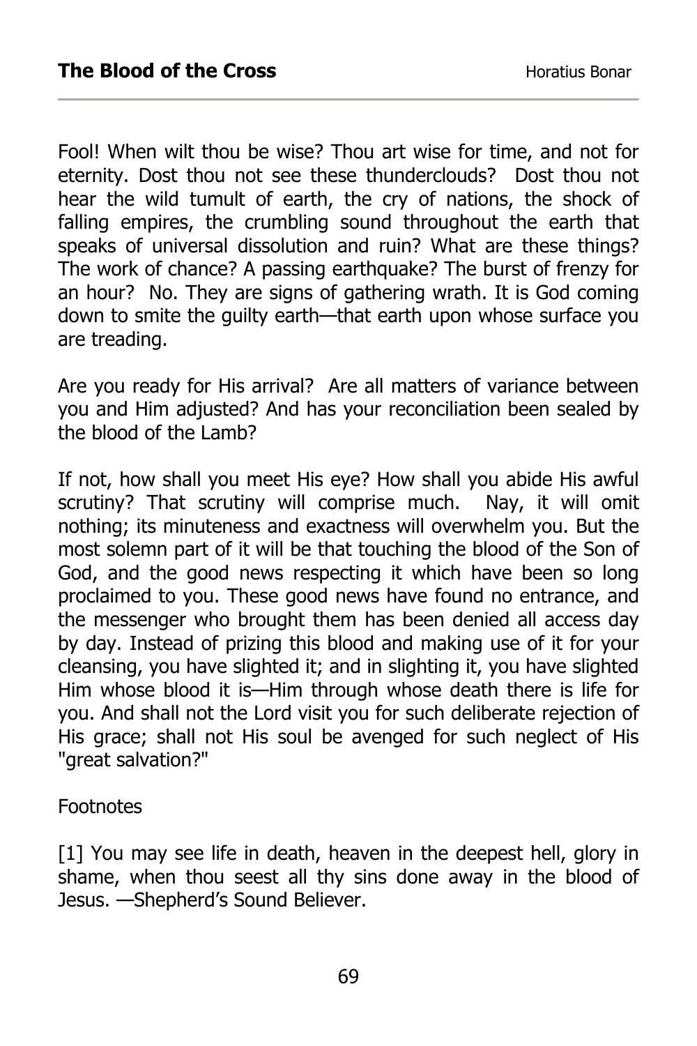Fool! When wilt thou be wise? Thou art wise for time, and not for eternity. Dost thou not see these thunderclouds? Dost thou not hear the wild tumult of earth, the cry of nations, the shock of falling empires, the crumbling sound throughout the earth that speaks of universal dissolution and ruin? What are these things? The work of chance? A passing earthquake? The burst of frenzy for an hour? No. They are signs of gathering wrath. It is God coming down to smite the guilty earth—that earth upon whose surface you are treading.

Are you ready for His arrival? Are all matters of variance between you and Him adjusted? And has your reconciliation been sealed by the blood of the Lamb?

If not, how shall you meet His eye? How shall you abide His awful scrutiny? That scrutiny will comprise much. Nay, it will omit nothing; its minuteness and exactness will overwhelm you. But the most solemn part of it will be that touching the blood of the Son of God, and the good news respecting it which have been so long proclaimed to you. These good news have found no entrance, and the messenger who brought them has been denied all access day by day. Instead of prizing this blood and making use of it for your cleansing, you have slighted it; and in slighting it, you have slighted Him whose blood it is—Him through whose death there is life for you. And shall not the Lord visit you for such deliberate rejection of His grace; shall not His soul be avenged for such neglect of His "great salvation?"

Footnotes

[1] You may see life in death, heaven in the deepest hell, glory in shame, when thou seest all thy sins done away in the blood of Jesus. —Shepherd's Sound Believer.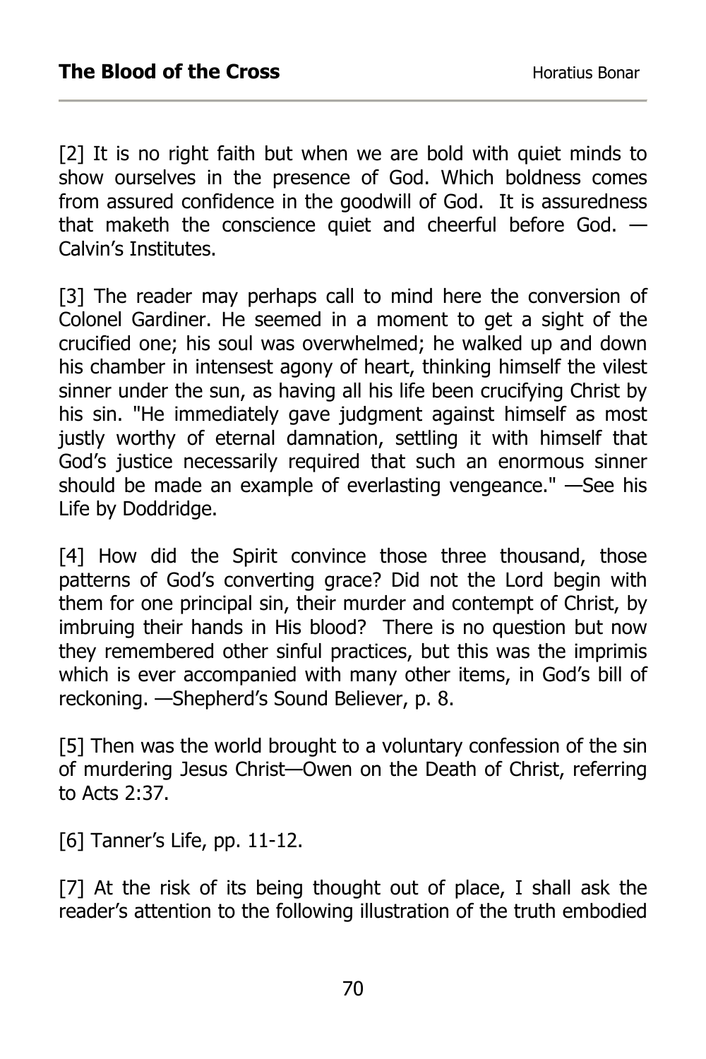[2] It is no right faith but when we are bold with quiet minds to show ourselves in the presence of God. Which boldness comes from assured confidence in the goodwill of God. It is assuredness that maketh the conscience quiet and cheerful before God. —Calvin's Institutes.

[3] The reader may perhaps call to mind here the conversion of Colonel Gardiner. He seemed in a moment to get a sight of the crucified one; his soul was overwhelmed; he walked up and down his chamber in intensest agony of heart, thinking himself the vilest sinner under the sun, as having all his life been crucifying Christ by his sin. "He immediately gave judgment against himself as most justly worthy of eternal damnation, settling it with himself that God's justice necessarily required that such an enormous sinner should be made an example of everlasting vengeance." —See his Life by Doddridge.

[4] How did the Spirit convince those three thousand, those patterns of God's converting grace? Did not the Lord begin with them for one principal sin, their murder and contempt of Christ, by imbruing their hands in His blood? There is no question but now they remembered other sinful practices, but this was the imprimis which is ever accompanied with many other items, in God's bill of reckoning. —Shepherd's Sound Believer, p. 8.

[5] Then was the world brought to a voluntary confession of the sin of murdering Jesus Christ—Owen on the Death of Christ, referring to Acts 2:37.

[6] Tanner's Life, pp. 11-12.

[7] At the risk of its being thought out of place, I shall ask the reader's attention to the following illustration of the truth embodied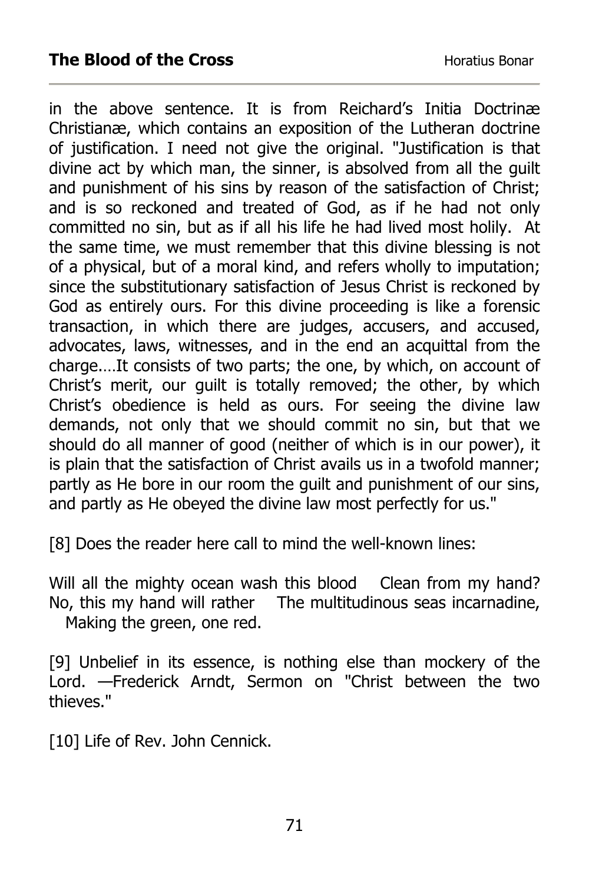in the above sentence. It is from Reichard's Initia Doctrinæ Christianæ, which contains an exposition of the Lutheran doctrine of justification. I need not give the original. "Justification is that divine act by which man, the sinner, is absolved from all the guilt and punishment of his sins by reason of the satisfaction of Christ; and is so reckoned and treated of God, as if he had not only committed no sin, but as if all his life he had lived most holily. At the same time, we must remember that this divine blessing is not of a physical, but of a moral kind, and refers wholly to imputation; since the substitutionary satisfaction of Jesus Christ is reckoned by God as entirely ours. For this divine proceeding is like a forensic transaction, in which there are judges, accusers, and accused, advocates, laws, witnesses, and in the end an acquittal from the charge.…It consists of two parts; the one, by which, on account of Christ's merit, our guilt is totally removed; the other, by which Christ's obedience is held as ours. For seeing the divine law demands, not only that we should commit no sin, but that we should do all manner of good (neither of which is in our power), it is plain that the satisfaction of Christ avails us in a twofold manner; partly as He bore in our room the guilt and punishment of our sins, and partly as He obeyed the divine law most perfectly for us."

[8] Does the reader here call to mind the well-known lines:

Will all the mighty ocean wash this blood Clean from my hand?
No, this my hand will rather The multitudinous seas incarnadine,
Making the green, one red.

[9] Unbelief in its essence, is nothing else than mockery of the Lord. —Frederick Arndt, Sermon on "Christ between the two thieves."

[10] Life of Rev. John Cennick.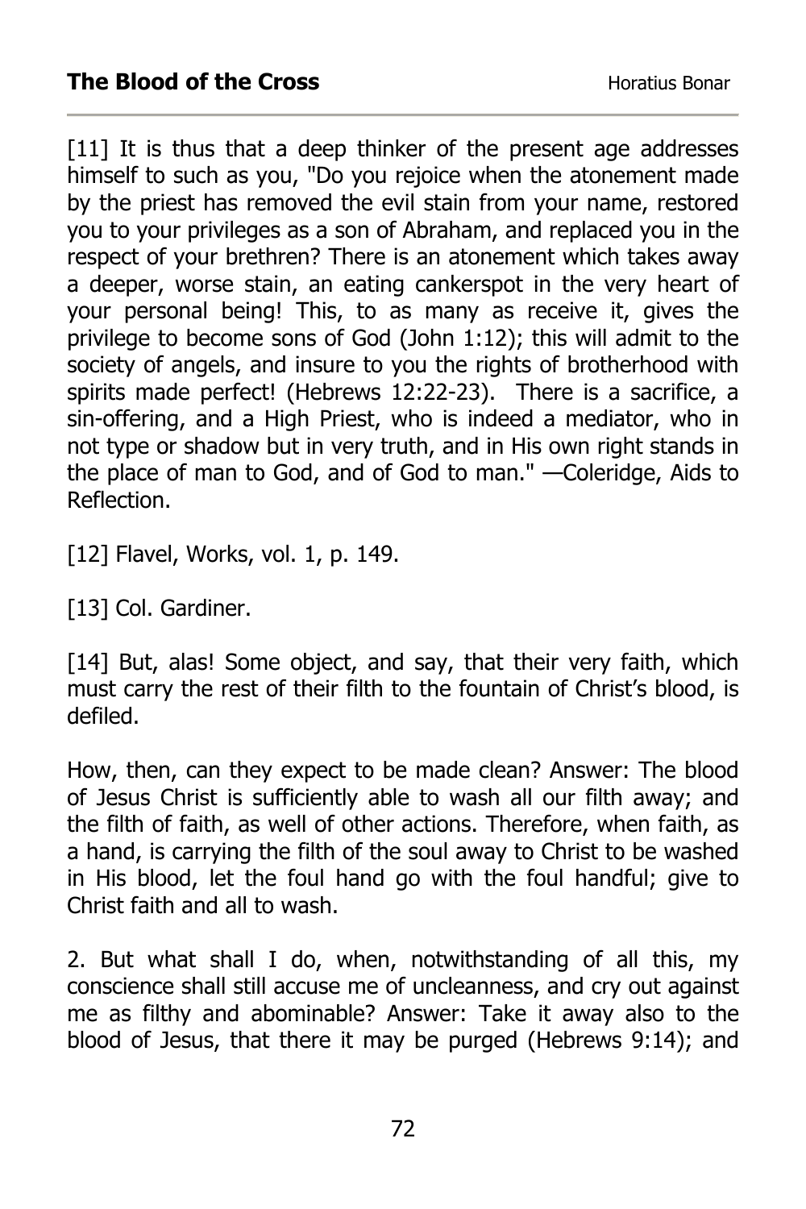[11] It is thus that a deep thinker of the present age addresses himself to such as you, "Do you rejoice when the atonement made by the priest has removed the evil stain from your name, restored you to your privileges as a son of Abraham, and replaced you in the respect of your brethren? There is an atonement which takes away a deeper, worse stain, an eating cankerspot in the very heart of your personal being! This, to as many as receive it, gives the privilege to become sons of God (John 1:12); this will admit to the society of angels, and insure to you the rights of brotherhood with spirits made perfect! (Hebrews 12:22-23). There is a sacrifice, a sin-offering, and a High Priest, who is indeed a mediator, who in not type or shadow but in very truth, and in His own right stands in the place of man to God, and of God to man." —Coleridge, Aids to Reflection.

[12] Flavel, Works, vol. 1, p. 149.

[13] Col. Gardiner.

[14] But, alas! Some object, and say, that their very faith, which must carry the rest of their filth to the fountain of Christ's blood, is defiled.

How, then, can they expect to be made clean? Answer: The blood of Jesus Christ is sufficiently able to wash all our filth away; and the filth of faith, as well of other actions. Therefore, when faith, as a hand, is carrying the filth of the soul away to Christ to be washed in His blood, let the foul hand go with the foul handful; give to Christ faith and all to wash.

2. But what shall I do, when, notwithstanding of all this, my conscience shall still accuse me of uncleanness, and cry out against me as filthy and abominable? Answer: Take it away also to the blood of Jesus, that there it may be purged (Hebrews 9:14); and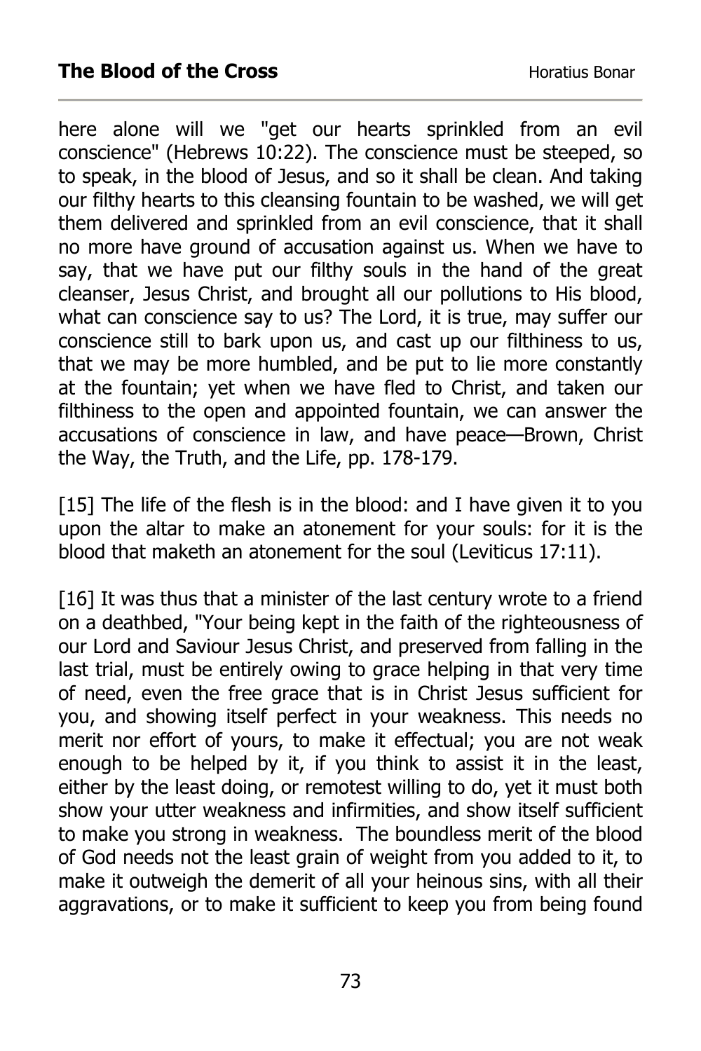here alone will we "get our hearts sprinkled from an evil conscience" (Hebrews 10:22). The conscience must be steeped, so to speak, in the blood of Jesus, and so it shall be clean. And taking our filthy hearts to this cleansing fountain to be washed, we will get them delivered and sprinkled from an evil conscience, that it shall no more have ground of accusation against us. When we have to say, that we have put our filthy souls in the hand of the great cleanser, Jesus Christ, and brought all our pollutions to His blood, what can conscience say to us? The Lord, it is true, may suffer our conscience still to bark upon us, and cast up our filthiness to us, that we may be more humbled, and be put to lie more constantly at the fountain; yet when we have fled to Christ, and taken our filthiness to the open and appointed fountain, we can answer the accusations of conscience in law, and have peace—Brown, Christ the Way, the Truth, and the Life, pp. 178-179.

[15] The life of the flesh is in the blood: and I have given it to you upon the altar to make an atonement for your souls: for it is the blood that maketh an atonement for the soul (Leviticus 17:11).

[16] It was thus that a minister of the last century wrote to a friend on a deathbed, "Your being kept in the faith of the righteousness of our Lord and Saviour Jesus Christ, and preserved from falling in the last trial, must be entirely owing to grace helping in that very time of need, even the free grace that is in Christ Jesus sufficient for you, and showing itself perfect in your weakness. This needs no merit nor effort of yours, to make it effectual; you are not weak enough to be helped by it, if you think to assist it in the least, either by the least doing, or remotest willing to do, yet it must both show your utter weakness and infirmities, and show itself sufficient to make you strong in weakness. The boundless merit of the blood of God needs not the least grain of weight from you added to it, to make it outweigh the demerit of all your heinous sins, with all their aggravations, or to make it sufficient to keep you from being found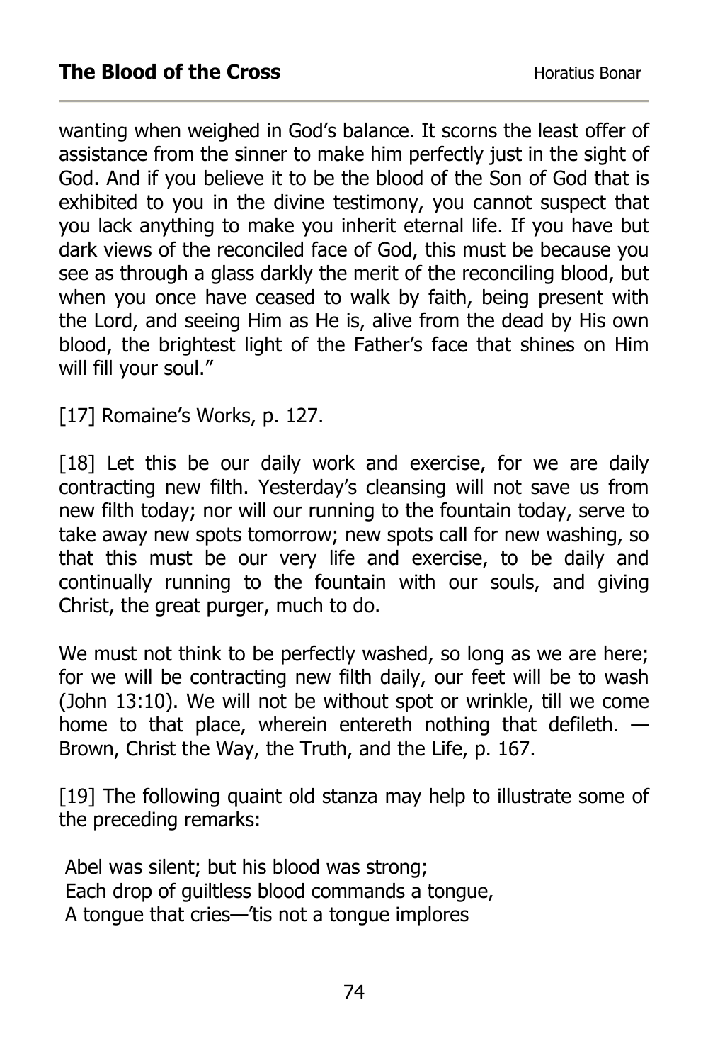wanting when weighed in God's balance. It scorns the least offer of assistance from the sinner to make him perfectly just in the sight of God. And if you believe it to be the blood of the Son of God that is exhibited to you in the divine testimony, you cannot suspect that you lack anything to make you inherit eternal life. If you have but dark views of the reconciled face of God, this must be because you see as through a glass darkly the merit of the reconciling blood, but when you once have ceased to walk by faith, being present with the Lord, and seeing Him as He is, alive from the dead by His own blood, the brightest light of the Father's face that shines on Him will fill your soul."

[17] Romaine's Works, p. 127.

[18] Let this be our daily work and exercise, for we are daily contracting new filth. Yesterday's cleansing will not save us from new filth today; nor will our running to the fountain today, serve to take away new spots tomorrow; new spots call for new washing, so that this must be our very life and exercise, to be daily and continually running to the fountain with our souls, and giving Christ, the great purger, much to do.

We must not think to be perfectly washed, so long as we are here; for we will be contracting new filth daily, our feet will be to wash (John 13:10). We will not be without spot or wrinkle, till we come home to that place, wherein entereth nothing that defileth. — Brown, Christ the Way, the Truth, and the Life, p. 167.

[19] The following quaint old stanza may help to illustrate some of the preceding remarks:

Abel was silent; but his blood was strong;  
Each drop of guiltless blood commands a tongue,  
A tongue that cries—'tis not a tongue implores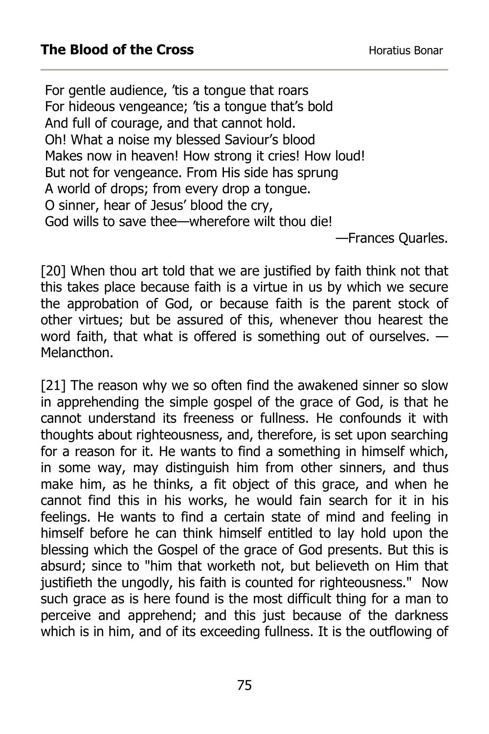For gentle audience, ’tis a tongue that roars
For hideous vengeance; ’tis a tongue that’s bold
And full of courage, and that cannot hold.
Oh! What a noise my blessed Saviour’s blood
Makes now in heaven! How strong it cries! How loud!
But not for vengeance. From His side has sprung
A world of drops; from every drop a tongue.
O sinner, hear of Jesus’ blood the cry,
God wills to save thee—wherefore wilt thou die!

—Frances Quarles.

[20] When thou art told that we are justified by faith think not that this takes place because faith is a virtue in us by which we secure the approbation of God, or because faith is the parent stock of other virtues; but be assured of this, whenever thou hearest the word faith, that what is offered is something out of ourselves. —Melancthon.

[21] The reason why we so often find the awakened sinner so slow in apprehending the simple gospel of the grace of God, is that he cannot understand its freeness or fullness. He confounds it with thoughts about righteousness, and, therefore, is set upon searching for a reason for it. He wants to find a something in himself which, in some way, may distinguish him from other sinners, and thus make him, as he thinks, a fit object of this grace, and when he cannot find this in his works, he would fain search for it in his feelings. He wants to find a certain state of mind and feeling in himself before he can think himself entitled to lay hold upon the blessing which the Gospel of the grace of God presents. But this is absurd; since to "him that worketh not, but believeth on Him that justifieth the ungodly, his faith is counted for righteousness." Now such grace as is here found is the most difficult thing for a man to perceive and apprehend; and this just because of the darkness which is in him, and of its exceeding fullness. It is the outflowing of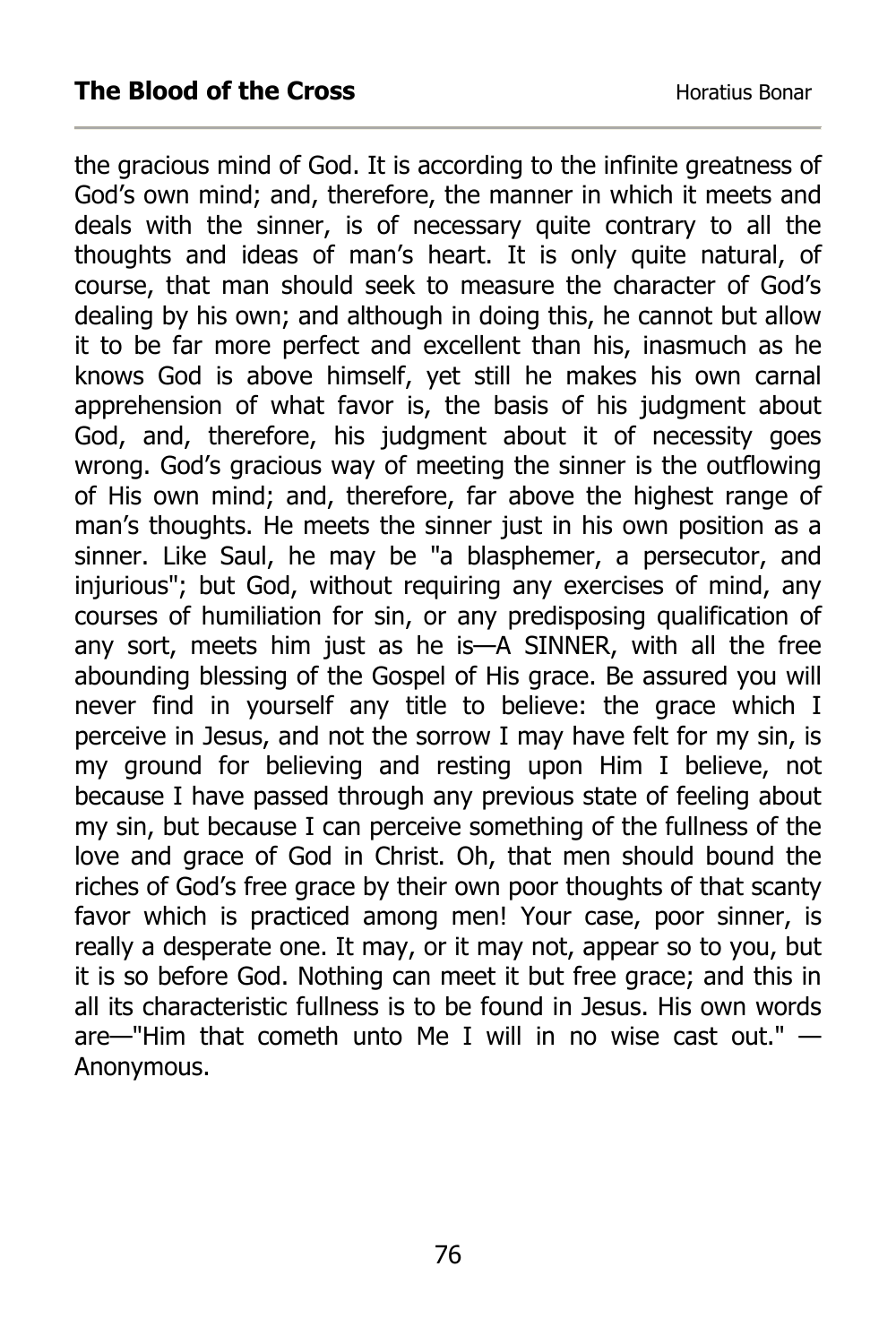the gracious mind of God. It is according to the infinite greatness of God's own mind; and, therefore, the manner in which it meets and deals with the sinner, is of necessary quite contrary to all the thoughts and ideas of man's heart. It is only quite natural, of course, that man should seek to measure the character of God's dealing by his own; and although in doing this, he cannot but allow it to be far more perfect and excellent than his, inasmuch as he knows God is above himself, yet still he makes his own carnal apprehension of what favor is, the basis of his judgment about God, and, therefore, his judgment about it of necessity goes wrong. God's gracious way of meeting the sinner is the outflowing of His own mind; and, therefore, far above the highest range of man's thoughts. He meets the sinner just in his own position as a sinner. Like Saul, he may be "a blasphemer, a persecutor, and injurious"; but God, without requiring any exercises of mind, any courses of humiliation for sin, or any predisposing qualification of any sort, meets him just as he is—A SINNER, with all the free abounding blessing of the Gospel of His grace. Be assured you will never find in yourself any title to believe: the grace which I perceive in Jesus, and not the sorrow I may have felt for my sin, is my ground for believing and resting upon Him I believe, not because I have passed through any previous state of feeling about my sin, but because I can perceive something of the fullness of the love and grace of God in Christ. Oh, that men should bound the riches of God's free grace by their own poor thoughts of that scanty favor which is practiced among men! Your case, poor sinner, is really a desperate one. It may, or it may not, appear so to you, but it is so before God. Nothing can meet it but free grace; and this in all its characteristic fullness is to be found in Jesus. His own words are—"Him that cometh unto Me I will in no wise cast out." —Anonymous.